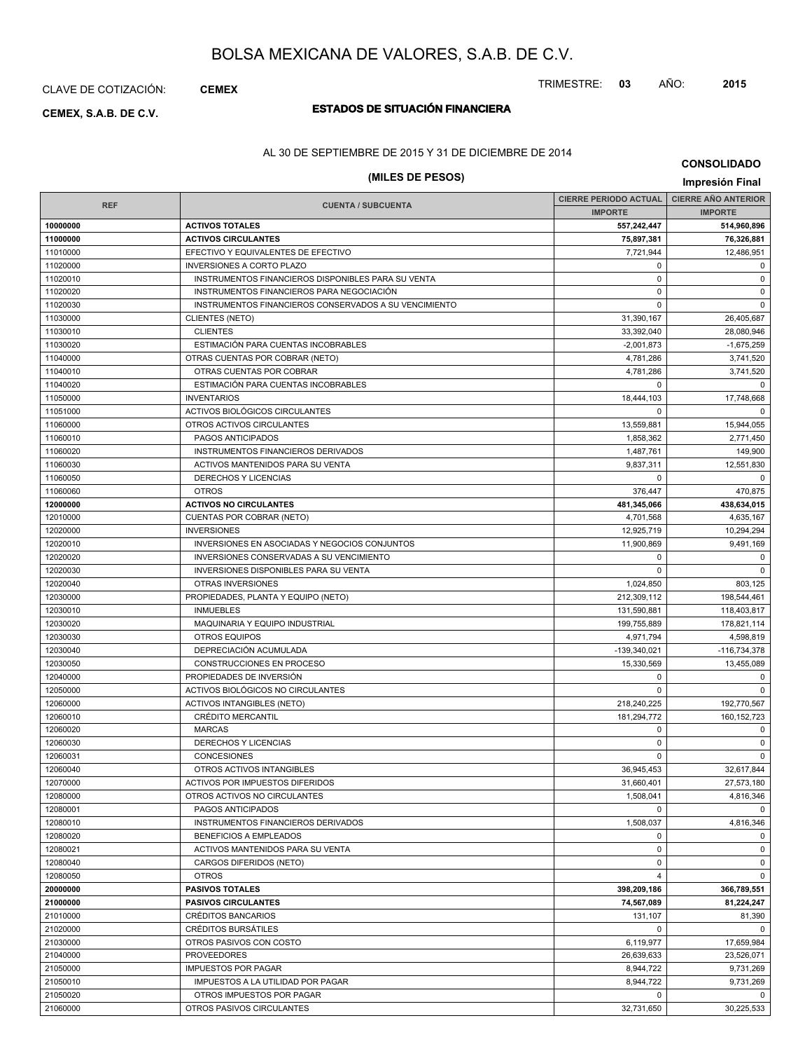# BOLSA MEXICANA DE VALORES, S.A.B. DE C.V.

CLAVE DE COTIZACIÓN: **CEMEX**

TRIMESTRE: **03** AÑO: **2015**

**CEMEX, S.A.B. DE C.V.**

## ESTADOS DE SITUACIÓN FINANCIERA

AL 30 DE SEPTIEMBRE DE 2015 Y 31 DE DICIEMBRE DE 2014

**(MILES DE PESOS)**

**CONSOLIDADO**

**Impresión Final**

| REF | CUENTA / SUBCUENTA | CIERRE PERIODO ACTUAL | CIERRE AÑO ANTERIOR |
|---|---|---|---|
| | | IMPORTE | IMPORTE |
| **10000000** | **ACTIVOS TOTALES** | **557,242,447** | **514,960,896** |
| **11000000** | **ACTIVOS CIRCULANTES** | **75,897,381** | **76,326,881** |
| 11010000 | EFECTIVO Y EQUIVALENTES DE EFECTIVO | 7,721,944 | 12,486,951 |
| 11020000 | INVERSIONES A CORTO PLAZO | 0 | 0 |
| 11020010 | INSTRUMENTOS FINANCIEROS DISPONIBLES PARA SU VENTA | 0 | 0 |
| 11020020 | INSTRUMENTOS FINANCIEROS PARA NEGOCIACIÓN | 0 | 0 |
| 11020030 | INSTRUMENTOS FINANCIEROS CONSERVADOS A SU VENCIMIENTO | 0 | 0 |
| 11030000 | CLIENTES (NETO) | 31,390,167 | 26,405,687 |
| 11030010 | CLIENTES | 33,392,040 | 28,080,946 |
| 11030020 | ESTIMACIÓN PARA CUENTAS INCOBRABLES | -2,001,873 | -1,675,259 |
| 11040000 | OTRAS CUENTAS POR COBRAR (NETO) | 4,781,286 | 3,741,520 |
| 11040010 | OTRAS CUENTAS POR COBRAR | 4,781,286 | 3,741,520 |
| 11040020 | ESTIMACIÓN PARA CUENTAS INCOBRABLES | 0 | 0 |
| 11050000 | INVENTARIOS | 18,444,103 | 17,748,668 |
| 11051000 | ACTIVOS BIOLÓGICOS CIRCULANTES | 0 | 0 |
| 11060000 | OTROS ACTIVOS CIRCULANTES | 13,559,881 | 15,944,055 |
| 11060010 | PAGOS ANTICIPADOS | 1,858,362 | 2,771,450 |
| 11060020 | INSTRUMENTOS FINANCIEROS DERIVADOS | 1,487,761 | 149,900 |
| 11060030 | ACTIVOS MANTENIDOS PARA SU VENTA | 9,837,311 | 12,551,830 |
| 11060050 | DERECHOS Y LICENCIAS | 0 | 0 |
| 11060060 | OTROS | 376,447 | 470,875 |
| **12000000** | **ACTIVOS NO CIRCULANTES** | **481,345,066** | **438,634,015** |
| 12010000 | CUENTAS POR COBRAR (NETO) | 4,701,568 | 4,635,167 |
| 12020000 | INVERSIONES | 12,925,719 | 10,294,294 |
| 12020010 | INVERSIONES EN ASOCIADAS Y NEGOCIOS CONJUNTOS | 11,900,869 | 9,491,169 |
| 12020020 | INVERSIONES CONSERVADAS A SU VENCIMIENTO | 0 | 0 |
| 12020030 | INVERSIONES DISPONIBLES PARA SU VENTA | 0 | 0 |
| 12020040 | OTRAS INVERSIONES | 1,024,850 | 803,125 |
| 12030000 | PROPIEDADES, PLANTA Y EQUIPO (NETO) | 212,309,112 | 198,544,461 |
| 12030010 | INMUEBLES | 131,590,881 | 118,403,817 |
| 12030020 | MAQUINARIA Y EQUIPO INDUSTRIAL | 199,755,889 | 178,821,114 |
| 12030030 | OTROS EQUIPOS | 4,971,794 | 4,598,819 |
| 12030040 | DEPRECIACIÓN ACUMULADA | -139,340,021 | -116,734,378 |
| 12030050 | CONSTRUCCIONES EN PROCESO | 15,330,569 | 13,455,089 |
| 12040000 | PROPIEDADES DE INVERSIÓN | 0 | 0 |
| 12050000 | ACTIVOS BIOLÓGICOS NO CIRCULANTES | 0 | 0 |
| 12060000 | ACTIVOS INTANGIBLES (NETO) | 218,240,225 | 192,770,567 |
| 12060010 | CRÉDITO MERCANTIL | 181,294,772 | 160,152,723 |
| 12060020 | MARCAS | 0 | 0 |
| 12060030 | DERECHOS Y LICENCIAS | 0 | 0 |
| 12060031 | CONCESIONES | 0 | 0 |
| 12060040 | OTROS ACTIVOS INTANGIBLES | 36,945,453 | 32,617,844 |
| 12070000 | ACTIVOS POR IMPUESTOS DIFERIDOS | 31,660,401 | 27,573,180 |
| 12080000 | OTROS ACTIVOS NO CIRCULANTES | 1,508,041 | 4,816,346 |
| 12080001 | PAGOS ANTICIPADOS | 0 | 0 |
| 12080010 | INSTRUMENTOS FINANCIEROS DERIVADOS | 1,508,037 | 4,816,346 |
| 12080020 | BENEFICIOS A EMPLEADOS | 0 | 0 |
| 12080021 | ACTIVOS MANTENIDOS PARA SU VENTA | 0 | 0 |
| 12080040 | CARGOS DIFERIDOS (NETO) | 0 | 0 |
| 12080050 | OTROS | 4 | 0 |
| **20000000** | **PASIVOS TOTALES** | **398,209,186** | **366,789,551** |
| **21000000** | **PASIVOS CIRCULANTES** | **74,567,089** | **81,224,247** |
| 21010000 | CRÉDITOS BANCARIOS | 131,107 | 81,390 |
| 21020000 | CRÉDITOS BURSÁTILES | 0 | 0 |
| 21030000 | OTROS PASIVOS CON COSTO | 6,119,977 | 17,659,984 |
| 21040000 | PROVEEDORES | 26,639,633 | 23,526,071 |
| 21050000 | IMPUESTOS POR PAGAR | 8,944,722 | 9,731,269 |
| 21050010 | IMPUESTOS A LA UTILIDAD POR PAGAR | 8,944,722 | 9,731,269 |
| 21050020 | OTROS IMPUESTOS POR PAGAR | 0 | 0 |
| 21060000 | OTROS PASIVOS CIRCULANTES | 32,731,650 | 30,225,533 |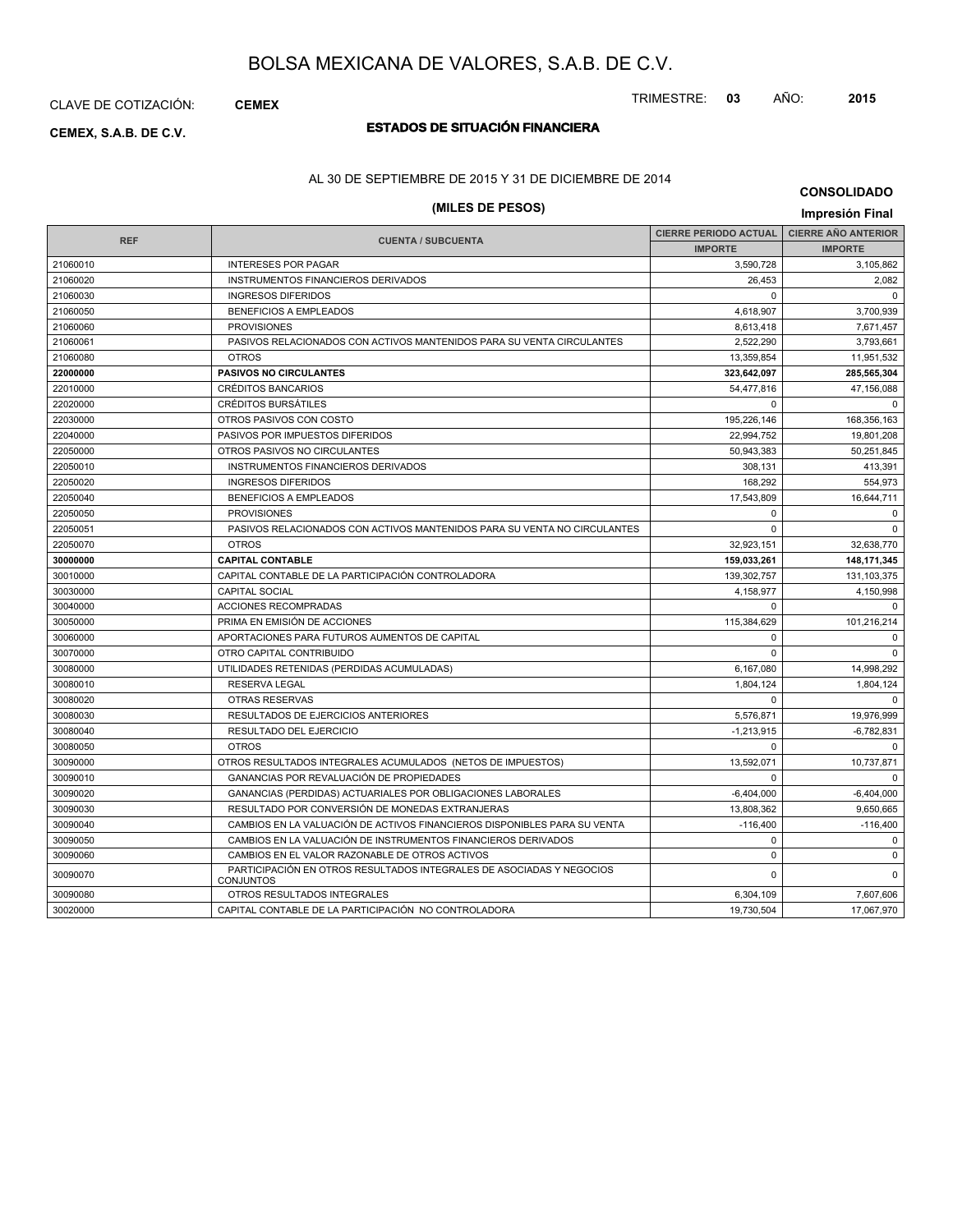# BOLSA MEXICANA DE VALORES, S.A.B. DE C.V.

CLAVE DE COTIZACIÓN: **CEMEX**

TRIMESTRE: **03** AÑO: **2015**

**CEMEX, S.A.B. DE C.V.**

## ESTADOS DE SITUACIÓN FINANCIERA

AL 30 DE SEPTIEMBRE DE 2015 Y 31 DE DICIEMBRE DE 2014

**(MILES DE PESOS)**

**CONSOLIDADO**

**Impresión Final**

| REF | CUENTA / SUBCUENTA | CIERRE PERIODO ACTUAL | CIERRE AÑO ANTERIOR |
|---|---|---|---|
| | | IMPORTE | IMPORTE |
| 21060010 | INTERESES POR PAGAR | 3,590,728 | 3,105,862 |
| 21060020 | INSTRUMENTOS FINANCIEROS DERIVADOS | 26,453 | 2,082 |
| 21060030 | INGRESOS DIFERIDOS | 0 | 0 |
| 21060050 | BENEFICIOS A EMPLEADOS | 4,618,907 | 3,700,939 |
| 21060060 | PROVISIONES | 8,613,418 | 7,671,457 |
| 21060061 | PASIVOS RELACIONADOS CON ACTIVOS MANTENIDOS PARA SU VENTA CIRCULANTES | 2,522,290 | 3,793,661 |
| 21060080 | OTROS | 13,359,854 | 11,951,532 |
| **22000000** | **PASIVOS NO CIRCULANTES** | **323,642,097** | **285,565,304** |
| 22010000 | CRÉDITOS BANCARIOS | 54,477,816 | 47,156,088 |
| 22020000 | CRÉDITOS BURSÁTILES | 0 | 0 |
| 22030000 | OTROS PASIVOS CON COSTO | 195,226,146 | 168,356,163 |
| 22040000 | PASIVOS POR IMPUESTOS DIFERIDOS | 22,994,752 | 19,801,208 |
| 22050000 | OTROS PASIVOS NO CIRCULANTES | 50,943,383 | 50,251,845 |
| 22050010 | INSTRUMENTOS FINANCIEROS DERIVADOS | 308,131 | 413,391 |
| 22050020 | INGRESOS DIFERIDOS | 168,292 | 554,973 |
| 22050040 | BENEFICIOS A EMPLEADOS | 17,543,809 | 16,644,711 |
| 22050050 | PROVISIONES | 0 | 0 |
| 22050051 | PASIVOS RELACIONADOS CON ACTIVOS MANTENIDOS PARA SU VENTA NO CIRCULANTES | 0 | 0 |
| 22050070 | OTROS | 32,923,151 | 32,638,770 |
| **30000000** | **CAPITAL CONTABLE** | **159,033,261** | **148,171,345** |
| 30010000 | CAPITAL CONTABLE DE LA PARTICIPACIÓN CONTROLADORA | 139,302,757 | 131,103,375 |
| 30030000 | CAPITAL SOCIAL | 4,158,977 | 4,150,998 |
| 30040000 | ACCIONES RECOMPRADAS | 0 | 0 |
| 30050000 | PRIMA EN EMISIÓN DE ACCIONES | 115,384,629 | 101,216,214 |
| 30060000 | APORTACIONES PARA FUTUROS AUMENTOS DE CAPITAL | 0 | 0 |
| 30070000 | OTRO CAPITAL CONTRIBUIDO | 0 | 0 |
| 30080000 | UTILIDADES RETENIDAS (PERDIDAS ACUMULADAS) | 6,167,080 | 14,998,292 |
| 30080010 | RESERVA LEGAL | 1,804,124 | 1,804,124 |
| 30080020 | OTRAS RESERVAS | 0 | 0 |
| 30080030 | RESULTADOS DE EJERCICIOS ANTERIORES | 5,576,871 | 19,976,999 |
| 30080040 | RESULTADO DEL EJERCICIO | -1,213,915 | -6,782,831 |
| 30080050 | OTROS | 0 | 0 |
| 30090000 | OTROS RESULTADOS INTEGRALES ACUMULADOS (NETOS DE IMPUESTOS) | 13,592,071 | 10,737,871 |
| 30090010 | GANANCIAS POR REVALUACIÓN DE PROPIEDADES | 0 | 0 |
| 30090020 | GANANCIAS (PERDIDAS) ACTUARIALES POR OBLIGACIONES LABORALES | -6,404,000 | -6,404,000 |
| 30090030 | RESULTADO POR CONVERSIÓN DE MONEDAS EXTRANJERAS | 13,808,362 | 9,650,665 |
| 30090040 | CAMBIOS EN LA VALUACIÓN DE ACTIVOS FINANCIEROS DISPONIBLES PARA SU VENTA | -116,400 | -116,400 |
| 30090050 | CAMBIOS EN LA VALUACIÓN DE INSTRUMENTOS FINANCIEROS DERIVADOS | 0 | 0 |
| 30090060 | CAMBIOS EN EL VALOR RAZONABLE DE OTROS ACTIVOS | 0 | 0 |
| 30090070 | PARTICIPACIÓN EN OTROS RESULTADOS INTEGRALES DE ASOCIADAS Y NEGOCIOS CONJUNTOS | 0 | 0 |
| 30090080 | OTROS RESULTADOS INTEGRALES | 6,304,109 | 7,607,606 |
| 30020000 | CAPITAL CONTABLE DE LA PARTICIPACIÓN NO CONTROLADORA | 19,730,504 | 17,067,970 |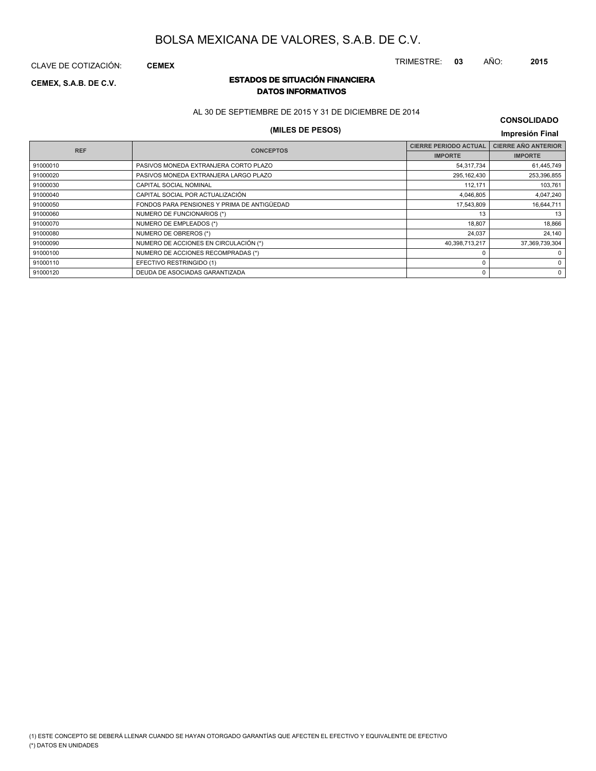# BOLSA MEXICANA DE VALORES, S.A.B. DE C.V.

CLAVE DE COTIZACIÓN: **CEMEX**

TRIMESTRE: **03** AÑO: **2015**

**CEMEX, S.A.B. DE C.V.**

## ESTADOS DE SITUACIÓN FINANCIERA
### DATOS INFORMATIVOS

AL 30 DE SEPTIEMBRE DE 2015 Y 31 DE DICIEMBRE DE 2014

**CONSOLIDADO**

**(MILES DE PESOS)**

**Impresión Final**

| REF | CONCEPTOS | CIERRE PERIODO ACTUAL | CIERRE AÑO ANTERIOR |
|---|---|---|---|
| | | IMPORTE | IMPORTE |
| 91000010 | PASIVOS MONEDA EXTRANJERA CORTO PLAZO | 54,317,734 | 61,445,749 |
| 91000020 | PASIVOS MONEDA EXTRANJERA LARGO PLAZO | 295,162,430 | 253,396,855 |
| 91000030 | CAPITAL SOCIAL NOMINAL | 112,171 | 103,761 |
| 91000040 | CAPITAL SOCIAL POR ACTUALIZACIÓN | 4,046,805 | 4,047,240 |
| 91000050 | FONDOS PARA PENSIONES Y PRIMA DE ANTIGÜEDAD | 17,543,809 | 16,644,711 |
| 91000060 | NUMERO DE FUNCIONARIOS (*) | 13 | 13 |
| 91000070 | NUMERO DE EMPLEADOS (*) | 18,807 | 18,866 |
| 91000080 | NUMERO DE OBREROS (*) | 24,037 | 24,140 |
| 91000090 | NUMERO DE ACCIONES EN CIRCULACIÓN (*) | 40,398,713,217 | 37,369,739,304 |
| 91000100 | NUMERO DE ACCIONES RECOMPRADAS (*) | 0 | 0 |
| 91000110 | EFECTIVO RESTRINGIDO (1) | 0 | 0 |
| 91000120 | DEUDA DE ASOCIADAS GARANTIZADA | 0 | 0 |

(1) ESTE CONCEPTO SE DEBERÁ LLENAR CUANDO SE HAYAN OTORGADO GARANTÍAS QUE AFECTEN EL EFECTIVO Y EQUIVALENTE DE EFECTIVO

(*) DATOS EN UNIDADES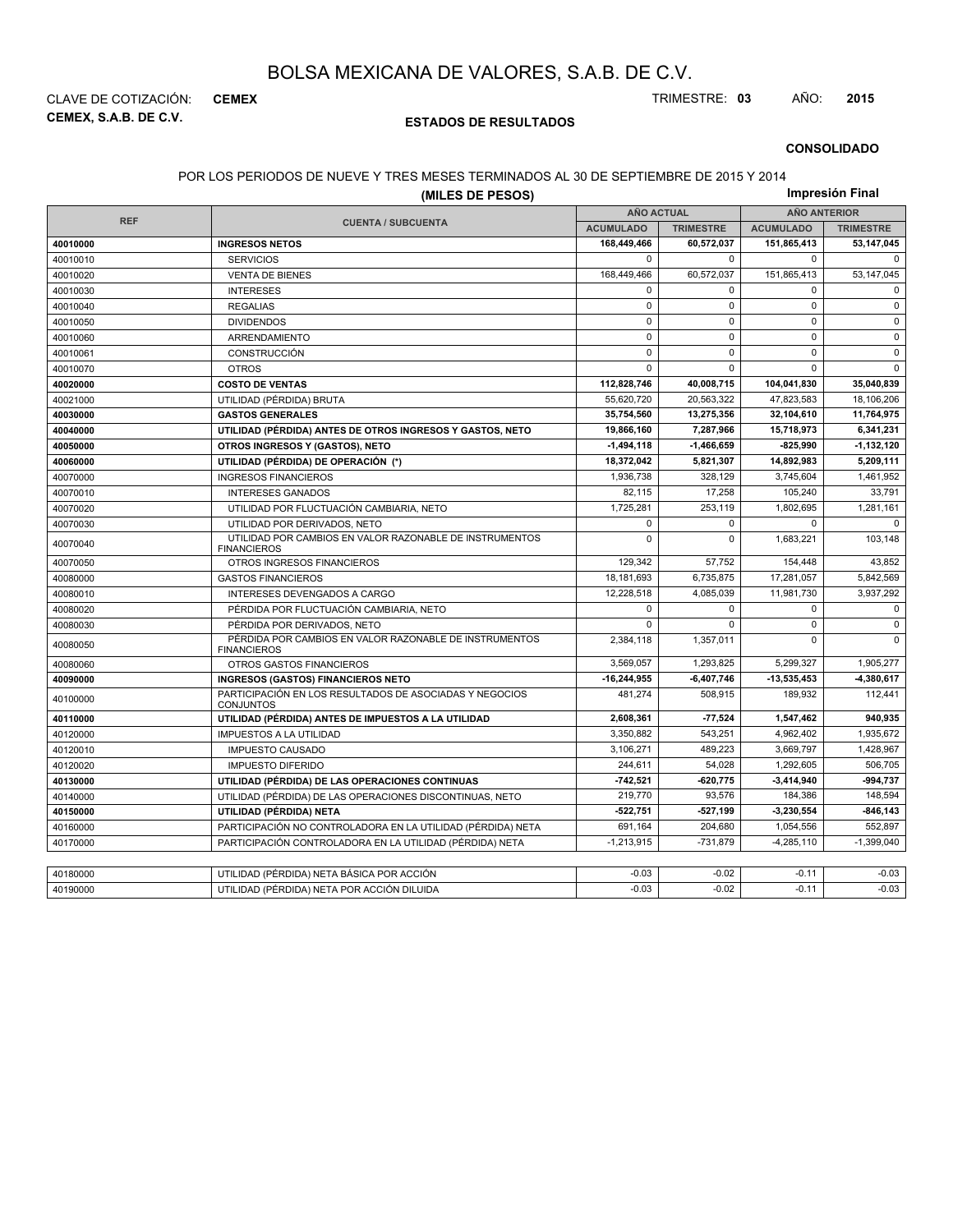# BOLSA MEXICANA DE VALORES, S.A.B. DE C.V.

CLAVE DE COTIZACIÓN: **CEMEX**

**CEMEX, S.A.B. DE C.V.**

TRIMESTRE: **03** AÑO: **2015**

## ESTADOS DE RESULTADOS

**CONSOLIDADO**

POR LOS PERIODOS DE NUEVE Y TRES MESES TERMINADOS AL 30 DE SEPTIEMBRE DE 2015 Y 2014

**(MILES DE PESOS)**

**Impresión Final**

| REF | CUENTA / SUBCUENTA | AÑO ACTUAL | | AÑO ANTERIOR | |
|---|---|---|---|---|---|
| | | ACUMULADO | TRIMESTRE | ACUMULADO | TRIMESTRE |
| **40010000** | **INGRESOS NETOS** | **168,449,466** | **60,572,037** | **151,865,413** | **53,147,045** |
| 40010010 | SERVICIOS | 0 | 0 | 0 | 0 |
| 40010020 | VENTA DE BIENES | 168,449,466 | 60,572,037 | 151,865,413 | 53,147,045 |
| 40010030 | INTERESES | 0 | 0 | 0 | 0 |
| 40010040 | REGALIAS | 0 | 0 | 0 | 0 |
| 40010050 | DIVIDENDOS | 0 | 0 | 0 | 0 |
| 40010060 | ARRENDAMIENTO | 0 | 0 | 0 | 0 |
| 40010061 | CONSTRUCCIÓN | 0 | 0 | 0 | 0 |
| 40010070 | OTROS | 0 | 0 | 0 | 0 |
| **40020000** | **COSTO DE VENTAS** | **112,828,746** | **40,008,715** | **104,041,830** | **35,040,839** |
| 40021000 | UTILIDAD (PÉRDIDA) BRUTA | 55,620,720 | 20,563,322 | 47,823,583 | 18,106,206 |
| **40030000** | **GASTOS GENERALES** | **35,754,560** | **13,275,356** | **32,104,610** | **11,764,975** |
| **40040000** | **UTILIDAD (PÉRDIDA) ANTES DE OTROS INGRESOS Y GASTOS, NETO** | **19,866,160** | **7,287,966** | **15,718,973** | **6,341,231** |
| **40050000** | **OTROS INGRESOS Y (GASTOS), NETO** | **-1,494,118** | **-1,466,659** | **-825,990** | **-1,132,120** |
| **40060000** | **UTILIDAD (PÉRDIDA) DE OPERACIÓN (*)** | **18,372,042** | **5,821,307** | **14,892,983** | **5,209,111** |
| 40070000 | INGRESOS FINANCIEROS | 1,936,738 | 328,129 | 3,745,604 | 1,461,952 |
| 40070010 | INTERESES GANADOS | 82,115 | 17,258 | 105,240 | 33,791 |
| 40070020 | UTILIDAD POR FLUCTUACIÓN CAMBIARIA, NETO | 1,725,281 | 253,119 | 1,802,695 | 1,281,161 |
| 40070030 | UTILIDAD POR DERIVADOS, NETO | 0 | 0 | 0 | 0 |
| 40070040 | UTILIDAD POR CAMBIOS EN VALOR RAZONABLE DE INSTRUMENTOS FINANCIEROS | 0 | 0 | 1,683,221 | 103,148 |
| 40070050 | OTROS INGRESOS FINANCIEROS | 129,342 | 57,752 | 154,448 | 43,852 |
| 40080000 | GASTOS FINANCIEROS | 18,181,693 | 6,735,875 | 17,281,057 | 5,842,569 |
| 40080010 | INTERESES DEVENGADOS A CARGO | 12,228,518 | 4,085,039 | 11,981,730 | 3,937,292 |
| 40080020 | PÉRDIDA POR FLUCTUACIÓN CAMBIARIA, NETO | 0 | 0 | 0 | 0 |
| 40080030 | PÉRDIDA POR DERIVADOS, NETO | 0 | 0 | 0 | 0 |
| 40080050 | PÉRDIDA POR CAMBIOS EN VALOR RAZONABLE DE INSTRUMENTOS FINANCIEROS | 2,384,118 | 1,357,011 | 0 | 0 |
| 40080060 | OTROS GASTOS FINANCIEROS | 3,569,057 | 1,293,825 | 5,299,327 | 1,905,277 |
| **40090000** | **INGRESOS (GASTOS) FINANCIEROS NETO** | **-16,244,955** | **-6,407,746** | **-13,535,453** | **-4,380,617** |
| 40100000 | PARTICIPACIÓN EN LOS RESULTADOS DE ASOCIADAS Y NEGOCIOS CONJUNTOS | 481,274 | 508,915 | 189,932 | 112,441 |
| **40110000** | **UTILIDAD (PÉRDIDA) ANTES DE IMPUESTOS A LA UTILIDAD** | **2,608,361** | **-77,524** | **1,547,462** | **940,935** |
| 40120000 | IMPUESTOS A LA UTILIDAD | 3,350,882 | 543,251 | 4,962,402 | 1,935,672 |
| 40120010 | IMPUESTO CAUSADO | 3,106,271 | 489,223 | 3,669,797 | 1,428,967 |
| 40120020 | IMPUESTO DIFERIDO | 244,611 | 54,028 | 1,292,605 | 506,705 |
| **40130000** | **UTILIDAD (PÉRDIDA) DE LAS OPERACIONES CONTINUAS** | **-742,521** | **-620,775** | **-3,414,940** | **-994,737** |
| 40140000 | UTILIDAD (PÉRDIDA) DE LAS OPERACIONES DISCONTINUAS, NETO | 219,770 | 93,576 | 184,386 | 148,594 |
| **40150000** | **UTILIDAD (PÉRDIDA) NETA** | **-522,751** | **-527,199** | **-3,230,554** | **-846,143** |
| 40160000 | PARTICIPACIÓN NO CONTROLADORA EN LA UTILIDAD (PÉRDIDA) NETA | 691,164 | 204,680 | 1,054,556 | 552,897 |
| 40170000 | PARTICIPACIÓN CONTROLADORA EN LA UTILIDAD (PÉRDIDA) NETA | -1,213,915 | -731,879 | -4,285,110 | -1,399,040 |
| | | | | | |
| 40180000 | UTILIDAD (PÉRDIDA) NETA BÁSICA POR ACCIÓN | -0.03 | -0.02 | -0.11 | -0.03 |
| 40190000 | UTILIDAD (PÉRDIDA) NETA POR ACCIÓN DILUIDA | -0.03 | -0.02 | -0.11 | -0.03 |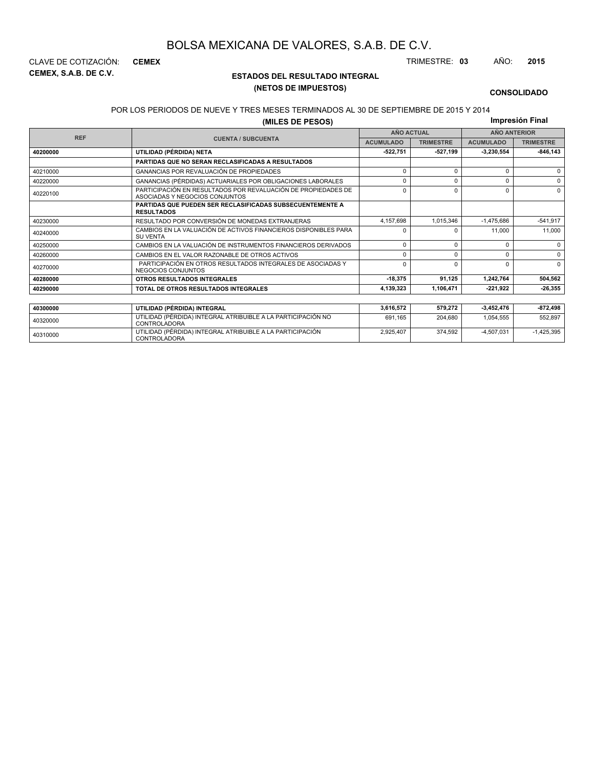# BOLSA MEXICANA DE VALORES, S.A.B. DE C.V.

CLAVE DE COTIZACIÓN: **CEMEX**

TRIMESTRE: **03** AÑO: **2015**

**CEMEX, S.A.B. DE C.V.**

## ESTADOS DEL RESULTADO INTEGRAL
## (NETOS DE IMPUESTOS)

**CONSOLIDADO**

POR LOS PERIODOS DE NUEVE Y TRES MESES TERMINADOS AL 30 DE SEPTIEMBRE DE 2015 Y 2014

**(MILES DE PESOS)**

**Impresión Final**

| REF | CUENTA / SUBCUENTA | AÑO ACTUAL | | AÑO ANTERIOR | |
|---|---|---|---|---|---|
| | | ACUMULADO | TRIMESTRE | ACUMULADO | TRIMESTRE |
| **40200000** | **UTILIDAD (PÉRDIDA) NETA** | **-522,751** | **-527,199** | **-3,230,554** | **-846,143** |
| | **PARTIDAS QUE NO SERAN RECLASIFICADAS A RESULTADOS** | | | | |
| 40210000 | GANANCIAS POR REVALUACIÓN DE PROPIEDADES | 0 | 0 | 0 | 0 |
| 40220000 | GANANCIAS (PÉRDIDAS) ACTUARIALES POR OBLIGACIONES LABORALES | 0 | 0 | 0 | 0 |
| 40220100 | PARTICIPACIÓN EN RESULTADOS POR REVALUACIÓN DE PROPIEDADES DE ASOCIADAS Y NEGOCIOS CONJUNTOS | 0 | 0 | 0 | 0 |
| | **PARTIDAS QUE PUEDEN SER RECLASIFICADAS SUBSECUENTEMENTE A RESULTADOS** | | | | |
| 40230000 | RESULTADO POR CONVERSIÓN DE MONEDAS EXTRANJERAS | 4,157,698 | 1,015,346 | -1,475,686 | -541,917 |
| 40240000 | CAMBIOS EN LA VALUACIÓN DE ACTIVOS FINANCIEROS DISPONIBLES PARA SU VENTA | 0 | 0 | 11,000 | 11,000 |
| 40250000 | CAMBIOS EN LA VALUACIÓN DE INSTRUMENTOS FINANCIEROS DERIVADOS | 0 | 0 | 0 | 0 |
| 40260000 | CAMBIOS EN EL VALOR RAZONABLE DE OTROS ACTIVOS | 0 | 0 | 0 | 0 |
| 40270000 | PARTICIPACIÓN EN OTROS RESULTADOS INTEGRALES DE ASOCIADAS Y NEGOCIOS CONJUNTOS | 0 | 0 | 0 | 0 |
| **40280000** | **OTROS RESULTADOS INTEGRALES** | **-18,375** | **91,125** | **1,242,764** | **504,562** |
| **40290000** | **TOTAL DE OTROS RESULTADOS INTEGRALES** | **4,139,323** | **1,106,471** | **-221,922** | **-26,355** |
| **40300000** | **UTILIDAD (PÉRDIDA) INTEGRAL** | **3,616,572** | **579,272** | **-3,452,476** | **-872,498** |
| 40320000 | UTILIDAD (PÉRDIDA) INTEGRAL ATRIBUIBLE A LA PARTICIPACIÓN NO CONTROLADORA | 691,165 | 204,680 | 1,054,555 | 552,897 |
| 40310000 | UTILIDAD (PÉRDIDA) INTEGRAL ATRIBUIBLE A LA PARTICIPACIÓN CONTROLADORA | 2,925,407 | 374,592 | -4,507,031 | -1,425,395 |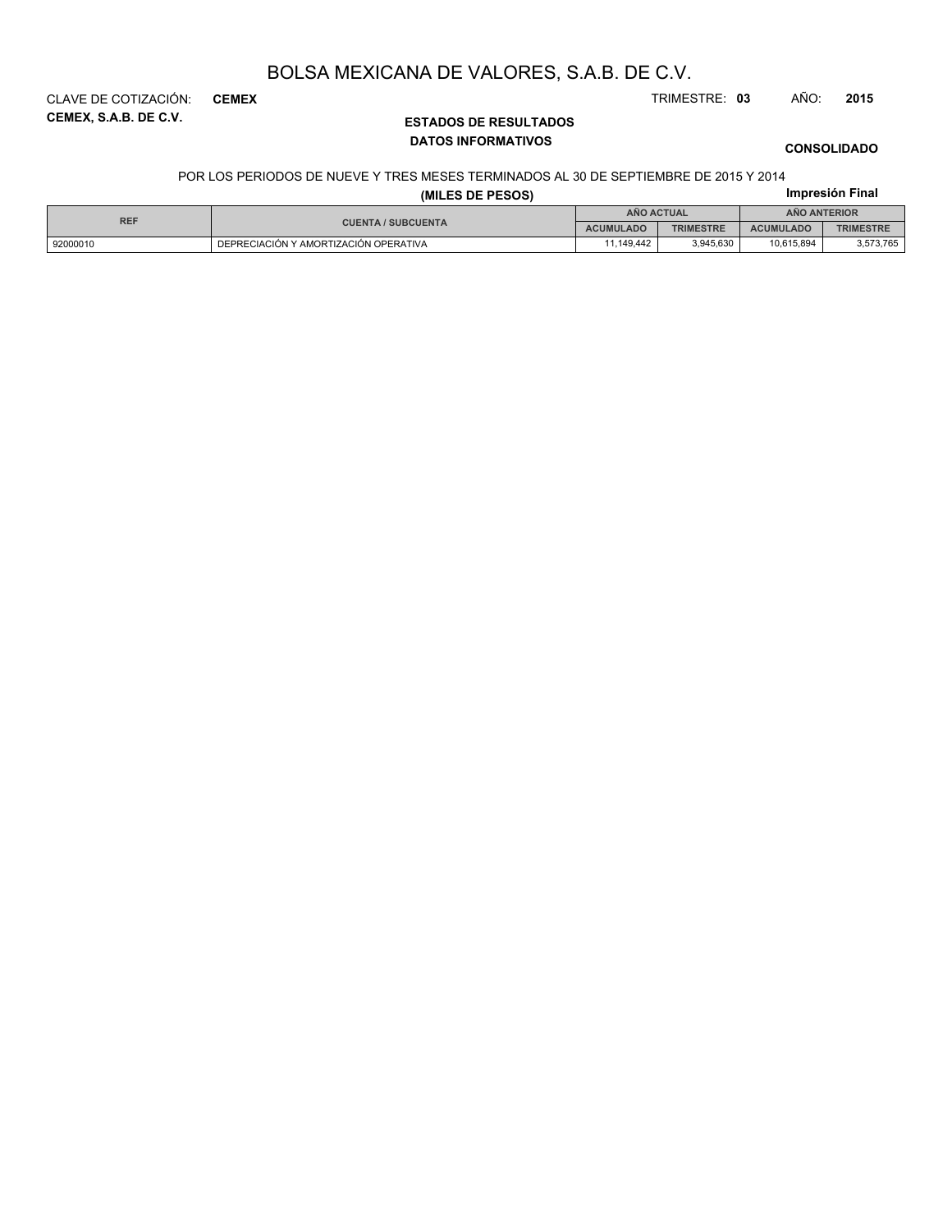# BOLSA MEXICANA DE VALORES, S.A.B. DE C.V.

CLAVE DE COTIZACIÓN: **CEMEX**

TRIMESTRE: **03** AÑO: **2015**

**CEMEX, S.A.B. DE C.V.**

**ESTADOS DE RESULTADOS**

**DATOS INFORMATIVOS**

**CONSOLIDADO**

POR LOS PERIODOS DE NUEVE Y TRES MESES TERMINADOS AL 30 DE SEPTIEMBRE DE 2015 Y 2014

**(MILES DE PESOS)**

**Impresión Final**

| REF | CUENTA / SUBCUENTA | AÑO ACTUAL | | AÑO ANTERIOR | |
|---|---|---|---|---|---|
| | | ACUMULADO | TRIMESTRE | ACUMULADO | TRIMESTRE |
| 92000010 | DEPRECIACIÓN Y AMORTIZACIÓN OPERATIVA | 11,149,442 | 3,945,630 | 10,615,894 | 3,573,765 |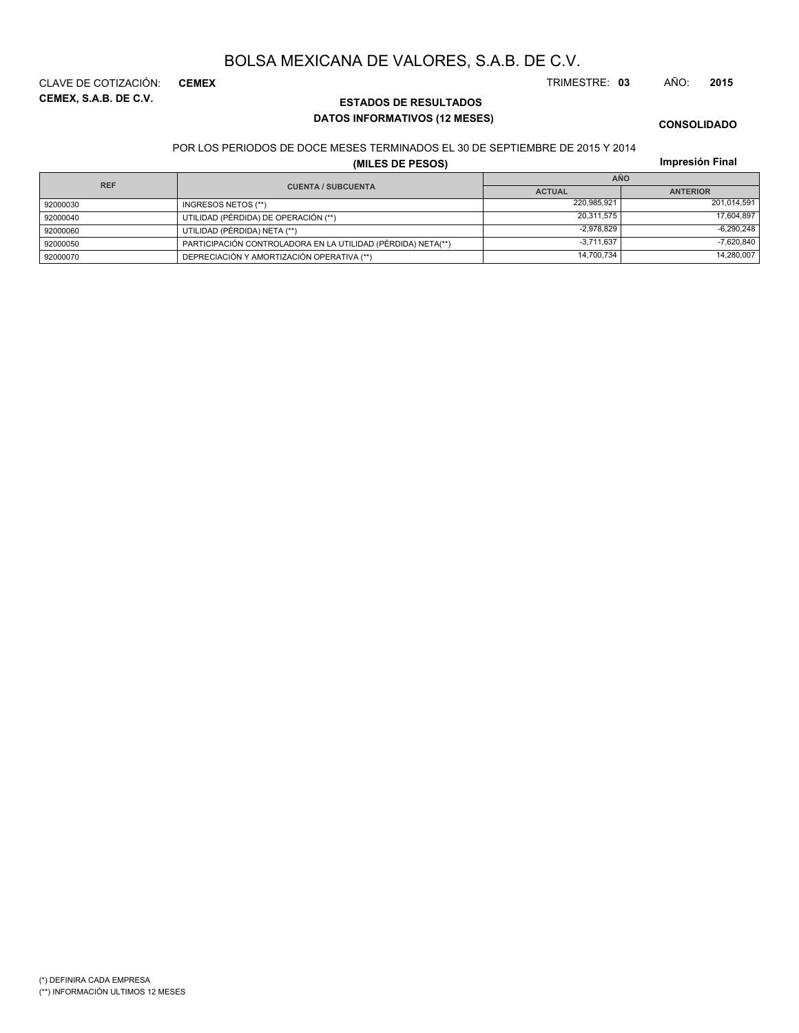# BOLSA MEXICANA DE VALORES, S.A.B. DE C.V.

CLAVE DE COTIZACIÓN: **CEMEX**

TRIMESTRE: **03** AÑO: **2015**

**CEMEX, S.A.B. DE C.V.**

**ESTADOS DE RESULTADOS**

**DATOS INFORMATIVOS (12 MESES)**

**CONSOLIDADO**

POR LOS PERIODOS DE DOCE MESES TERMINADOS EL 30 DE SEPTIEMBRE DE 2015 Y 2014

**(MILES DE PESOS)**

**Impresión Final**

| REF | CUENTA / SUBCUENTA | AÑO | |
|---|---|---|---|
| | | ACTUAL | ANTERIOR |
| 92000030 | INGRESOS NETOS (**) | 220,985,921 | 201,014,591 |
| 92000040 | UTILIDAD (PÉRDIDA) DE OPERACIÓN (**) | 20,311,575 | 17,604,897 |
| 92000060 | UTILIDAD (PÉRDIDA) NETA (**) | -2,978,829 | -6,290,248 |
| 92000050 | PARTICIPACIÓN CONTROLADORA EN LA UTILIDAD (PÉRDIDA) NETA(**) | -3,711,637 | -7,620,840 |
| 92000070 | DEPRECIACIÓN Y AMORTIZACIÓN OPERATIVA (**) | 14,700,734 | 14,280,007 |

(*) DEFINIRA CADA EMPRESA

(**) INFORMACIÓN ULTIMOS 12 MESES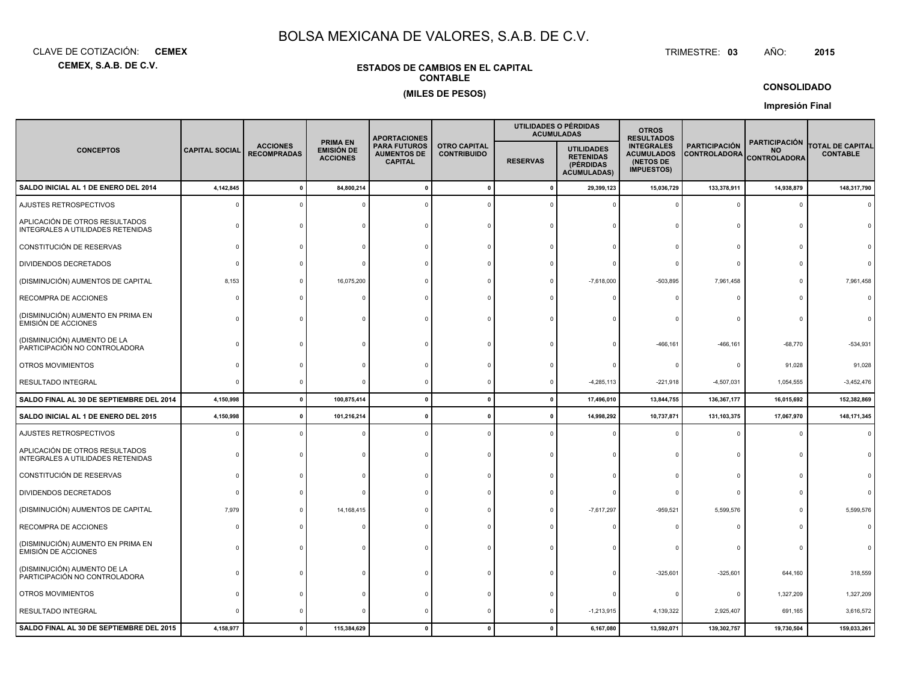# BOLSA MEXICANA DE VALORES, S.A.B. DE C.V.

CLAVE DE COTIZACIÓN: **CEMEX** TRIMESTRE: **03** AÑO: **2015**

**CEMEX, S.A.B. DE C.V.**

**ESTADOS DE CAMBIOS EN EL CAPITAL CONTABLE**

**(MILES DE PESOS)**

**CONSOLIDADO**

**Impresión Final**

| CONCEPTOS | CAPITAL SOCIAL | ACCIONES RECOMPRADAS | PRIMA EN EMISIÓN DE ACCIONES | APORTACIONES PARA FUTUROS AUMENTOS DE CAPITAL | OTRO CAPITAL CONTRIBUIDO | UTILIDADES O PÉRDIDAS ACUMULADAS | | OTROS RESULTADOS INTEGRALES ACUMULADOS (NETOS DE IMPUESTOS) | PARTICIPACIÓN CONTROLADORA | PARTICIPACIÓN NO CONTROLADORA | TOTAL DE CAPITAL CONTABLE |
|---|---|---|---|---|---|---|---|---|---|---|---|
| | | | | | | RESERVAS | UTILIDADES RETENIDAS (PÉRDIDAS ACUMULADAS) | | | | |
| **SALDO INICIAL AL 1 DE ENERO DEL 2014** | **4,142,845** | **0** | **84,800,214** | **0** | **0** | **0** | **29,399,123** | **15,036,729** | **133,378,911** | **14,938,879** | **148,317,790** |
| AJUSTES RETROSPECTIVOS | 0 | 0 | 0 | 0 | 0 | 0 | 0 | 0 | 0 | 0 | 0 |
| APLICACIÓN DE OTROS RESULTADOS INTEGRALES A UTILIDADES RETENIDAS | 0 | 0 | 0 | 0 | 0 | 0 | 0 | 0 | 0 | 0 | 0 |
| CONSTITUCIÓN DE RESERVAS | 0 | 0 | 0 | 0 | 0 | 0 | 0 | 0 | 0 | 0 | 0 |
| DIVIDENDOS DECRETADOS | 0 | 0 | 0 | 0 | 0 | 0 | 0 | 0 | 0 | 0 | 0 |
| (DISMINUCIÓN) AUMENTOS DE CAPITAL | 8,153 | 0 | 16,075,200 | 0 | 0 | 0 | -7,618,000 | -503,895 | 7,961,458 | 0 | 7,961,458 |
| RECOMPRA DE ACCIONES | 0 | 0 | 0 | 0 | 0 | 0 | 0 | 0 | 0 | 0 | 0 |
| (DISMINUCIÓN) AUMENTO EN PRIMA EN EMISIÓN DE ACCIONES | 0 | 0 | 0 | 0 | 0 | 0 | 0 | 0 | 0 | 0 | 0 |
| (DISMINUCIÓN) AUMENTO DE LA PARTICIPACIÓN NO CONTROLADORA | 0 | 0 | 0 | 0 | 0 | 0 | 0 | -466,161 | -466,161 | -68,770 | -534,931 |
| OTROS MOVIMIENTOS | 0 | 0 | 0 | 0 | 0 | 0 | 0 | 0 | 0 | 91,028 | 91,028 |
| RESULTADO INTEGRAL | 0 | 0 | 0 | 0 | 0 | 0 | -4,285,113 | -221,918 | -4,507,031 | 1,054,555 | -3,452,476 |
| **SALDO FINAL AL 30 DE SEPTIEMBRE DEL 2014** | **4,150,998** | **0** | **100,875,414** | **0** | **0** | **0** | **17,496,010** | **13,844,755** | **136,367,177** | **16,015,692** | **152,382,869** |
| **SALDO INICIAL AL 1 DE ENERO DEL 2015** | **4,150,998** | **0** | **101,216,214** | **0** | **0** | **0** | **14,998,292** | **10,737,871** | **131,103,375** | **17,067,970** | **148,171,345** |
| AJUSTES RETROSPECTIVOS | 0 | 0 | 0 | 0 | 0 | 0 | 0 | 0 | 0 | 0 | 0 |
| APLICACIÓN DE OTROS RESULTADOS INTEGRALES A UTILIDADES RETENIDAS | 0 | 0 | 0 | 0 | 0 | 0 | 0 | 0 | 0 | 0 | 0 |
| CONSTITUCIÓN DE RESERVAS | 0 | 0 | 0 | 0 | 0 | 0 | 0 | 0 | 0 | 0 | 0 |
| DIVIDENDOS DECRETADOS | 0 | 0 | 0 | 0 | 0 | 0 | 0 | 0 | 0 | 0 | 0 |
| (DISMINUCIÓN) AUMENTOS DE CAPITAL | 7,979 | 0 | 14,168,415 | 0 | 0 | 0 | -7,617,297 | -959,521 | 5,599,576 | 0 | 5,599,576 |
| RECOMPRA DE ACCIONES | 0 | 0 | 0 | 0 | 0 | 0 | 0 | 0 | 0 | 0 | 0 |
| (DISMINUCIÓN) AUMENTO EN PRIMA EN EMISIÓN DE ACCIONES | 0 | 0 | 0 | 0 | 0 | 0 | 0 | 0 | 0 | 0 | 0 |
| (DISMINUCIÓN) AUMENTO DE LA PARTICIPACIÓN NO CONTROLADORA | 0 | 0 | 0 | 0 | 0 | 0 | 0 | -325,601 | -325,601 | 644,160 | 318,559 |
| OTROS MOVIMIENTOS | 0 | 0 | 0 | 0 | 0 | 0 | 0 | 0 | 0 | 1,327,209 | 1,327,209 |
| RESULTADO INTEGRAL | 0 | 0 | 0 | 0 | 0 | 0 | -1,213,915 | 4,139,322 | 2,925,407 | 691,165 | 3,616,572 |
| **SALDO FINAL AL 30 DE SEPTIEMBRE DEL 2015** | **4,158,977** | **0** | **115,384,629** | **0** | **0** | **0** | **6,167,080** | **13,592,071** | **139,302,757** | **19,730,504** | **159,033,261** |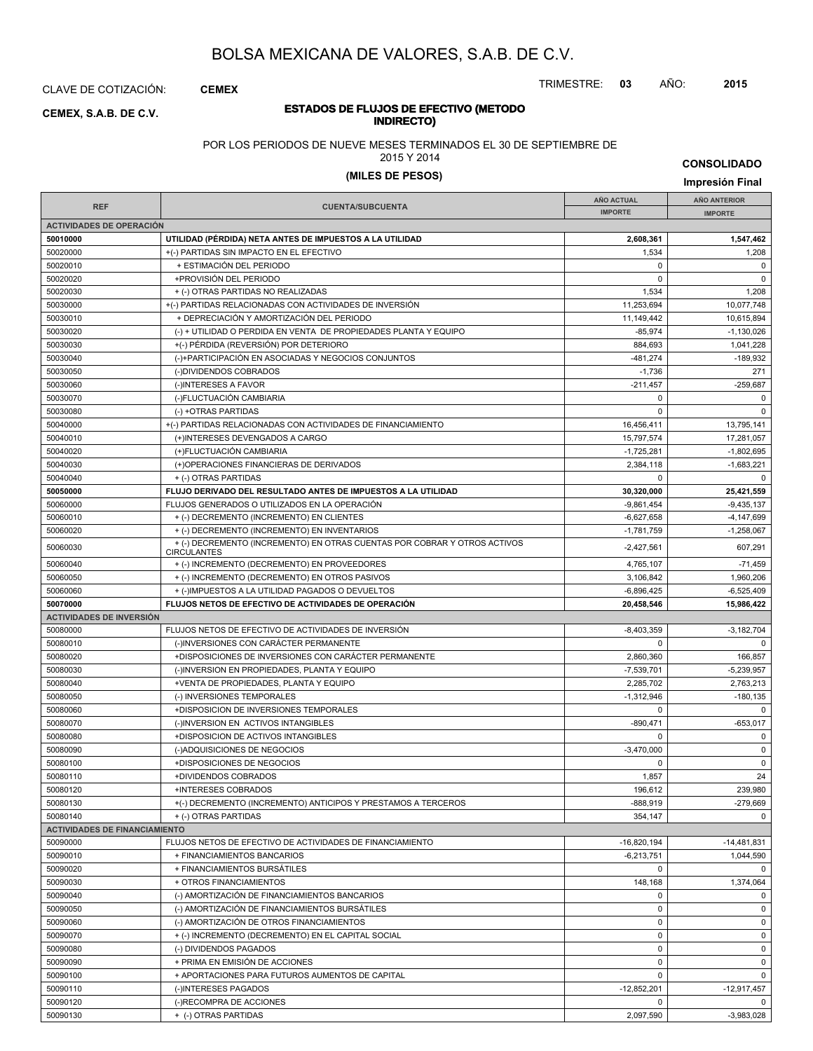# BOLSA MEXICANA DE VALORES, S.A.B. DE C.V.

CLAVE DE COTIZACIÓN: **CEMEX**

TRIMESTRE: **03** AÑO: **2015**

**CEMEX, S.A.B. DE C.V.**

**ESTADOS DE FLUJOS DE EFECTIVO (METODO INDIRECTO)**

POR LOS PERIODOS DE NUEVE MESES TERMINADOS EL 30 DE SEPTIEMBRE DE 2015 Y 2014

**(MILES DE PESOS)**

**CONSOLIDADO**

**Impresión Final**

| REF | CUENTA/SUBCUENTA | AÑO ACTUAL IMPORTE | AÑO ANTERIOR IMPORTE |
|---|---|---|---|
| **ACTIVIDADES DE OPERACIÓN** | | | |
| **50010000** | **UTILIDAD (PÉRDIDA) NETA ANTES DE IMPUESTOS A LA UTILIDAD** | **2,608,361** | **1,547,462** |
| 50020000 | +(-) PARTIDAS SIN IMPACTO EN EL EFECTIVO | 1,534 | 1,208 |
| 50020010 | + ESTIMACIÓN DEL PERIODO | 0 | 0 |
| 50020020 | +PROVISIÓN DEL PERIODO | 0 | 0 |
| 50020030 | + (-) OTRAS PARTIDAS NO REALIZADAS | 1,534 | 1,208 |
| 50030000 | +(-) PARTIDAS RELACIONADAS CON ACTIVIDADES DE INVERSIÓN | 11,253,694 | 10,077,748 |
| 50030010 | + DEPRECIACIÓN Y AMORTIZACIÓN DEL PERIODO | 11,149,442 | 10,615,894 |
| 50030020 | (-) + UTILIDAD O PERDIDA EN VENTA DE PROPIEDADES PLANTA Y EQUIPO | -85,974 | -1,130,026 |
| 50030030 | +(-) PÉRDIDA (REVERSIÓN) POR DETERIORO | 884,693 | 1,041,228 |
| 50030040 | (-)+PARTICIPACIÓN EN ASOCIADAS Y NEGOCIOS CONJUNTOS | -481,274 | -189,932 |
| 50030050 | (-)DIVIDENDOS COBRADOS | -1,736 | 271 |
| 50030060 | (-)INTERESES A FAVOR | -211,457 | -259,687 |
| 50030070 | (-)FLUCTUACIÓN CAMBIARIA | 0 | 0 |
| 50030080 | (-) +OTRAS PARTIDAS | 0 | 0 |
| 50040000 | +(-) PARTIDAS RELACIONADAS CON ACTIVIDADES DE FINANCIAMIENTO | 16,456,411 | 13,795,141 |
| 50040010 | (+)INTERESES DEVENGADOS A CARGO | 15,797,574 | 17,281,057 |
| 50040020 | (+)FLUCTUACIÓN CAMBIARIA | -1,725,281 | -1,802,695 |
| 50040030 | (+)OPERACIONES FINANCIERAS DE DERIVADOS | 2,384,118 | -1,683,221 |
| 50040040 | + (-) OTRAS PARTIDAS | 0 | 0 |
| **50050000** | **FLUJO DERIVADO DEL RESULTADO ANTES DE IMPUESTOS A LA UTILIDAD** | **30,320,000** | **25,421,559** |
| 50060000 | FLUJOS GENERADOS O UTILIZADOS EN LA OPERACIÓN | -9,861,454 | -9,435,137 |
| 50060010 | + (-) DECREMENTO (INCREMENTO) EN CLIENTES | -6,627,658 | -4,147,699 |
| 50060020 | + (-) DECREMENTO (INCREMENTO) EN INVENTARIOS | -1,781,759 | -1,258,067 |
| 50060030 | + (-) DECREMENTO (INCREMENTO) EN OTRAS CUENTAS POR COBRAR Y OTROS ACTIVOS CIRCULANTES | -2,427,561 | 607,291 |
| 50060040 | + (-) INCREMENTO (DECREMENTO) EN PROVEEDORES | 4,765,107 | -71,459 |
| 50060050 | + (-) INCREMENTO (DECREMENTO) EN OTROS PASIVOS | 3,106,842 | 1,960,206 |
| 50060060 | + (-)IMPUESTOS A LA UTILIDAD PAGADOS O DEVUELTOS | -6,896,425 | -6,525,409 |
| **50070000** | **FLUJOS NETOS DE EFECTIVO DE ACTIVIDADES DE OPERACIÓN** | **20,458,546** | **15,986,422** |
| **ACTIVIDADES DE INVERSIÓN** | | | |
| 50080000 | FLUJOS NETOS DE EFECTIVO DE ACTIVIDADES DE INVERSIÓN | -8,403,359 | -3,182,704 |
| 50080010 | (-)INVERSIONES CON CARÁCTER PERMANENTE | 0 | 0 |
| 50080020 | +DISPOSICIONES DE INVERSIONES CON CARÁCTER PERMANENTE | 2,860,360 | 166,857 |
| 50080030 | (-)INVERSION EN PROPIEDADES, PLANTA Y EQUIPO | -7,539,701 | -5,239,957 |
| 50080040 | +VENTA DE PROPIEDADES, PLANTA Y EQUIPO | 2,285,702 | 2,763,213 |
| 50080050 | (-) INVERSIONES TEMPORALES | -1,312,946 | -180,135 |
| 50080060 | +DISPOSICION DE INVERSIONES TEMPORALES | 0 | 0 |
| 50080070 | (-)INVERSION EN ACTIVOS INTANGIBLES | -890,471 | -653,017 |
| 50080080 | +DISPOSICION DE ACTIVOS INTANGIBLES | 0 | 0 |
| 50080090 | (-)ADQUISICIONES DE NEGOCIOS | -3,470,000 | 0 |
| 50080100 | +DISPOSICIONES DE NEGOCIOS | 0 | 0 |
| 50080110 | +DIVIDENDOS COBRADOS | 1,857 | 24 |
| 50080120 | +INTERESES COBRADOS | 196,612 | 239,980 |
| 50080130 | +(-) DECREMENTO (INCREMENTO) ANTICIPOS Y PRESTAMOS A TERCEROS | -888,919 | -279,669 |
| 50080140 | + (-) OTRAS PARTIDAS | 354,147 | 0 |
| **ACTIVIDADES DE FINANCIAMIENTO** | | | |
| 50090000 | FLUJOS NETOS DE EFECTIVO DE ACTIVIDADES DE FINANCIAMIENTO | -16,820,194 | -14,481,831 |
| 50090010 | + FINANCIAMIENTOS BANCARIOS | -6,213,751 | 1,044,590 |
| 50090020 | + FINANCIAMIENTOS BURSÁTILES | 0 | 0 |
| 50090030 | + OTROS FINANCIAMIENTOS | 148,168 | 1,374,064 |
| 50090040 | (-) AMORTIZACIÓN DE FINANCIAMIENTOS BANCARIOS | 0 | 0 |
| 50090050 | (-) AMORTIZACIÓN DE FINANCIAMIENTOS BURSÁTILES | 0 | 0 |
| 50090060 | (-) AMORTIZACIÓN DE OTROS FINANCIAMIENTOS | 0 | 0 |
| 50090070 | + (-) INCREMENTO (DECREMENTO) EN EL CAPITAL SOCIAL | 0 | 0 |
| 50090080 | (-) DIVIDENDOS PAGADOS | 0 | 0 |
| 50090090 | + PRIMA EN EMISIÓN DE ACCIONES | 0 | 0 |
| 50090100 | + APORTACIONES PARA FUTUROS AUMENTOS DE CAPITAL | 0 | 0 |
| 50090110 | (-)INTERESES PAGADOS | -12,852,201 | -12,917,457 |
| 50090120 | (-)RECOMPRA DE ACCIONES | 0 | 0 |
| 50090130 | + (-) OTRAS PARTIDAS | 2,097,590 | -3,983,028 |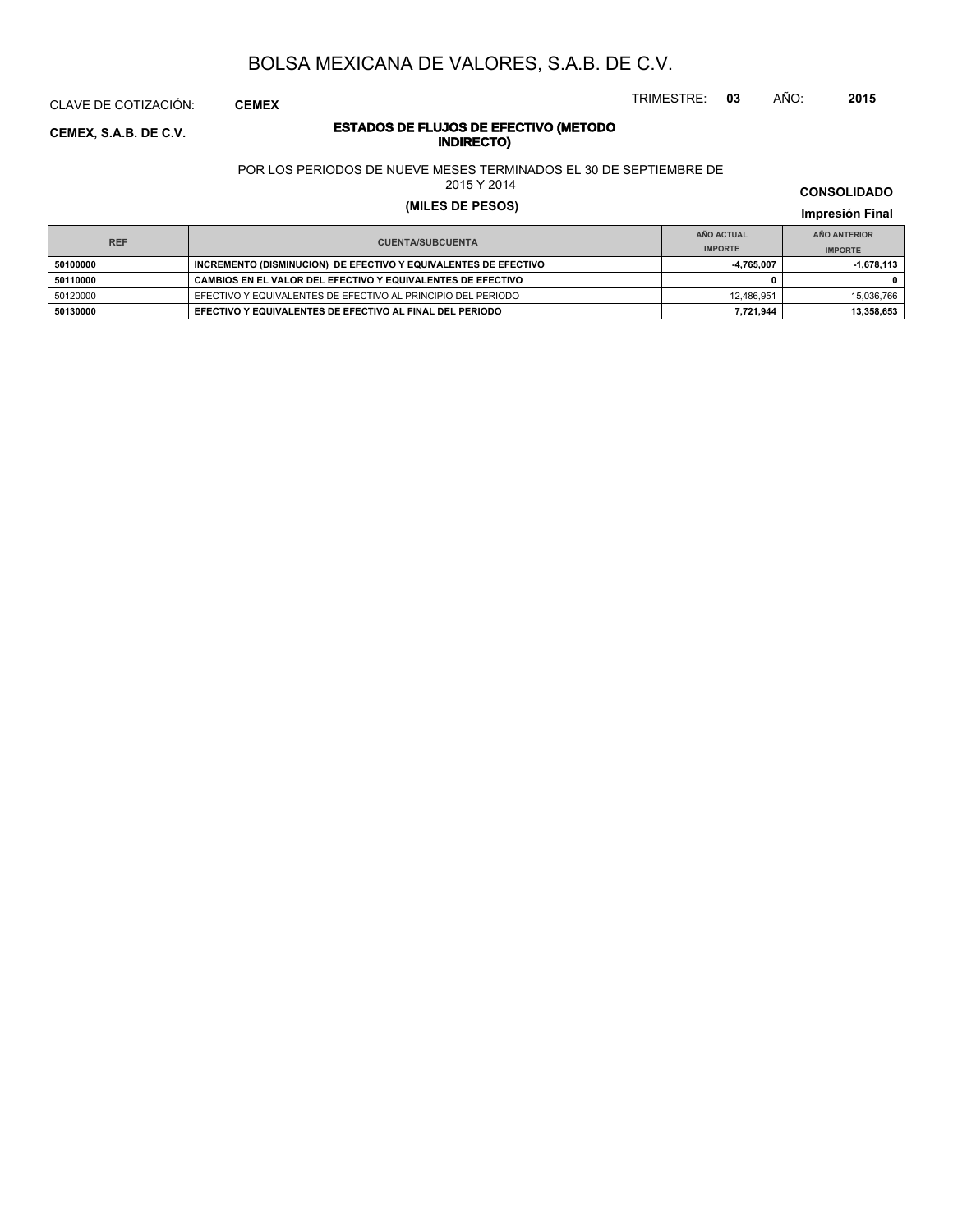# BOLSA MEXICANA DE VALORES, S.A.B. DE C.V.

CLAVE DE COTIZACIÓN: **CEMEX**

TRIMESTRE: **03** AÑO: **2015**

**CEMEX, S.A.B. DE C.V.**

**ESTADOS DE FLUJOS DE EFECTIVO (METODO INDIRECTO)**

POR LOS PERIODOS DE NUEVE MESES TERMINADOS EL 30 DE SEPTIEMBRE DE 2015 Y 2014

**(MILES DE PESOS)**

**CONSOLIDADO**

**Impresión Final**

| REF | CUENTA/SUBCUENTA | AÑO ACTUAL | AÑO ANTERIOR |
|---|---|---|---|
| | | IMPORTE | IMPORTE |
| **50100000** | **INCREMENTO (DISMINUCION) DE EFECTIVO Y EQUIVALENTES DE EFECTIVO** | **-4,765,007** | **-1,678,113** |
| **50110000** | **CAMBIOS EN EL VALOR DEL EFECTIVO Y EQUIVALENTES DE EFECTIVO** | **0** | **0** |
| 50120000 | EFECTIVO Y EQUIVALENTES DE EFECTIVO AL PRINCIPIO DEL PERIODO | 12,486,951 | 15,036,766 |
| **50130000** | **EFECTIVO Y EQUIVALENTES DE EFECTIVO AL FINAL DEL PERIODO** | **7,721,944** | **13,358,653** |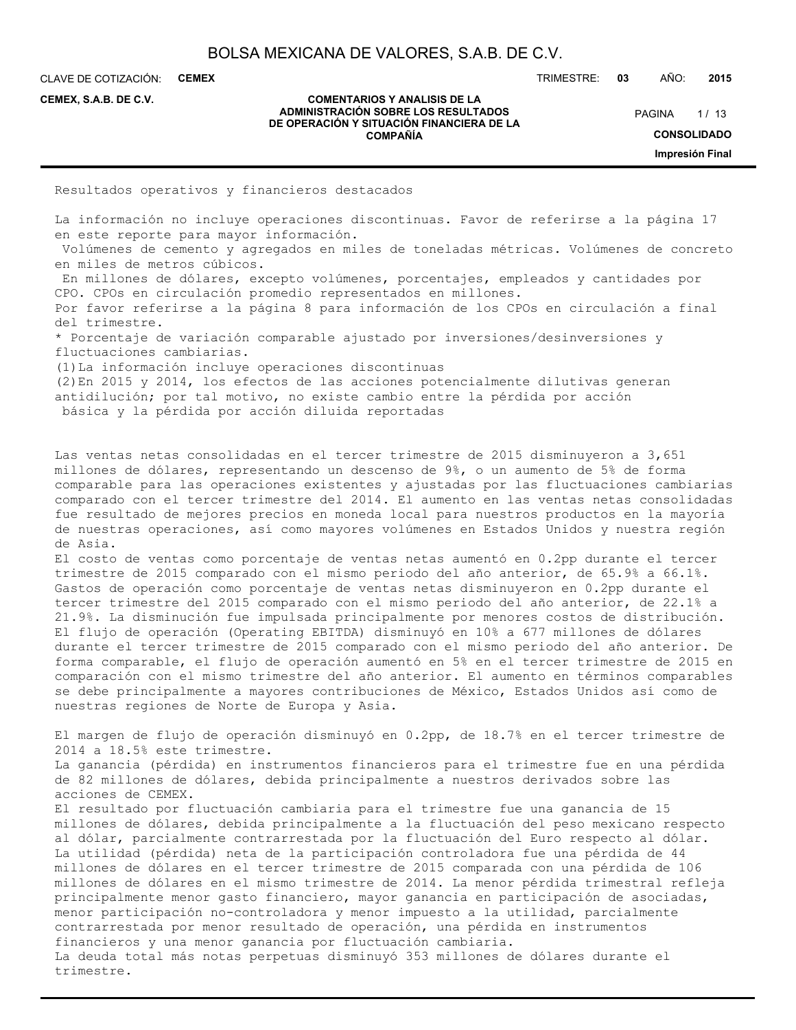Resultados operativos y financieros destacados

La información no incluye operaciones discontinuas. Favor de referirse a la página 17 en este reporte para mayor información.
Volúmenes de cemento y agregados en miles de toneladas métricas. Volúmenes de concreto en miles de metros cúbicos.
En millones de dólares, excepto volúmenes, porcentajes, empleados y cantidades por CPO. CPOs en circulación promedio representados en millones.
Por favor referirse a la página 8 para información de los CPOs en circulación a final del trimestre.
* Porcentaje de variación comparable ajustado por inversiones/desinversiones y fluctuaciones cambiarias.
(1)La información incluye operaciones discontinuas
(2)En 2015 y 2014, los efectos de las acciones potencialmente dilutivas generan antidilución; por tal motivo, no existe cambio entre la pérdida por acción básica y la pérdida por acción diluida reportadas

Las ventas netas consolidadas en el tercer trimestre de 2015 disminuyeron a 3,651 millones de dólares, representando un descenso de 9%, o un aumento de 5% de forma comparable para las operaciones existentes y ajustadas por las fluctuaciones cambiarias comparado con el tercer trimestre del 2014. El aumento en las ventas netas consolidadas fue resultado de mejores precios en moneda local para nuestros productos en la mayoría de nuestras operaciones, así como mayores volúmenes en Estados Unidos y nuestra región de Asia.
El costo de ventas como porcentaje de ventas netas aumentó en 0.2pp durante el tercer trimestre de 2015 comparado con el mismo periodo del año anterior, de 65.9% a 66.1%.
Gastos de operación como porcentaje de ventas netas disminuyeron en 0.2pp durante el tercer trimestre del 2015 comparado con el mismo periodo del año anterior, de 22.1% a 21.9%. La disminución fue impulsada principalmente por menores costos de distribución.
El flujo de operación (Operating EBITDA) disminuyó en 10% a 677 millones de dólares durante el tercer trimestre de 2015 comparado con el mismo periodo del año anterior. De forma comparable, el flujo de operación aumentó en 5% en el tercer trimestre de 2015 en comparación con el mismo trimestre del año anterior. El aumento en términos comparables se debe principalmente a mayores contribuciones de México, Estados Unidos así como de nuestras regiones de Norte de Europa y Asia.

El margen de flujo de operación disminuyó en 0.2pp, de 18.7% en el tercer trimestre de 2014 a 18.5% este trimestre.
La ganancia (pérdida) en instrumentos financieros para el trimestre fue en una pérdida de 82 millones de dólares, debida principalmente a nuestros derivados sobre las acciones de CEMEX.
El resultado por fluctuación cambiaria para el trimestre fue una ganancia de 15 millones de dólares, debida principalmente a la fluctuación del peso mexicano respecto al dólar, parcialmente contrarrestada por la fluctuación del Euro respecto al dólar.
La utilidad (pérdida) neta de la participación controladora fue una pérdida de 44 millones de dólares en el tercer trimestre de 2015 comparada con una pérdida de 106 millones de dólares en el mismo trimestre de 2014. La menor pérdida trimestral refleja principalmente menor gasto financiero, mayor ganancia en participación de asociadas, menor participación no-controladora y menor impuesto a la utilidad, parcialmente contrarrestada por menor resultado de operación, una pérdida en instrumentos financieros y una menor ganancia por fluctuación cambiaria.
La deuda total más notas perpetuas disminuyó 353 millones de dólares durante el trimestre.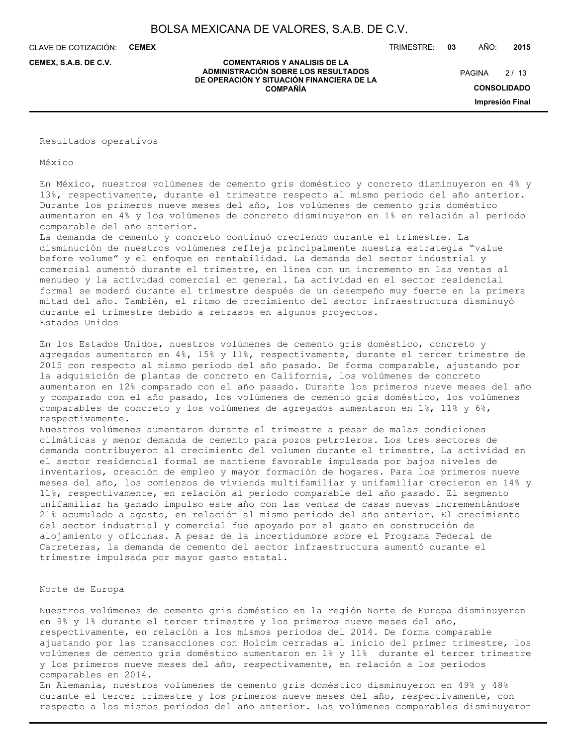## Resultados operativos

### México

En México, nuestros volúmenes de cemento gris doméstico y concreto disminuyeron en 4% y 13%, respectivamente, durante el trimestre respecto al mismo periodo del año anterior. Durante los primeros nueve meses del año, los volúmenes de cemento gris doméstico aumentaron en 4% y los volúmenes de concreto disminuyeron en 1% en relación al periodo comparable del año anterior.

La demanda de cemento y concreto continuó creciendo durante el trimestre. La disminución de nuestros volúmenes refleja principalmente nuestra estrategia “value before volume” y el enfoque en rentabilidad. La demanda del sector industrial y comercial aumentó durante el trimestre, en línea con un incremento en las ventas al menudeo y la actividad comercial en general. La actividad en el sector residencial formal se moderó durante el trimestre después de un desempeño muy fuerte en la primera mitad del año. También, el ritmo de crecimiento del sector infraestructura disminuyó durante el trimestre debido a retrasos en algunos proyectos.

### Estados Unidos

En los Estados Unidos, nuestros volúmenes de cemento gris doméstico, concreto y agregados aumentaron en 4%, 15% y 11%, respectivamente, durante el tercer trimestre de 2015 con respecto al mismo periodo del año pasado. De forma comparable, ajustando por la adquisición de plantas de concreto en California, los volúmenes de concreto aumentaron en 12% comparado con el año pasado. Durante los primeros nueve meses del año y comparado con el año pasado, los volúmenes de cemento gris doméstico, los volúmenes comparables de concreto y los volúmenes de agregados aumentaron en 1%, 11% y 6%, respectivamente.

Nuestros volúmenes aumentaron durante el trimestre a pesar de malas condiciones climáticas y menor demanda de cemento para pozos petroleros. Los tres sectores de demanda contribuyeron al crecimiento del volumen durante el trimestre. La actividad en el sector residencial formal se mantiene favorable impulsada por bajos niveles de inventarios, creación de empleo y mayor formación de hogares. Para los primeros nueve meses del año, los comienzos de vivienda multifamiliar y unifamiliar crecieron en 14% y 11%, respectivamente, en relación al periodo comparable del año pasado. El segmento unifamiliar ha ganado impulso este año con las ventas de casas nuevas incrementándose 21% acumulado a agosto, en relación al mismo periodo del año anterior. El crecimiento del sector industrial y comercial fue apoyado por el gasto en construcción de alojamiento y oficinas. A pesar de la incertidumbre sobre el Programa Federal de Carreteras, la demanda de cemento del sector infraestructura aumentó durante el trimestre impulsada por mayor gasto estatal.

### Norte de Europa

Nuestros volúmenes de cemento gris doméstico en la región Norte de Europa disminuyeron en 9% y 1% durante el tercer trimestre y los primeros nueve meses del año, respectivamente, en relación a los mismos periodos del 2014. De forma comparable ajustando por las transacciones con Holcim cerradas al inicio del primer trimestre, los volúmenes de cemento gris doméstico aumentaron en 1% y 11% durante el tercer trimestre y los primeros nueve meses del año, respectivamente, en relación a los periodos comparables en 2014.

En Alemania, nuestros volúmenes de cemento gris doméstico disminuyeron en 49% y 48% durante el tercer trimestre y los primeros nueve meses del año, respectivamente, con respecto a los mismos periodos del año anterior. Los volúmenes comparables disminuyeron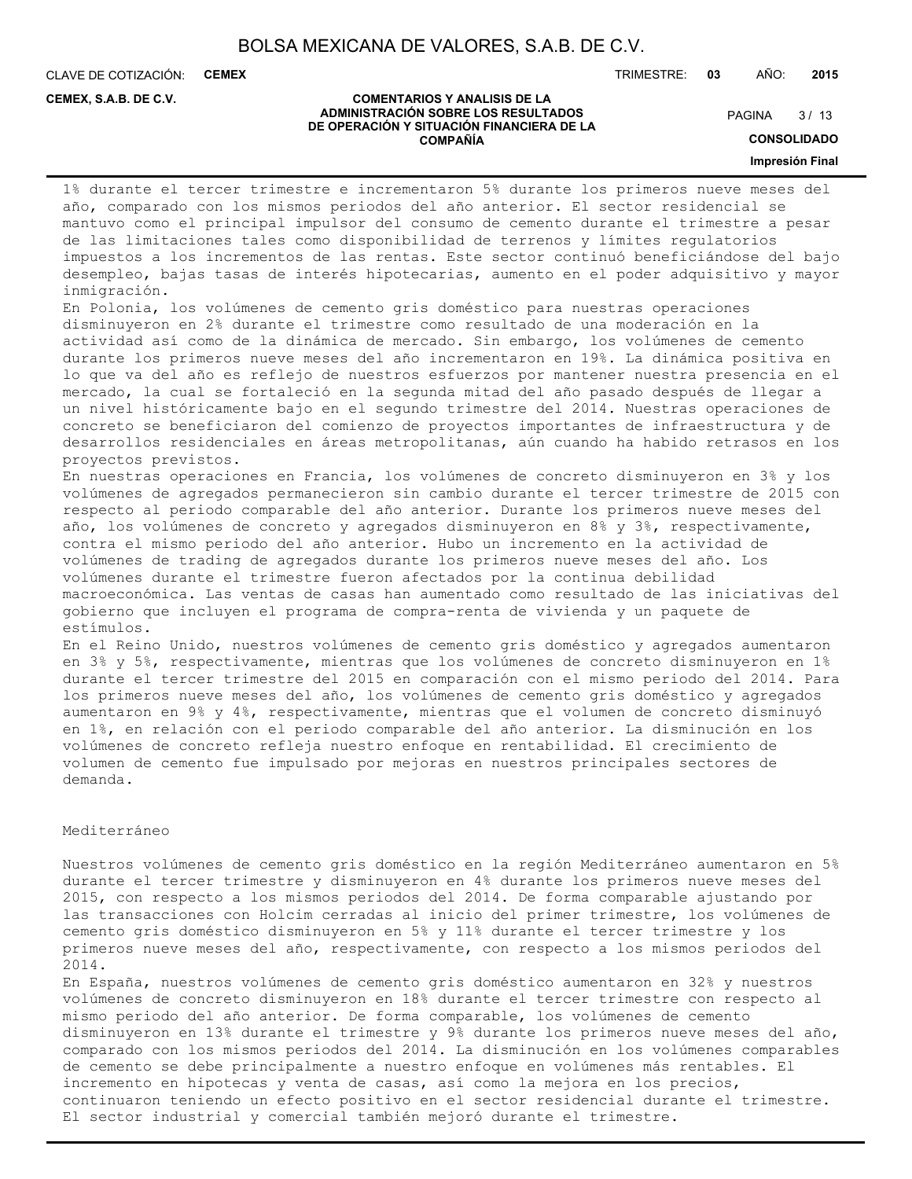1% durante el tercer trimestre e incrementaron 5% durante los primeros nueve meses del año, comparado con los mismos periodos del año anterior. El sector residencial se mantuvo como el principal impulsor del consumo de cemento durante el trimestre a pesar de las limitaciones tales como disponibilidad de terrenos y límites regulatorios impuestos a los incrementos de las rentas. Este sector continuó beneficiándose del bajo desempleo, bajas tasas de interés hipotecarias, aumento en el poder adquisitivo y mayor inmigración.

En Polonia, los volúmenes de cemento gris doméstico para nuestras operaciones disminuyeron en 2% durante el trimestre como resultado de una moderación en la actividad así como de la dinámica de mercado. Sin embargo, los volúmenes de cemento durante los primeros nueve meses del año incrementaron en 19%. La dinámica positiva en lo que va del año es reflejo de nuestros esfuerzos por mantener nuestra presencia en el mercado, la cual se fortaleció en la segunda mitad del año pasado después de llegar a un nivel históricamente bajo en el segundo trimestre del 2014. Nuestras operaciones de concreto se beneficiaron del comienzo de proyectos importantes de infraestructura y de desarrollos residenciales en áreas metropolitanas, aún cuando ha habido retrasos en los proyectos previstos.

En nuestras operaciones en Francia, los volúmenes de concreto disminuyeron en 3% y los volúmenes de agregados permanecieron sin cambio durante el tercer trimestre de 2015 con respecto al periodo comparable del año anterior. Durante los primeros nueve meses del año, los volúmenes de concreto y agregados disminuyeron en 8% y 3%, respectivamente, contra el mismo periodo del año anterior. Hubo un incremento en la actividad de volúmenes de trading de agregados durante los primeros nueve meses del año. Los volúmenes durante el trimestre fueron afectados por la continua debilidad macroeconómica. Las ventas de casas han aumentado como resultado de las iniciativas del gobierno que incluyen el programa de compra-renta de vivienda y un paquete de estímulos.

En el Reino Unido, nuestros volúmenes de cemento gris doméstico y agregados aumentaron en 3% y 5%, respectivamente, mientras que los volúmenes de concreto disminuyeron en 1% durante el tercer trimestre del 2015 en comparación con el mismo periodo del 2014. Para los primeros nueve meses del año, los volúmenes de cemento gris doméstico y agregados aumentaron en 9% y 4%, respectivamente, mientras que el volumen de concreto disminuyó en 1%, en relación con el periodo comparable del año anterior. La disminución en los volúmenes de concreto refleja nuestro enfoque en rentabilidad. El crecimiento de volumen de cemento fue impulsado por mejoras en nuestros principales sectores de demanda.

## Mediterráneo

Nuestros volúmenes de cemento gris doméstico en la región Mediterráneo aumentaron en 5% durante el tercer trimestre y disminuyeron en 4% durante los primeros nueve meses del 2015, con respecto a los mismos periodos del 2014. De forma comparable ajustando por las transacciones con Holcim cerradas al inicio del primer trimestre, los volúmenes de cemento gris doméstico disminuyeron en 5% y 11% durante el tercer trimestre y los primeros nueve meses del año, respectivamente, con respecto a los mismos periodos del 2014.

En España, nuestros volúmenes de cemento gris doméstico aumentaron en 32% y nuestros volúmenes de concreto disminuyeron en 18% durante el tercer trimestre con respecto al mismo periodo del año anterior. De forma comparable, los volúmenes de cemento disminuyeron en 13% durante el trimestre y 9% durante los primeros nueve meses del año, comparado con los mismos periodos del 2014. La disminución en los volúmenes comparables de cemento se debe principalmente a nuestro enfoque en volúmenes más rentables. El incremento en hipotecas y venta de casas, así como la mejora en los precios, continuaron teniendo un efecto positivo en el sector residencial durante el trimestre. El sector industrial y comercial también mejoró durante el trimestre.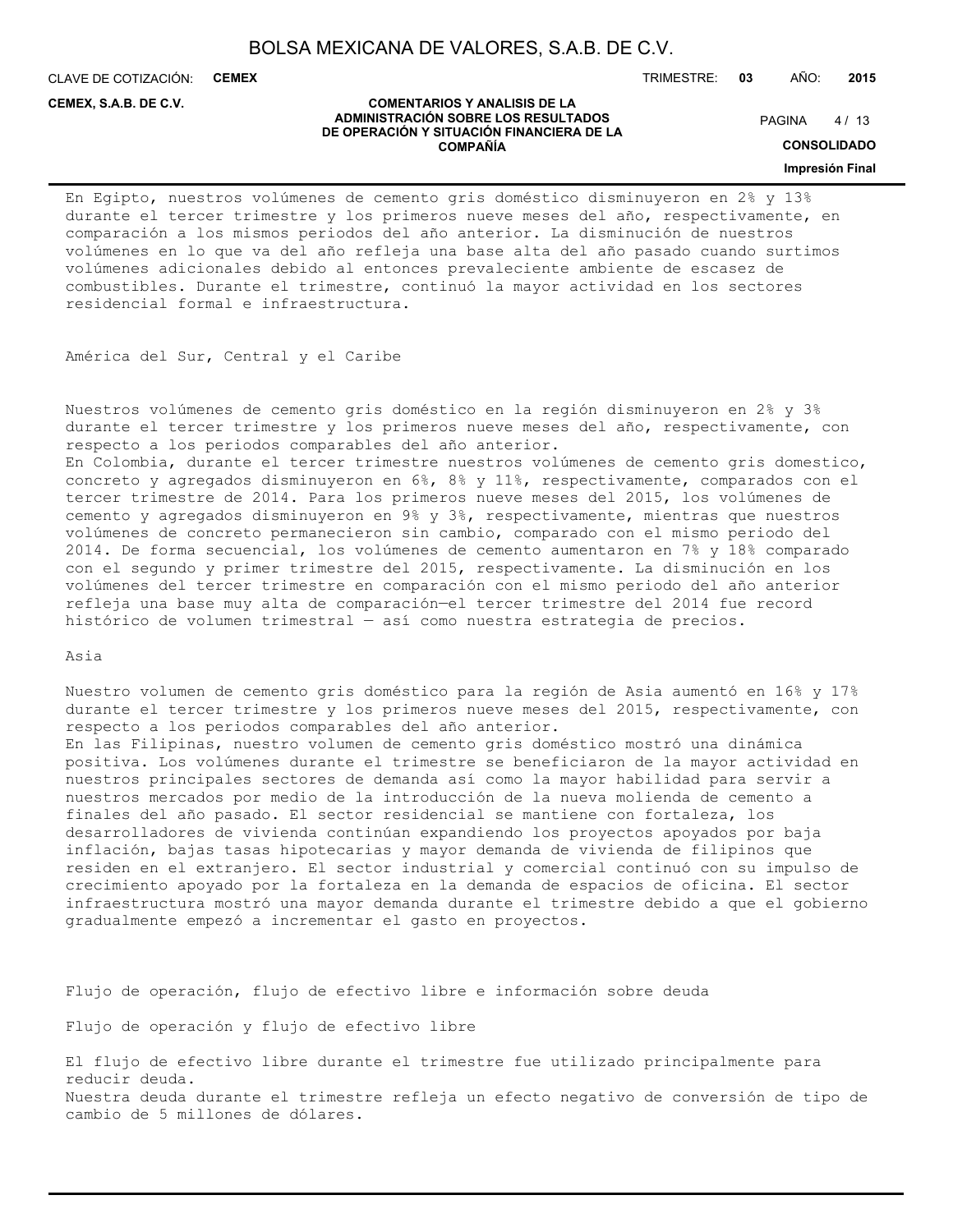En Egipto, nuestros volúmenes de cemento gris doméstico disminuyeron en 2% y 13% durante el tercer trimestre y los primeros nueve meses del año, respectivamente, en comparación a los mismos periodos del año anterior. La disminución de nuestros volúmenes en lo que va del año refleja una base alta del año pasado cuando surtimos volúmenes adicionales debido al entonces prevaleciente ambiente de escasez de combustibles. Durante el trimestre, continuó la mayor actividad en los sectores residencial formal e infraestructura.

América del Sur, Central y el Caribe

Nuestros volúmenes de cemento gris doméstico en la región disminuyeron en 2% y 3% durante el tercer trimestre y los primeros nueve meses del año, respectivamente, con respecto a los periodos comparables del año anterior.
En Colombia, durante el tercer trimestre nuestros volúmenes de cemento gris domestico, concreto y agregados disminuyeron en 6%, 8% y 11%, respectivamente, comparados con el tercer trimestre de 2014. Para los primeros nueve meses del 2015, los volúmenes de cemento y agregados disminuyeron en 9% y 3%, respectivamente, mientras que nuestros volúmenes de concreto permanecieron sin cambio, comparado con el mismo periodo del 2014. De forma secuencial, los volúmenes de cemento aumentaron en 7% y 18% comparado con el segundo y primer trimestre del 2015, respectivamente. La disminución en los volúmenes del tercer trimestre en comparación con el mismo periodo del año anterior refleja una base muy alta de comparación—el tercer trimestre del 2014 fue record histórico de volumen trimestral — así como nuestra estrategia de precios.

Asia

Nuestro volumen de cemento gris doméstico para la región de Asia aumentó en 16% y 17% durante el tercer trimestre y los primeros nueve meses del 2015, respectivamente, con respecto a los periodos comparables del año anterior.
En las Filipinas, nuestro volumen de cemento gris doméstico mostró una dinámica positiva. Los volúmenes durante el trimestre se beneficiaron de la mayor actividad en nuestros principales sectores de demanda así como la mayor habilidad para servir a nuestros mercados por medio de la introducción de la nueva molienda de cemento a finales del año pasado. El sector residencial se mantiene con fortaleza, los desarrolladores de vivienda continúan expandiendo los proyectos apoyados por baja inflación, bajas tasas hipotecarias y mayor demanda de vivienda de filipinos que residen en el extranjero. El sector industrial y comercial continuó con su impulso de crecimiento apoyado por la fortaleza en la demanda de espacios de oficina. El sector infraestructura mostró una mayor demanda durante el trimestre debido a que el gobierno gradualmente empezó a incrementar el gasto en proyectos.

Flujo de operación, flujo de efectivo libre e información sobre deuda

Flujo de operación y flujo de efectivo libre

El flujo de efectivo libre durante el trimestre fue utilizado principalmente para reducir deuda.
Nuestra deuda durante el trimestre refleja un efecto negativo de conversión de tipo de cambio de 5 millones de dólares.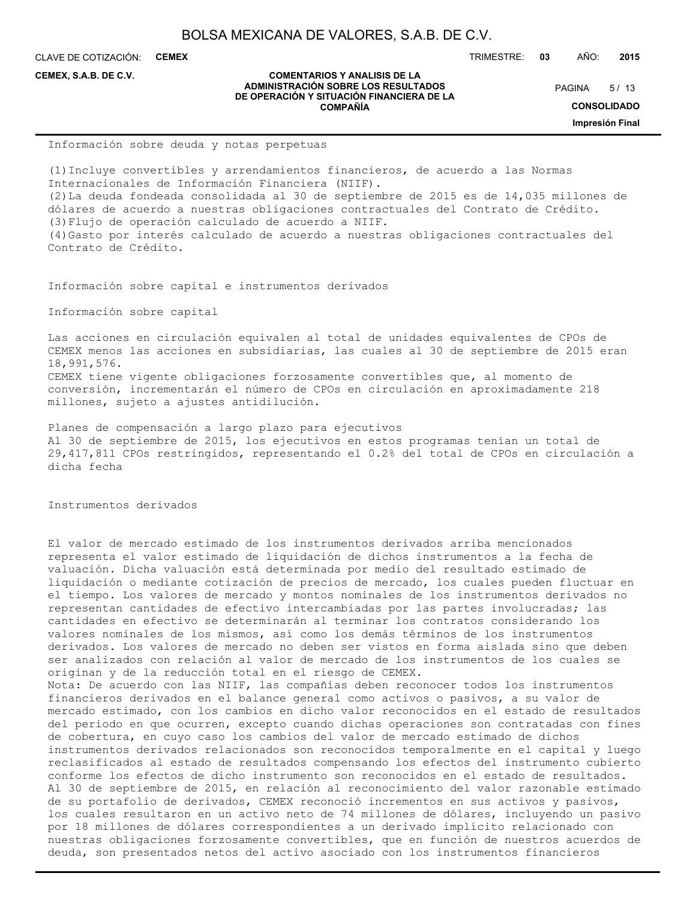Información sobre deuda y notas perpetuas

(1)Incluye convertibles y arrendamientos financieros, de acuerdo a las Normas Internacionales de Información Financiera (NIIF).
(2)La deuda fondeada consolidada al 30 de septiembre de 2015 es de 14,035 millones de dólares de acuerdo a nuestras obligaciones contractuales del Contrato de Crédito.
(3)Flujo de operación calculado de acuerdo a NIIF.
(4)Gasto por interés calculado de acuerdo a nuestras obligaciones contractuales del Contrato de Crédito.

Información sobre capital e instrumentos derivados

Información sobre capital

Las acciones en circulación equivalen al total de unidades equivalentes de CPOs de CEMEX menos las acciones en subsidiarias, las cuales al 30 de septiembre de 2015 eran 18,991,576.
CEMEX tiene vigente obligaciones forzosamente convertibles que, al momento de conversión, incrementarán el número de CPOs en circulación en aproximadamente 218 millones, sujeto a ajustes antidilución.

Planes de compensación a largo plazo para ejecutivos
Al 30 de septiembre de 2015, los ejecutivos en estos programas tenían un total de 29,417,811 CPOs restringidos, representando el 0.2% del total de CPOs en circulación a dicha fecha

Instrumentos derivados

El valor de mercado estimado de los instrumentos derivados arriba mencionados representa el valor estimado de liquidación de dichos instrumentos a la fecha de valuación. Dicha valuación está determinada por medio del resultado estimado de liquidación o mediante cotización de precios de mercado, los cuales pueden fluctuar en el tiempo. Los valores de mercado y montos nominales de los instrumentos derivados no representan cantidades de efectivo intercambiadas por las partes involucradas; las cantidades en efectivo se determinarán al terminar los contratos considerando los valores nominales de los mismos, así como los demás términos de los instrumentos derivados. Los valores de mercado no deben ser vistos en forma aislada sino que deben ser analizados con relación al valor de mercado de los instrumentos de los cuales se originan y de la reducción total en el riesgo de CEMEX.
Nota: De acuerdo con las NIIF, las compañías deben reconocer todos los instrumentos financieros derivados en el balance general como activos o pasivos, a su valor de mercado estimado, con los cambios en dicho valor reconocidos en el estado de resultados del periodo en que ocurren, excepto cuando dichas operaciones son contratadas con fines de cobertura, en cuyo caso los cambios del valor de mercado estimado de dichos instrumentos derivados relacionados son reconocidos temporalmente en el capital y luego reclasificados al estado de resultados compensando los efectos del instrumento cubierto conforme los efectos de dicho instrumento son reconocidos en el estado de resultados. Al 30 de septiembre de 2015, en relación al reconocimiento del valor razonable estimado de su portafolio de derivados, CEMEX reconoció incrementos en sus activos y pasivos, los cuales resultaron en un activo neto de 74 millones de dólares, incluyendo un pasivo por 18 millones de dólares correspondientes a un derivado implícito relacionado con nuestras obligaciones forzosamente convertibles, que en función de nuestros acuerdos de deuda, son presentados netos del activo asociado con los instrumentos financieros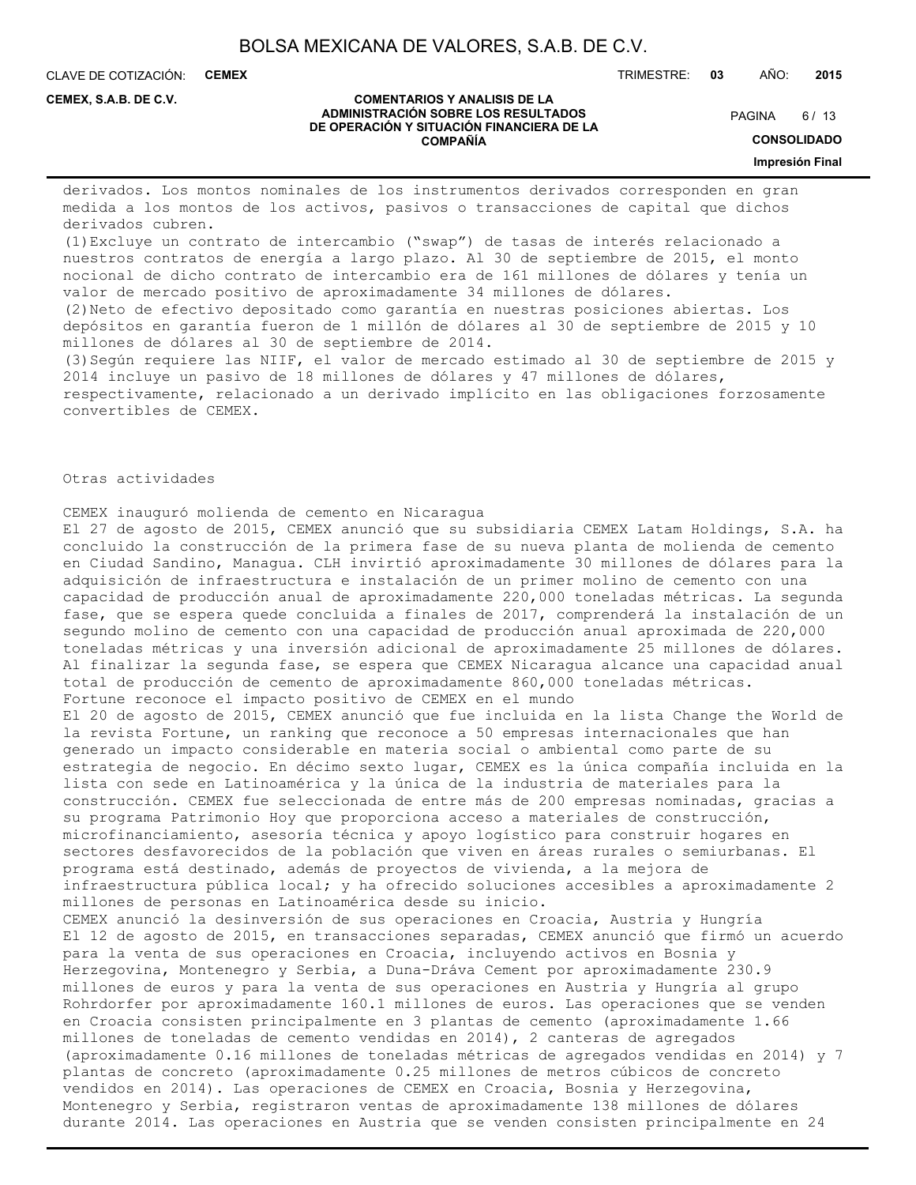derivados. Los montos nominales de los instrumentos derivados corresponden en gran medida a los montos de los activos, pasivos o transacciones de capital que dichos derivados cubren.

(1)Excluye un contrato de intercambio (“swap”) de tasas de interés relacionado a nuestros contratos de energía a largo plazo. Al 30 de septiembre de 2015, el monto nocional de dicho contrato de intercambio era de 161 millones de dólares y tenía un valor de mercado positivo de aproximadamente 34 millones de dólares.

(2)Neto de efectivo depositado como garantía en nuestras posiciones abiertas. Los depósitos en garantía fueron de 1 millón de dólares al 30 de septiembre de 2015 y 10 millones de dólares al 30 de septiembre de 2014.

(3)Según requiere las NIIF, el valor de mercado estimado al 30 de septiembre de 2015 y 2014 incluye un pasivo de 18 millones de dólares y 47 millones de dólares, respectivamente, relacionado a un derivado implícito en las obligaciones forzosamente convertibles de CEMEX.

Otras actividades

CEMEX inauguró molienda de cemento en Nicaragua

El 27 de agosto de 2015, CEMEX anunció que su subsidiaria CEMEX Latam Holdings, S.A. ha concluido la construcción de la primera fase de su nueva planta de molienda de cemento en Ciudad Sandino, Managua. CLH invirtió aproximadamente 30 millones de dólares para la adquisición de infraestructura e instalación de un primer molino de cemento con una capacidad de producción anual de aproximadamente 220,000 toneladas métricas. La segunda fase, que se espera quede concluida a finales de 2017, comprenderá la instalación de un segundo molino de cemento con una capacidad de producción anual aproximada de 220,000 toneladas métricas y una inversión adicional de aproximadamente 25 millones de dólares. Al finalizar la segunda fase, se espera que CEMEX Nicaragua alcance una capacidad anual total de producción de cemento de aproximadamente 860,000 toneladas métricas.

Fortune reconoce el impacto positivo de CEMEX en el mundo

El 20 de agosto de 2015, CEMEX anunció que fue incluida en la lista Change the World de la revista Fortune, un ranking que reconoce a 50 empresas internacionales que han generado un impacto considerable en materia social o ambiental como parte de su estrategia de negocio. En décimo sexto lugar, CEMEX es la única compañía incluida en la lista con sede en Latinoamérica y la única de la industria de materiales para la construcción. CEMEX fue seleccionada de entre más de 200 empresas nominadas, gracias a su programa Patrimonio Hoy que proporciona acceso a materiales de construcción, microfinanciamiento, asesoría técnica y apoyo logístico para construir hogares en sectores desfavorecidos de la población que viven en áreas rurales o semiurbanas. El programa está destinado, además de proyectos de vivienda, a la mejora de infraestructura pública local; y ha ofrecido soluciones accesibles a aproximadamente 2 millones de personas en Latinoamérica desde su inicio.

CEMEX anunció la desinversión de sus operaciones en Croacia, Austria y Hungría

El 12 de agosto de 2015, en transacciones separadas, CEMEX anunció que firmó un acuerdo para la venta de sus operaciones en Croacia, incluyendo activos en Bosnia y Herzegovina, Montenegro y Serbia, a Duna-Dráva Cement por aproximadamente 230.9 millones de euros y para la venta de sus operaciones en Austria y Hungría al grupo Rohrdorfer por aproximadamente 160.1 millones de euros. Las operaciones que se venden en Croacia consisten principalmente en 3 plantas de cemento (aproximadamente 1.66 millones de toneladas de cemento vendidas en 2014), 2 canteras de agregados (aproximadamente 0.16 millones de toneladas métricas de agregados vendidas en 2014) y 7 plantas de concreto (aproximadamente 0.25 millones de metros cúbicos de concreto vendidos en 2014). Las operaciones de CEMEX en Croacia, Bosnia y Herzegovina, Montenegro y Serbia, registraron ventas de aproximadamente 138 millones de dólares durante 2014. Las operaciones en Austria que se venden consisten principalmente en 24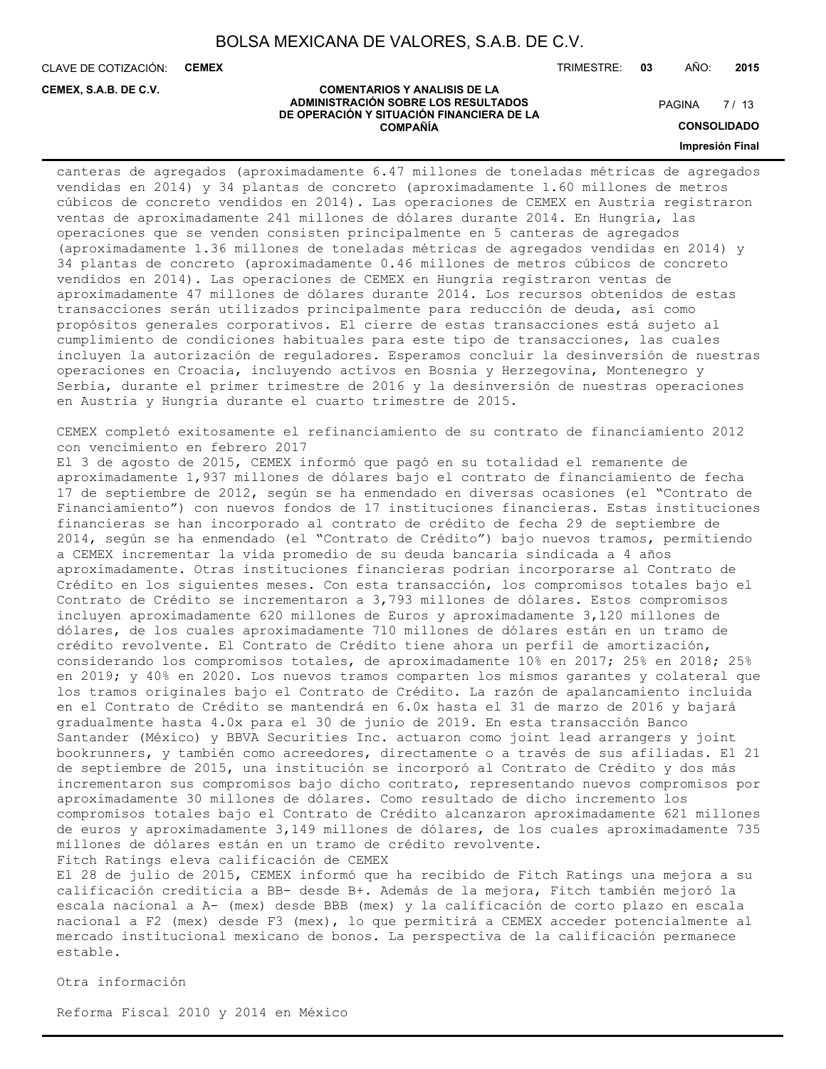canteras de agregados (aproximadamente 6.47 millones de toneladas métricas de agregados vendidas en 2014) y 34 plantas de concreto (aproximadamente 1.60 millones de metros cúbicos de concreto vendidos en 2014). Las operaciones de CEMEX en Austria registraron ventas de aproximadamente 241 millones de dólares durante 2014. En Hungría, las operaciones que se venden consisten principalmente en 5 canteras de agregados (aproximadamente 1.36 millones de toneladas métricas de agregados vendidas en 2014) y 34 plantas de concreto (aproximadamente 0.46 millones de metros cúbicos de concreto vendidos en 2014). Las operaciones de CEMEX en Hungría registraron ventas de aproximadamente 47 millones de dólares durante 2014. Los recursos obtenidos de estas transacciones serán utilizados principalmente para reducción de deuda, así como propósitos generales corporativos. El cierre de estas transacciones está sujeto al cumplimiento de condiciones habituales para este tipo de transacciones, las cuales incluyen la autorización de reguladores. Esperamos concluir la desinversión de nuestras operaciones en Croacia, incluyendo activos en Bosnia y Herzegovina, Montenegro y Serbia, durante el primer trimestre de 2016 y la desinversión de nuestras operaciones en Austria y Hungría durante el cuarto trimestre de 2015.

CEMEX completó exitosamente el refinanciamiento de su contrato de financiamiento 2012 con vencimiento en febrero 2017

El 3 de agosto de 2015, CEMEX informó que pagó en su totalidad el remanente de aproximadamente 1,937 millones de dólares bajo el contrato de financiamiento de fecha 17 de septiembre de 2012, según se ha enmendado en diversas ocasiones (el "Contrato de Financiamiento") con nuevos fondos de 17 instituciones financieras. Estas instituciones financieras se han incorporado al contrato de crédito de fecha 29 de septiembre de 2014, según se ha enmendado (el "Contrato de Crédito") bajo nuevos tramos, permitiendo a CEMEX incrementar la vida promedio de su deuda bancaria sindicada a 4 años aproximadamente. Otras instituciones financieras podrían incorporarse al Contrato de Crédito en los siguientes meses. Con esta transacción, los compromisos totales bajo el Contrato de Crédito se incrementaron a 3,793 millones de dólares. Estos compromisos incluyen aproximadamente 620 millones de Euros y aproximadamente 3,120 millones de dólares, de los cuales aproximadamente 710 millones de dólares están en un tramo de crédito revolvente. El Contrato de Crédito tiene ahora un perfil de amortización, considerando los compromisos totales, de aproximadamente 10% en 2017; 25% en 2018; 25% en 2019; y 40% en 2020. Los nuevos tramos comparten los mismos garantes y colateral que los tramos originales bajo el Contrato de Crédito. La razón de apalancamiento incluida en el Contrato de Crédito se mantendrá en 6.0x hasta el 31 de marzo de 2016 y bajará gradualmente hasta 4.0x para el 30 de junio de 2019. En esta transacción Banco Santander (México) y BBVA Securities Inc. actuaron como joint lead arrangers y joint bookrunners, y también como acreedores, directamente o a través de sus afiliadas. El 21 de septiembre de 2015, una institución se incorporó al Contrato de Crédito y dos más incrementaron sus compromisos bajo dicho contrato, representando nuevos compromisos por aproximadamente 30 millones de dólares. Como resultado de dicho incremento los compromisos totales bajo el Contrato de Crédito alcanzaron aproximadamente 621 millones de euros y aproximadamente 3,149 millones de dólares, de los cuales aproximadamente 735 millones de dólares están en un tramo de crédito revolvente.

Fitch Ratings eleva calificación de CEMEX

El 28 de julio de 2015, CEMEX informó que ha recibido de Fitch Ratings una mejora a su calificación crediticia a BB- desde B+. Además de la mejora, Fitch también mejoró la escala nacional a A- (mex) desde BBB (mex) y la calificación de corto plazo en escala nacional a F2 (mex) desde F3 (mex), lo que permitirá a CEMEX acceder potencialmente al mercado institucional mexicano de bonos. La perspectiva de la calificación permanece estable.

Otra información

Reforma Fiscal 2010 y 2014 en México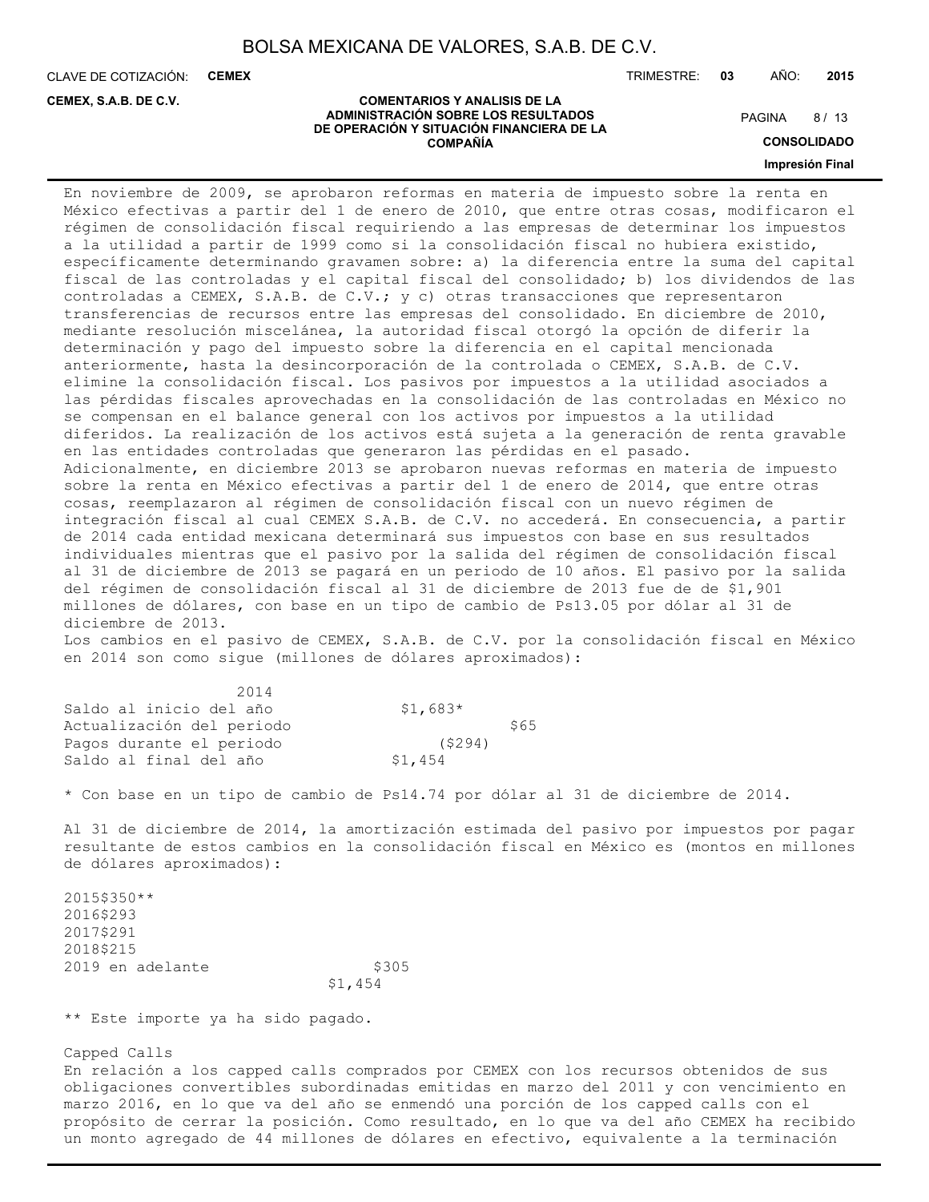En noviembre de 2009, se aprobaron reformas en materia de impuesto sobre la renta en México efectivas a partir del 1 de enero de 2010, que entre otras cosas, modificaron el régimen de consolidación fiscal requiriendo a las empresas de determinar los impuestos a la utilidad a partir de 1999 como si la consolidación fiscal no hubiera existido, específicamente determinando gravamen sobre: a) la diferencia entre la suma del capital fiscal de las controladas y el capital fiscal del consolidado; b) los dividendos de las controladas a CEMEX, S.A.B. de C.V.; y c) otras transacciones que representaron transferencias de recursos entre las empresas del consolidado. En diciembre de 2010, mediante resolución miscelánea, la autoridad fiscal otorgó la opción de diferir la determinación y pago del impuesto sobre la diferencia en el capital mencionada anteriormente, hasta la desincorporación de la controlada o CEMEX, S.A.B. de C.V. elimine la consolidación fiscal. Los pasivos por impuestos a la utilidad asociados a las pérdidas fiscales aprovechadas en la consolidación de las controladas en México no se compensan en el balance general con los activos por impuestos a la utilidad diferidos. La realización de los activos está sujeta a la generación de renta gravable en las entidades controladas que generaron las pérdidas en el pasado.
Adicionalmente, en diciembre 2013 se aprobaron nuevas reformas en materia de impuesto sobre la renta en México efectivas a partir del 1 de enero de 2014, que entre otras cosas, reemplazaron al régimen de consolidación fiscal con un nuevo régimen de integración fiscal al cual CEMEX S.A.B. de C.V. no accederá. En consecuencia, a partir de 2014 cada entidad mexicana determinará sus impuestos con base en sus resultados individuales mientras que el pasivo por la salida del régimen de consolidación fiscal al 31 de diciembre de 2013 se pagará en un periodo de 10 años. El pasivo por la salida del régimen de consolidación fiscal al 31 de diciembre de 2013 fue de de $1,901 millones de dólares, con base en un tipo de cambio de Ps13.05 por dólar al 31 de diciembre de 2013.
Los cambios en el pasivo de CEMEX, S.A.B. de C.V. por la consolidación fiscal en México en 2014 son como sigue (millones de dólares aproximados):

| | 2014 |
|---|---|
| Saldo al inicio del año | $1,683* |
| Actualización del periodo | $65 |
| Pagos durante el periodo | ($294) |
| Saldo al final del año | $1,454 |

* Con base en un tipo de cambio de Ps14.74 por dólar al 31 de diciembre de 2014.

Al 31 de diciembre de 2014, la amortización estimada del pasivo por impuestos por pagar resultante de estos cambios en la consolidación fiscal en México es (montos en millones de dólares aproximados):

| | |
|---|---|
| 2015 | $350** |
| 2016 | $293 |
| 2017 | $291 |
| 2018 | $215 |
| 2019 en adelante | $305 |
| | $1,454 |

** Este importe ya ha sido pagado.

Capped Calls
En relación a los capped calls comprados por CEMEX con los recursos obtenidos de sus obligaciones convertibles subordinadas emitidas en marzo del 2011 y con vencimiento en marzo 2016, en lo que va del año se enmendó una porción de los capped calls con el propósito de cerrar la posición. Como resultado, en lo que va del año CEMEX ha recibido un monto agregado de 44 millones de dólares en efectivo, equivalente a la terminación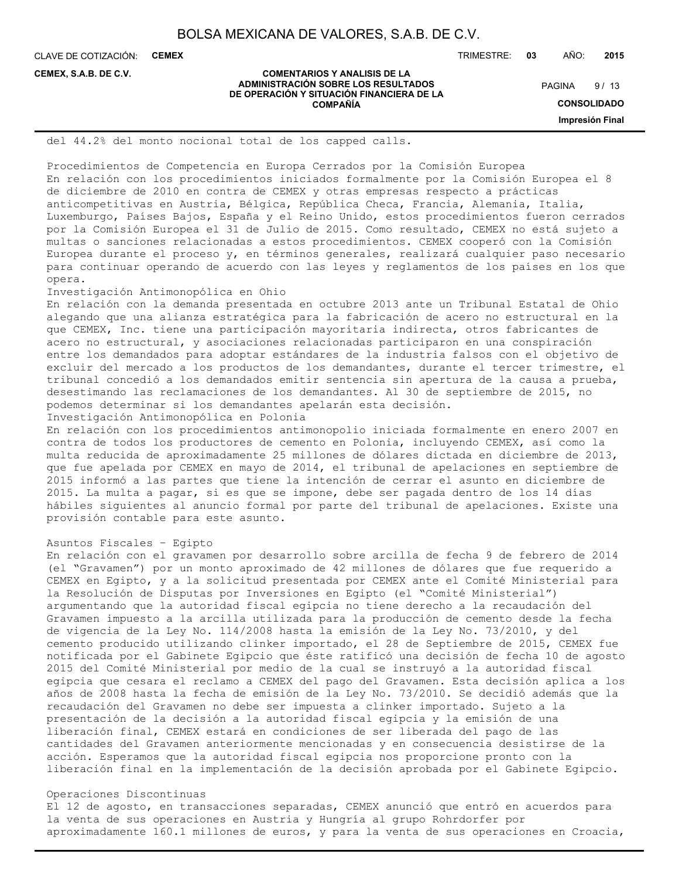del 44.2% del monto nocional total de los capped calls.

### Procedimientos de Competencia en Europa Cerrados por la Comisión Europea

En relación con los procedimientos iniciados formalmente por la Comisión Europea el 8 de diciembre de 2010 en contra de CEMEX y otras empresas respecto a prácticas anticompetitivas en Austria, Bélgica, República Checa, Francia, Alemania, Italia, Luxemburgo, Países Bajos, España y el Reino Unido, estos procedimientos fueron cerrados por la Comisión Europea el 31 de Julio de 2015. Como resultado, CEMEX no está sujeto a multas o sanciones relacionadas a estos procedimientos. CEMEX cooperó con la Comisión Europea durante el proceso y, en términos generales, realizará cualquier paso necesario para continuar operando de acuerdo con las leyes y reglamentos de los países en los que opera.

### Investigación Antimonopólica en Ohio

En relación con la demanda presentada en octubre 2013 ante un Tribunal Estatal de Ohio alegando que una alianza estratégica para la fabricación de acero no estructural en la que CEMEX, Inc. tiene una participación mayoritaria indirecta, otros fabricantes de acero no estructural, y asociaciones relacionadas participaron en una conspiración entre los demandados para adoptar estándares de la industria falsos con el objetivo de excluir del mercado a los productos de los demandantes, durante el tercer trimestre, el tribunal concedió a los demandados emitir sentencia sin apertura de la causa a prueba, desestimando las reclamaciones de los demandantes. Al 30 de septiembre de 2015, no podemos determinar si los demandantes apelarán esta decisión.

### Investigación Antimonopólica en Polonia

En relación con los procedimientos antimonopolio iniciada formalmente en enero 2007 en contra de todos los productores de cemento en Polonia, incluyendo CEMEX, así como la multa reducida de aproximadamente 25 millones de dólares dictada en diciembre de 2013, que fue apelada por CEMEX en mayo de 2014, el tribunal de apelaciones en septiembre de 2015 informó a las partes que tiene la intención de cerrar el asunto en diciembre de 2015. La multa a pagar, si es que se impone, debe ser pagada dentro de los 14 días hábiles siguientes al anuncio formal por parte del tribunal de apelaciones. Existe una provisión contable para este asunto.

### Asuntos Fiscales - Egipto

En relación con el gravamen por desarrollo sobre arcilla de fecha 9 de febrero de 2014 (el "Gravamen") por un monto aproximado de 42 millones de dólares que fue requerido a CEMEX en Egipto, y a la solicitud presentada por CEMEX ante el Comité Ministerial para la Resolución de Disputas por Inversiones en Egipto (el "Comité Ministerial") argumentando que la autoridad fiscal egipcia no tiene derecho a la recaudación del Gravamen impuesto a la arcilla utilizada para la producción de cemento desde la fecha de vigencia de la Ley No. 114/2008 hasta la emisión de la Ley No. 73/2010, y del cemento producido utilizando clinker importado, el 28 de Septiembre de 2015, CEMEX fue notificada por el Gabinete Egipcio que éste ratificó una decisión de fecha 10 de agosto 2015 del Comité Ministerial por medio de la cual se instruyó a la autoridad fiscal egipcia que cesara el reclamo a CEMEX del pago del Gravamen. Esta decisión aplica a los años de 2008 hasta la fecha de emisión de la Ley No. 73/2010. Se decidió además que la recaudación del Gravamen no debe ser impuesta a clinker importado. Sujeto a la presentación de la decisión a la autoridad fiscal egipcia y la emisión de una liberación final, CEMEX estará en condiciones de ser liberada del pago de las cantidades del Gravamen anteriormente mencionadas y en consecuencia desistirse de la acción. Esperamos que la autoridad fiscal egipcia nos proporcione pronto con la liberación final en la implementación de la decisión aprobada por el Gabinete Egipcio.

### Operaciones Discontinuas

El 12 de agosto, en transacciones separadas, CEMEX anunció que entró en acuerdos para la venta de sus operaciones en Austria y Hungría al grupo Rohrdorfer por aproximadamente 160.1 millones de euros, y para la venta de sus operaciones en Croacia,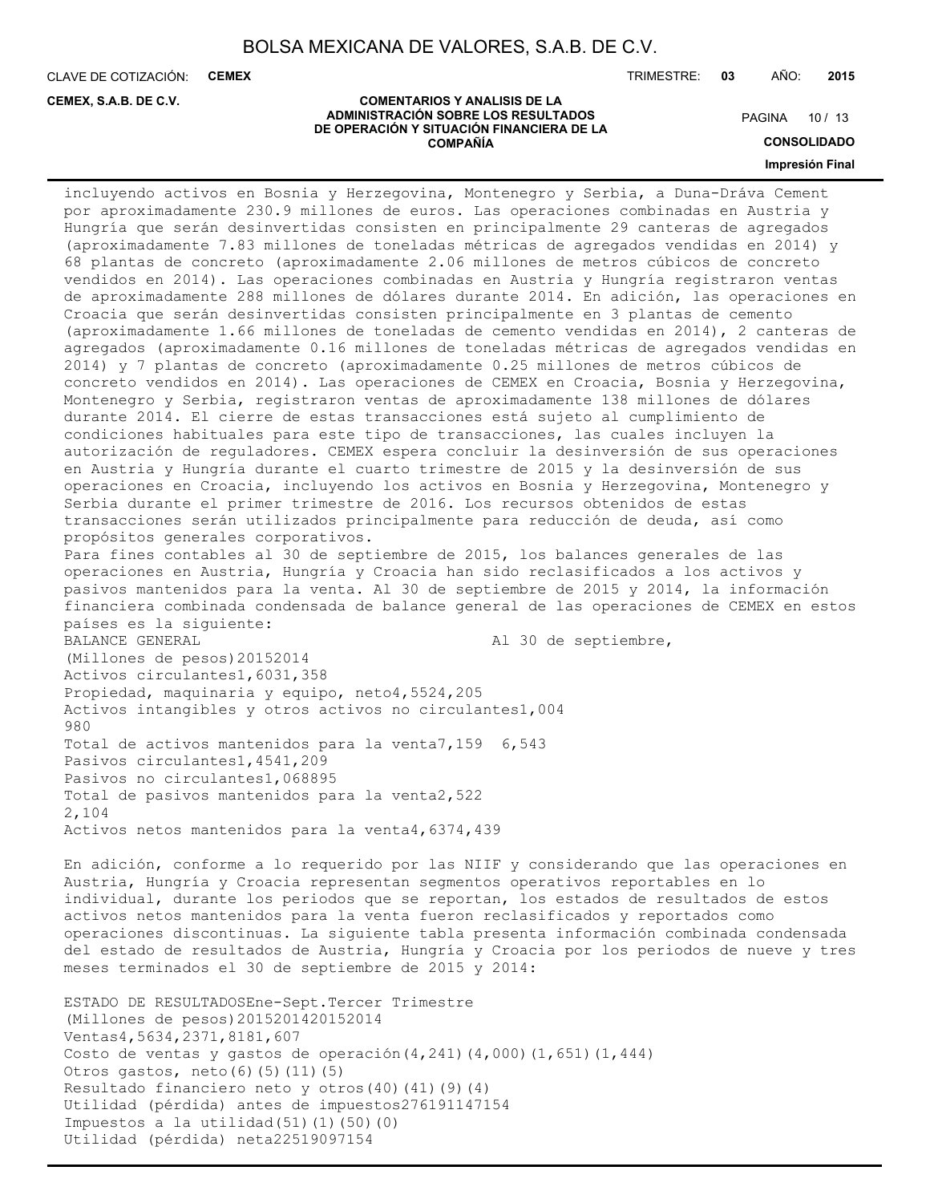incluyendo activos en Bosnia y Herzegovina, Montenegro y Serbia, a Duna-Dráva Cement por aproximadamente 230.9 millones de euros. Las operaciones combinadas en Austria y Hungría que serán desinvertidas consisten en principalmente 29 canteras de agregados (aproximadamente 7.83 millones de toneladas métricas de agregados vendidas en 2014) y 68 plantas de concreto (aproximadamente 2.06 millones de metros cúbicos de concreto vendidos en 2014). Las operaciones combinadas en Austria y Hungría registraron ventas de aproximadamente 288 millones de dólares durante 2014. En adición, las operaciones en Croacia que serán desinvertidas consisten principalmente en 3 plantas de cemento (aproximadamente 1.66 millones de toneladas de cemento vendidas en 2014), 2 canteras de agregados (aproximadamente 0.16 millones de toneladas métricas de agregados vendidas en 2014) y 7 plantas de concreto (aproximadamente 0.25 millones de metros cúbicos de concreto vendidos en 2014). Las operaciones de CEMEX en Croacia, Bosnia y Herzegovina, Montenegro y Serbia, registraron ventas de aproximadamente 138 millones de dólares durante 2014. El cierre de estas transacciones está sujeto al cumplimiento de condiciones habituales para este tipo de transacciones, las cuales incluyen la autorización de reguladores. CEMEX espera concluir la desinversión de sus operaciones en Austria y Hungría durante el cuarto trimestre de 2015 y la desinversión de sus operaciones en Croacia, incluyendo los activos en Bosnia y Herzegovina, Montenegro y Serbia durante el primer trimestre de 2016. Los recursos obtenidos de estas transacciones serán utilizados principalmente para reducción de deuda, así como propósitos generales corporativos.

Para fines contables al 30 de septiembre de 2015, los balances generales de las operaciones en Austria, Hungría y Croacia han sido reclasificados a los activos y pasivos mantenidos para la venta. Al 30 de septiembre de 2015 y 2014, la información financiera combinada condensada de balance general de las operaciones de CEMEX en estos países es la siguiente:

| BALANCE GENERAL | Al 30 de septiembre, | |
|---|---|---|
| (Millones de pesos) | 2015 | 2014 |
| Activos circulantes | 1,603 | 1,358 |
| Propiedad, maquinaria y equipo, neto | 4,552 | 4,205 |
| Activos intangibles y otros activos no circulantes | 1,004 | 980 |
| Total de activos mantenidos para la venta | 7,159 | 6,543 |
| Pasivos circulantes | 1,454 | 1,209 |
| Pasivos no circulantes | 1,068 | 895 |
| Total de pasivos mantenidos para la venta | 2,522 | 2,104 |
| Activos netos mantenidos para la venta | 4,637 | 4,439 |

En adición, conforme a lo requerido por las NIIF y considerando que las operaciones en Austria, Hungría y Croacia representan segmentos operativos reportables en lo individual, durante los periodos que se reportan, los estados de resultados de estos activos netos mantenidos para la venta fueron reclasificados y reportados como operaciones discontinuas. La siguiente tabla presenta información combinada condensada del estado de resultados de Austria, Hungría y Croacia por los periodos de nueve y tres meses terminados el 30 de septiembre de 2015 y 2014:

| ESTADO DE RESULTADOS | Ene-Sept. | | Tercer Trimestre | |
|---|---|---|---|---|
| (Millones de pesos) | 2015 | 2014 | 2015 | 2014 |
| Ventas | 4,563 | 4,237 | 1,818 | 1,607 |
| Costo de ventas y gastos de operación | (4,241) | (4,000) | (1,651) | (1,444) |
| Otros gastos, neto | (6) | (5) | (11) | (5) |
| Resultado financiero neto y otros | (40) | (41) | (9) | (4) |
| Utilidad (pérdida) antes de impuestos | 276 | 191 | 147 | 154 |
| Impuestos a la utilidad | (51) | (1) | (50) | (0) |
| Utilidad (pérdida) neta | 225 | 190 | 97 | 154 |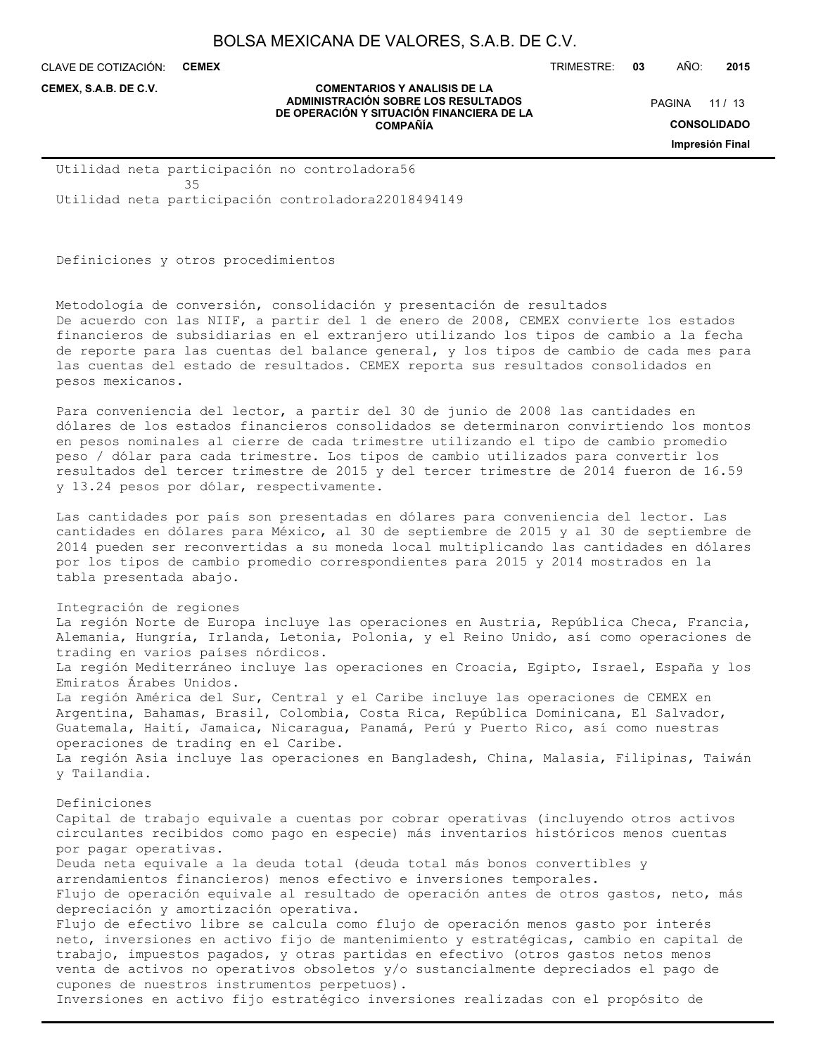Utilidad neta participación no controladora56
35
Utilidad neta participación controladora22018494149

## Definiciones y otros procedimientos

### Metodología de conversión, consolidación y presentación de resultados

De acuerdo con las NIIF, a partir del 1 de enero de 2008, CEMEX convierte los estados financieros de subsidiarias en el extranjero utilizando los tipos de cambio a la fecha de reporte para las cuentas del balance general, y los tipos de cambio de cada mes para las cuentas del estado de resultados. CEMEX reporta sus resultados consolidados en pesos mexicanos.

Para conveniencia del lector, a partir del 30 de junio de 2008 las cantidades en dólares de los estados financieros consolidados se determinaron convirtiendo los montos en pesos nominales al cierre de cada trimestre utilizando el tipo de cambio promedio peso / dólar para cada trimestre. Los tipos de cambio utilizados para convertir los resultados del tercer trimestre de 2015 y del tercer trimestre de 2014 fueron de 16.59 y 13.24 pesos por dólar, respectivamente.

Las cantidades por país son presentadas en dólares para conveniencia del lector. Las cantidades en dólares para México, al 30 de septiembre de 2015 y al 30 de septiembre de 2014 pueden ser reconvertidas a su moneda local multiplicando las cantidades en dólares por los tipos de cambio promedio correspondientes para 2015 y 2014 mostrados en la tabla presentada abajo.

### Integración de regiones

La región Norte de Europa incluye las operaciones en Austria, República Checa, Francia, Alemania, Hungría, Irlanda, Letonia, Polonia, y el Reino Unido, así como operaciones de trading en varios países nórdicos.
La región Mediterráneo incluye las operaciones en Croacia, Egipto, Israel, España y los Emiratos Árabes Unidos.
La región América del Sur, Central y el Caribe incluye las operaciones de CEMEX en Argentina, Bahamas, Brasil, Colombia, Costa Rica, República Dominicana, El Salvador, Guatemala, Haití, Jamaica, Nicaragua, Panamá, Perú y Puerto Rico, así como nuestras operaciones de trading en el Caribe.
La región Asia incluye las operaciones en Bangladesh, China, Malasia, Filipinas, Taiwán y Tailandia.

### Definiciones

Capital de trabajo equivale a cuentas por cobrar operativas (incluyendo otros activos circulantes recibidos como pago en especie) más inventarios históricos menos cuentas por pagar operativas.
Deuda neta equivale a la deuda total (deuda total más bonos convertibles y arrendamientos financieros) menos efectivo e inversiones temporales.
Flujo de operación equivale al resultado de operación antes de otros gastos, neto, más depreciación y amortización operativa.
Flujo de efectivo libre se calcula como flujo de operación menos gasto por interés neto, inversiones en activo fijo de mantenimiento y estratégicas, cambio en capital de trabajo, impuestos pagados, y otras partidas en efectivo (otros gastos netos menos venta de activos no operativos obsoletos y/o sustancialmente depreciados el pago de cupones de nuestros instrumentos perpetuos).
Inversiones en activo fijo estratégico inversiones realizadas con el propósito de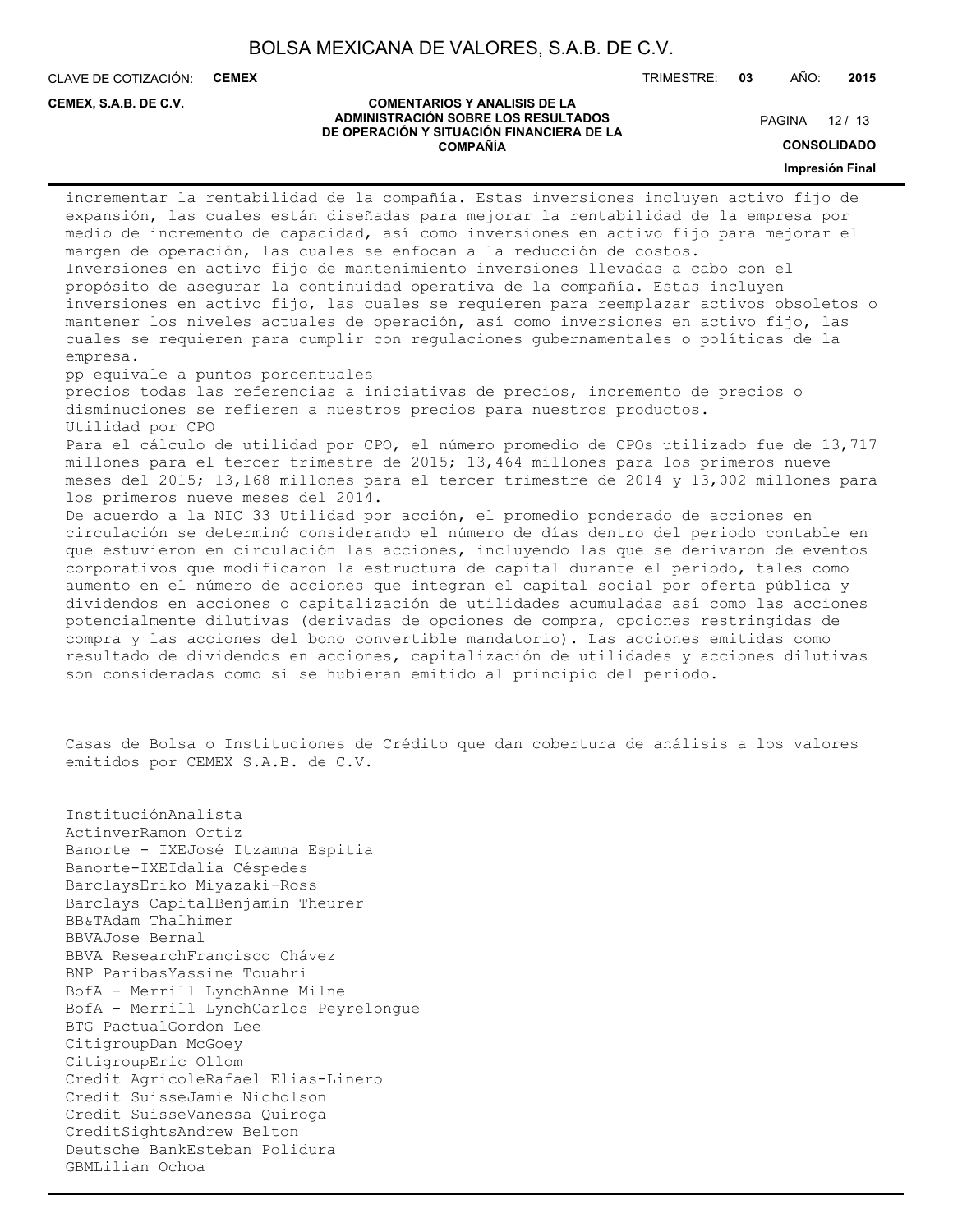incrementar la rentabilidad de la compañía. Estas inversiones incluyen activo fijo de expansión, las cuales están diseñadas para mejorar la rentabilidad de la empresa por medio de incremento de capacidad, así como inversiones en activo fijo para mejorar el margen de operación, las cuales se enfocan a la reducción de costos.

Inversiones en activo fijo de mantenimiento inversiones llevadas a cabo con el propósito de asegurar la continuidad operativa de la compañía. Estas incluyen inversiones en activo fijo, las cuales se requieren para reemplazar activos obsoletos o mantener los niveles actuales de operación, así como inversiones en activo fijo, las cuales se requieren para cumplir con regulaciones gubernamentales o políticas de la empresa.

pp equivale a puntos porcentuales

precios todas las referencias a iniciativas de precios, incremento de precios o disminuciones se refieren a nuestros precios para nuestros productos.

Utilidad por CPO

Para el cálculo de utilidad por CPO, el número promedio de CPOs utilizado fue de 13,717 millones para el tercer trimestre de 2015; 13,464 millones para los primeros nueve meses del 2015; 13,168 millones para el tercer trimestre de 2014 y 13,002 millones para los primeros nueve meses del 2014.

De acuerdo a la NIC 33 Utilidad por acción, el promedio ponderado de acciones en circulación se determinó considerando el número de días dentro del periodo contable en que estuvieron en circulación las acciones, incluyendo las que se derivaron de eventos corporativos que modificaron la estructura de capital durante el periodo, tales como aumento en el número de acciones que integran el capital social por oferta pública y dividendos en acciones o capitalización de utilidades acumuladas así como las acciones potencialmente dilutivas (derivadas de opciones de compra, opciones restringidas de compra y las acciones del bono convertible mandatorio). Las acciones emitidas como resultado de dividendos en acciones, capitalización de utilidades y acciones dilutivas son consideradas como si se hubieran emitido al principio del periodo.

Casas de Bolsa o Instituciones de Crédito que dan cobertura de análisis a los valores emitidos por CEMEX S.A.B. de C.V.

| Institución | Analista |
|---|---|
| Actinver | Ramon Ortiz |
| Banorte - IXE | José Itzamna Espitia |
| Banorte-IXE | Idalia Céspedes |
| Barclays | Eriko Miyazaki-Ross |
| Barclays Capital | Benjamin Theurer |
| BB&T | Adam Thalhimer |
| BBVA | Jose Bernal |
| BBVA Research | Francisco Chávez |
| BNP Paribas | Yassine Touahri |
| BofA - Merrill Lynch | Anne Milne |
| BofA - Merrill Lynch | Carlos Peyrelongue |
| BTG Pactual | Gordon Lee |
| Citigroup | Dan McGoey |
| Citigroup | Eric Ollom |
| Credit Agricole | Rafael Elias-Linero |
| Credit Suisse | Jamie Nicholson |
| Credit Suisse | Vanessa Quiroga |
| CreditSights | Andrew Belton |
| Deutsche Bank | Esteban Polidura |
| GBM | Lilian Ochoa |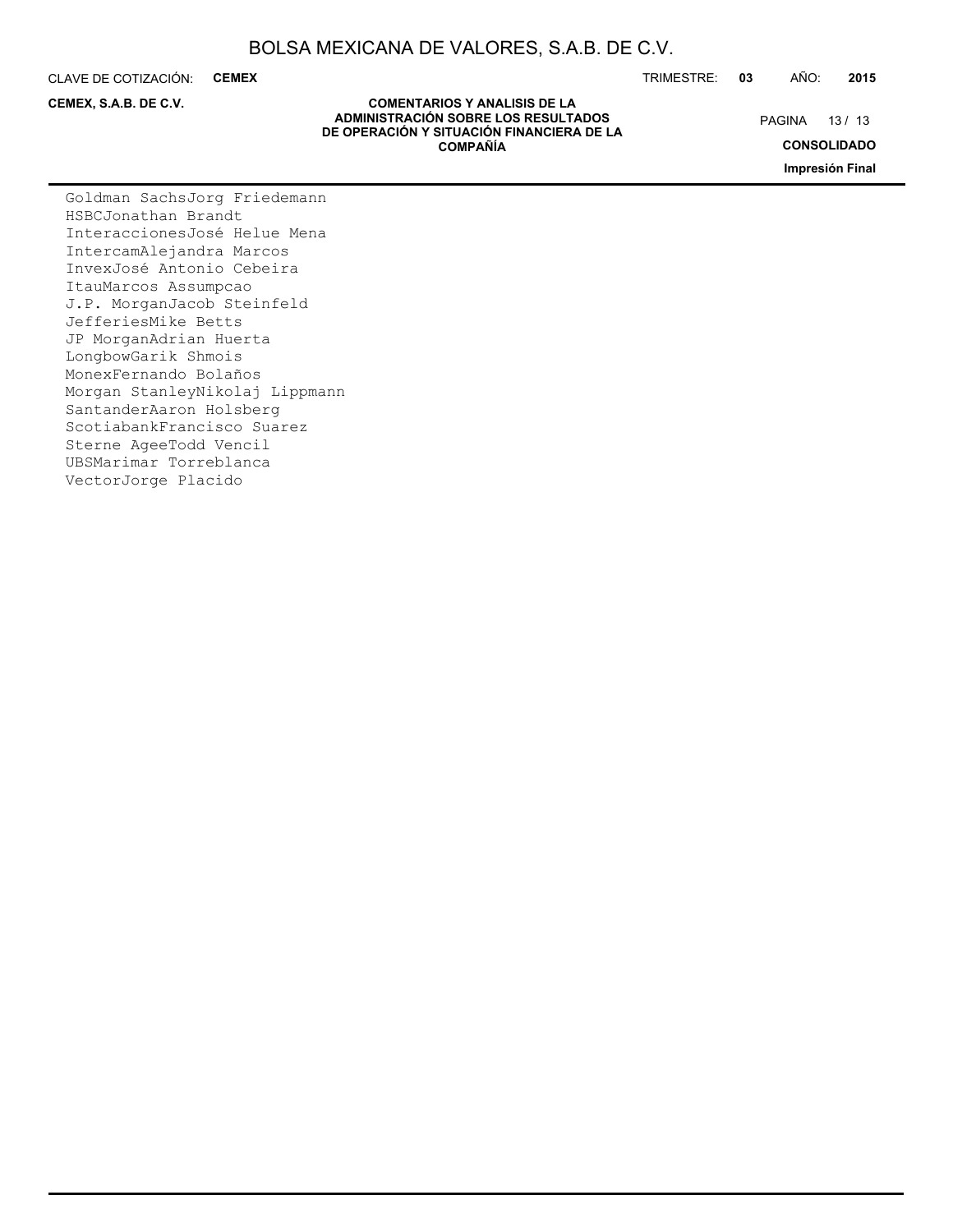Goldman SachsJorg Friedemann
HSBCJonathan Brandt
InteraccionesJosé Helue Mena
IntercamAlejandra Marcos
InvexJosé Antonio Cebeira
ItauMarcos Assumpcao
J.P. MorganJacob Steinfeld
JefferiesMike Betts
JP MorganAdrian Huerta
LongbowGarik Shmois
MonexFernando Bolaños
Morgan StanleyNikolaj Lippmann
SantanderAaron Holsberg
ScotiabankFrancisco Suarez
Sterne AgeeTodd Vencil
UBSMarimar Torreblanca
VectorJorge Placido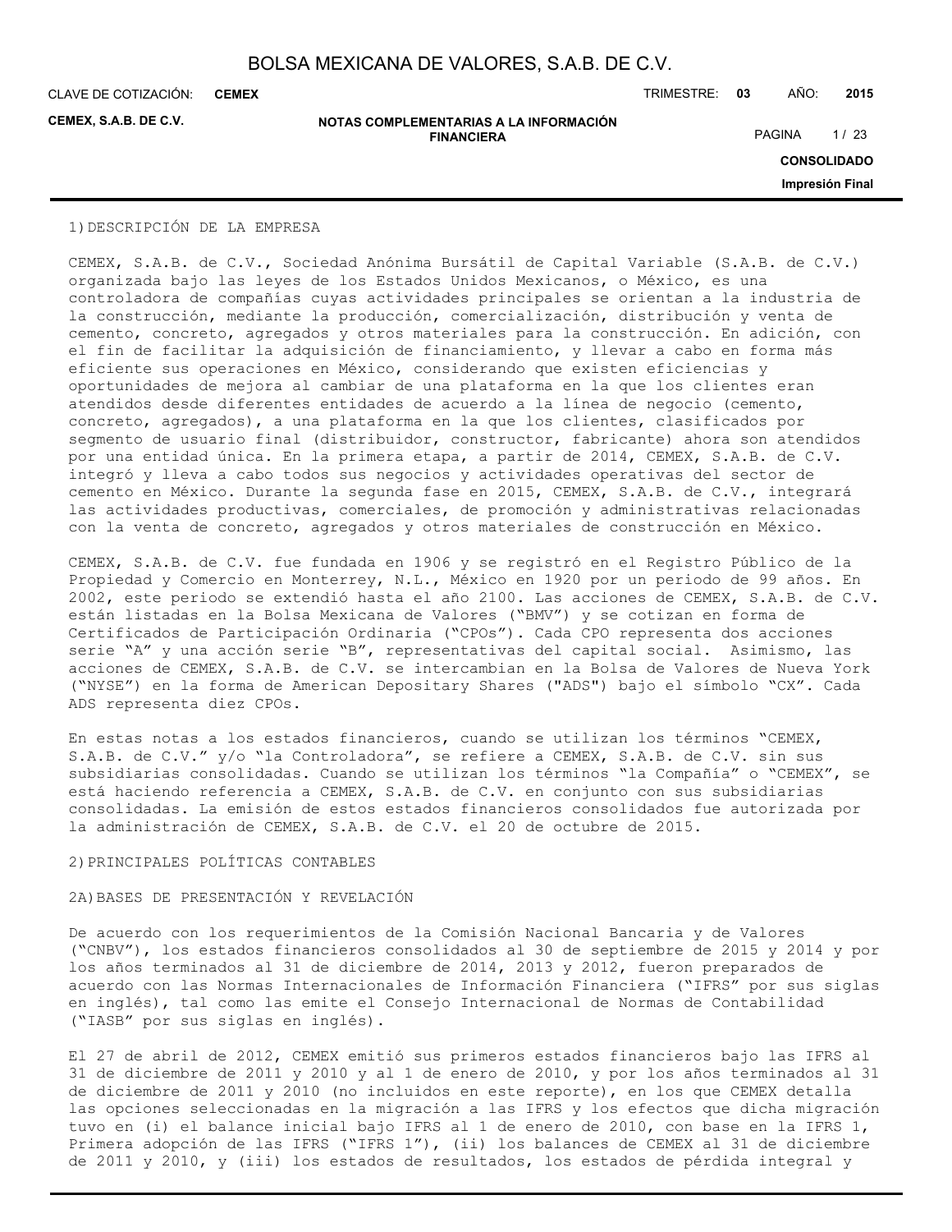## 1) DESCRIPCIÓN DE LA EMPRESA

CEMEX, S.A.B. de C.V., Sociedad Anónima Bursátil de Capital Variable (S.A.B. de C.V.) organizada bajo las leyes de los Estados Unidos Mexicanos, o México, es una controladora de compañías cuyas actividades principales se orientan a la industria de la construcción, mediante la producción, comercialización, distribución y venta de cemento, concreto, agregados y otros materiales para la construcción. En adición, con el fin de facilitar la adquisición de financiamiento, y llevar a cabo en forma más eficiente sus operaciones en México, considerando que existen eficiencias y oportunidades de mejora al cambiar de una plataforma en la que los clientes eran atendidos desde diferentes entidades de acuerdo a la línea de negocio (cemento, concreto, agregados), a una plataforma en la que los clientes, clasificados por segmento de usuario final (distribuidor, constructor, fabricante) ahora son atendidos por una entidad única. En la primera etapa, a partir de 2014, CEMEX, S.A.B. de C.V. integró y lleva a cabo todos sus negocios y actividades operativas del sector de cemento en México. Durante la segunda fase en 2015, CEMEX, S.A.B. de C.V., integrará las actividades productivas, comerciales, de promoción y administrativas relacionadas con la venta de concreto, agregados y otros materiales de construcción en México.

CEMEX, S.A.B. de C.V. fue fundada en 1906 y se registró en el Registro Público de la Propiedad y Comercio en Monterrey, N.L., México en 1920 por un periodo de 99 años. En 2002, este periodo se extendió hasta el año 2100. Las acciones de CEMEX, S.A.B. de C.V. están listadas en la Bolsa Mexicana de Valores ("BMV") y se cotizan en forma de Certificados de Participación Ordinaria ("CPOs"). Cada CPO representa dos acciones serie "A" y una acción serie "B", representativas del capital social. Asimismo, las acciones de CEMEX, S.A.B. de C.V. se intercambian en la Bolsa de Valores de Nueva York ("NYSE") en la forma de American Depositary Shares ("ADS") bajo el símbolo "CX". Cada ADS representa diez CPOs.

En estas notas a los estados financieros, cuando se utilizan los términos "CEMEX, S.A.B. de C.V." y/o "la Controladora", se refiere a CEMEX, S.A.B. de C.V. sin sus subsidiarias consolidadas. Cuando se utilizan los términos "la Compañía" o "CEMEX", se está haciendo referencia a CEMEX, S.A.B. de C.V. en conjunto con sus subsidiarias consolidadas. La emisión de estos estados financieros consolidados fue autorizada por la administración de CEMEX, S.A.B. de C.V. el 20 de octubre de 2015.

## 2) PRINCIPALES POLÍTICAS CONTABLES

### 2A) BASES DE PRESENTACIÓN Y REVELACIÓN

De acuerdo con los requerimientos de la Comisión Nacional Bancaria y de Valores ("CNBV"), los estados financieros consolidados al 30 de septiembre de 2015 y 2014 y por los años terminados al 31 de diciembre de 2014, 2013 y 2012, fueron preparados de acuerdo con las Normas Internacionales de Información Financiera ("IFRS" por sus siglas en inglés), tal como las emite el Consejo Internacional de Normas de Contabilidad ("IASB" por sus siglas en inglés).

El 27 de abril de 2012, CEMEX emitió sus primeros estados financieros bajo las IFRS al 31 de diciembre de 2011 y 2010 y al 1 de enero de 2010, y por los años terminados al 31 de diciembre de 2011 y 2010 (no incluidos en este reporte), en los que CEMEX detalla las opciones seleccionadas en la migración a las IFRS y los efectos que dicha migración tuvo en (i) el balance inicial bajo IFRS al 1 de enero de 2010, con base en la IFRS 1, Primera adopción de las IFRS ("IFRS 1"), (ii) los balances de CEMEX al 31 de diciembre de 2011 y 2010, y (iii) los estados de resultados, los estados de pérdida integral y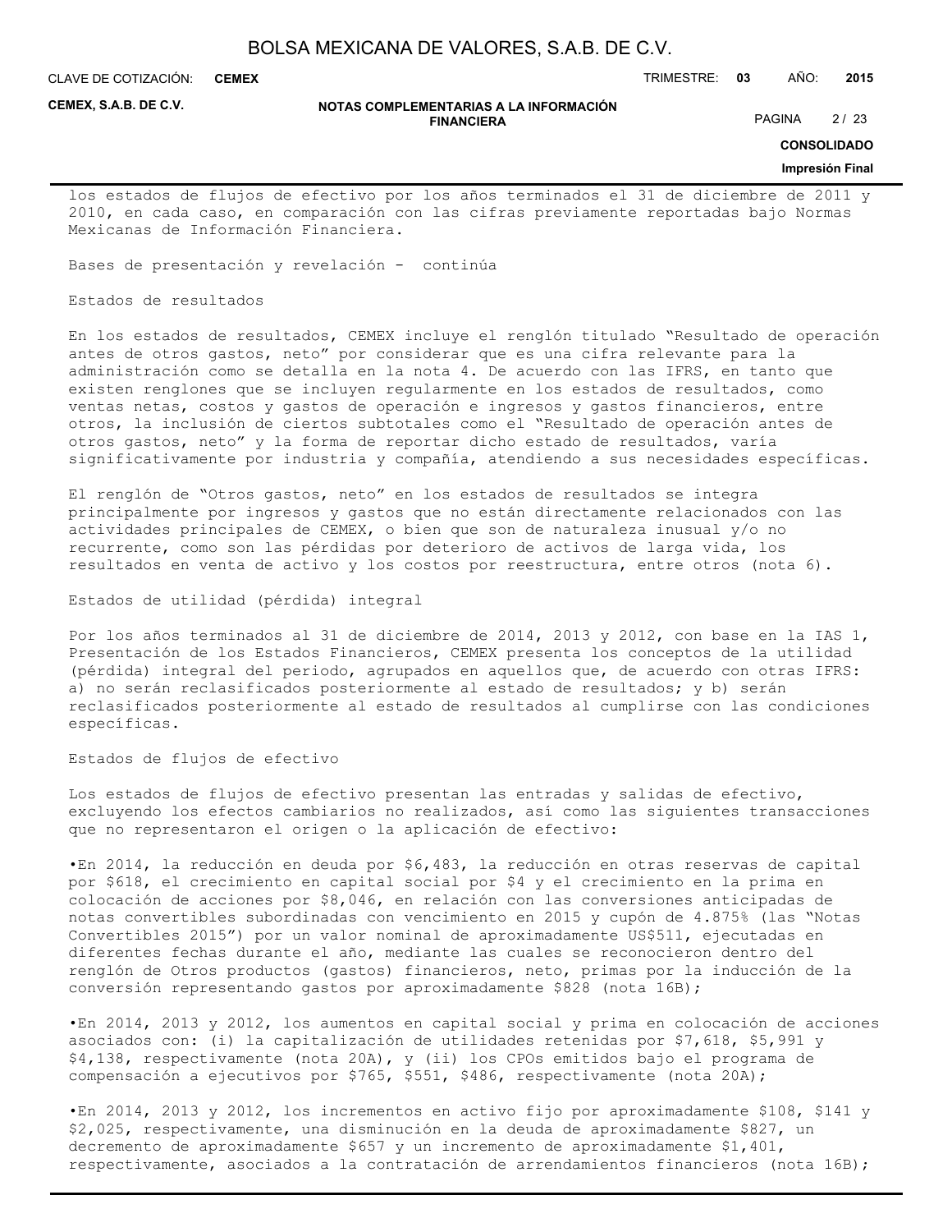los estados de flujos de efectivo por los años terminados el 31 de diciembre de 2011 y 2010, en cada caso, en comparación con las cifras previamente reportadas bajo Normas Mexicanas de Información Financiera.

Bases de presentación y revelación - continúa

Estados de resultados

En los estados de resultados, CEMEX incluye el renglón titulado "Resultado de operación antes de otros gastos, neto" por considerar que es una cifra relevante para la administración como se detalla en la nota 4. De acuerdo con las IFRS, en tanto que existen renglones que se incluyen regularmente en los estados de resultados, como ventas netas, costos y gastos de operación e ingresos y gastos financieros, entre otros, la inclusión de ciertos subtotales como el "Resultado de operación antes de otros gastos, neto" y la forma de reportar dicho estado de resultados, varía significativamente por industria y compañía, atendiendo a sus necesidades específicas.

El renglón de "Otros gastos, neto" en los estados de resultados se integra principalmente por ingresos y gastos que no están directamente relacionados con las actividades principales de CEMEX, o bien que son de naturaleza inusual y/o no recurrente, como son las pérdidas por deterioro de activos de larga vida, los resultados en venta de activo y los costos por reestructura, entre otros (nota 6).

Estados de utilidad (pérdida) integral

Por los años terminados al 31 de diciembre de 2014, 2013 y 2012, con base en la IAS 1, Presentación de los Estados Financieros, CEMEX presenta los conceptos de la utilidad (pérdida) integral del periodo, agrupados en aquellos que, de acuerdo con otras IFRS: a) no serán reclasificados posteriormente al estado de resultados; y b) serán reclasificados posteriormente al estado de resultados al cumplirse con las condiciones específicas.

Estados de flujos de efectivo

Los estados de flujos de efectivo presentan las entradas y salidas de efectivo, excluyendo los efectos cambiarios no realizados, así como las siguientes transacciones que no representaron el origen o la aplicación de efectivo:

- En 2014, la reducción en deuda por $6,483, la reducción en otras reservas de capital por $618, el crecimiento en capital social por $4 y el crecimiento en la prima en colocación de acciones por $8,046, en relación con las conversiones anticipadas de notas convertibles subordinadas con vencimiento en 2015 y cupón de 4.875% (las "Notas Convertibles 2015") por un valor nominal de aproximadamente US$511, ejecutadas en diferentes fechas durante el año, mediante las cuales se reconocieron dentro del renglón de Otros productos (gastos) financieros, neto, primas por la inducción de la conversión representando gastos por aproximadamente $828 (nota 16B);

- En 2014, 2013 y 2012, los aumentos en capital social y prima en colocación de acciones asociados con: (i) la capitalización de utilidades retenidas por $7,618, $5,991 y $4,138, respectivamente (nota 20A), y (ii) los CPOs emitidos bajo el programa de compensación a ejecutivos por $765, $551, $486, respectivamente (nota 20A);

- En 2014, 2013 y 2012, los incrementos en activo fijo por aproximadamente $108, $141 y $2,025, respectivamente, una disminución en la deuda de aproximadamente $827, un decremento de aproximadamente $657 y un incremento de aproximadamente $1,401, respectivamente, asociados a la contratación de arrendamientos financieros (nota 16B);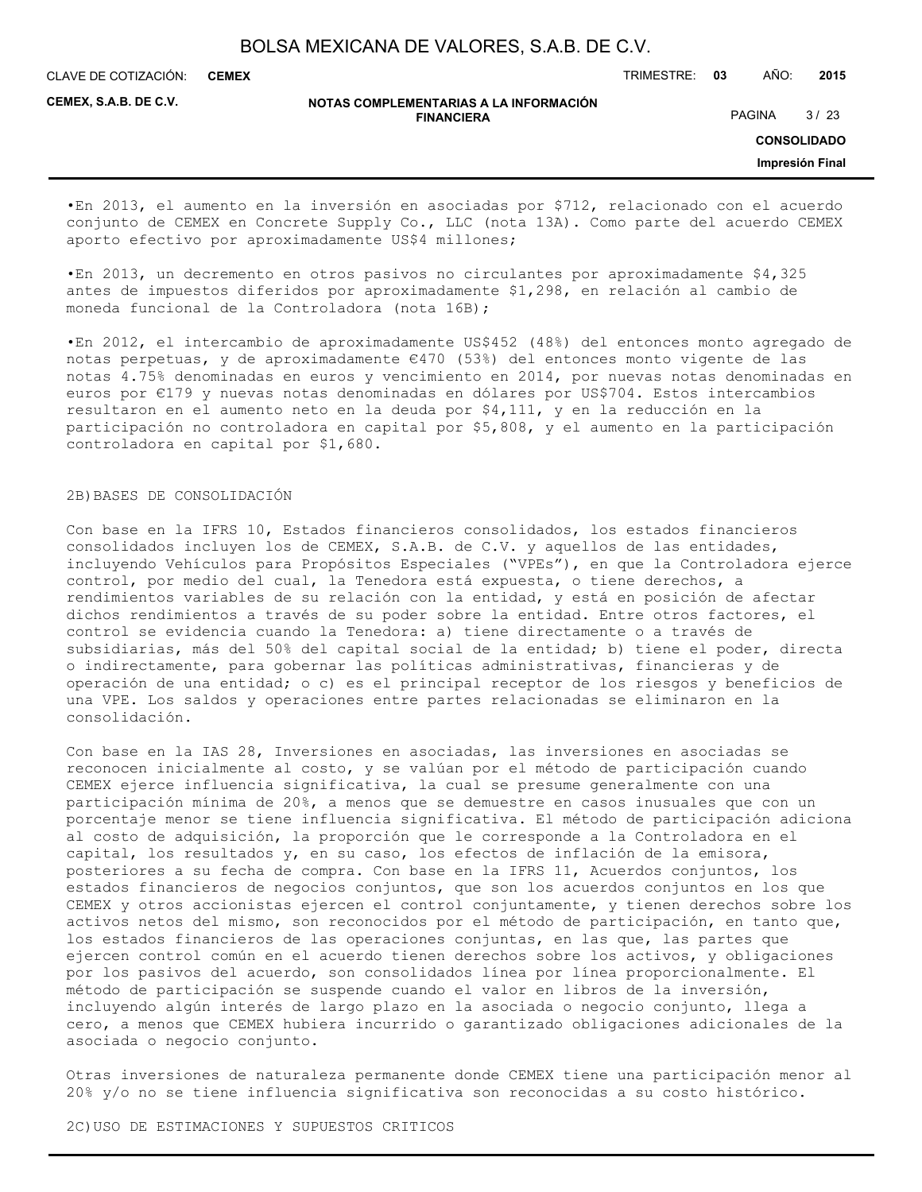•En 2013, el aumento en la inversión en asociadas por $712, relacionado con el acuerdo conjunto de CEMEX en Concrete Supply Co., LLC (nota 13A). Como parte del acuerdo CEMEX aporto efectivo por aproximadamente US$4 millones;

•En 2013, un decremento en otros pasivos no circulantes por aproximadamente $4,325 antes de impuestos diferidos por aproximadamente $1,298, en relación al cambio de moneda funcional de la Controladora (nota 16B);

•En 2012, el intercambio de aproximadamente US$452 (48%) del entonces monto agregado de notas perpetuas, y de aproximadamente €470 (53%) del entonces monto vigente de las notas 4.75% denominadas en euros y vencimiento en 2014, por nuevas notas denominadas en euros por €179 y nuevas notas denominadas en dólares por US$704. Estos intercambios resultaron en el aumento neto en la deuda por $4,111, y en la reducción en la participación no controladora en capital por $5,808, y el aumento en la participación controladora en capital por $1,680.

2B)BASES DE CONSOLIDACIÓN

Con base en la IFRS 10, Estados financieros consolidados, los estados financieros consolidados incluyen los de CEMEX, S.A.B. de C.V. y aquellos de las entidades, incluyendo Vehículos para Propósitos Especiales ("VPEs"), en que la Controladora ejerce control, por medio del cual, la Tenedora está expuesta, o tiene derechos, a rendimientos variables de su relación con la entidad, y está en posición de afectar dichos rendimientos a través de su poder sobre la entidad. Entre otros factores, el control se evidencia cuando la Tenedora: a) tiene directamente o a través de subsidiarias, más del 50% del capital social de la entidad; b) tiene el poder, directa o indirectamente, para gobernar las políticas administrativas, financieras y de operación de una entidad; o c) es el principal receptor de los riesgos y beneficios de una VPE. Los saldos y operaciones entre partes relacionadas se eliminaron en la consolidación.

Con base en la IAS 28, Inversiones en asociadas, las inversiones en asociadas se reconocen inicialmente al costo, y se valúan por el método de participación cuando CEMEX ejerce influencia significativa, la cual se presume generalmente con una participación mínima de 20%, a menos que se demuestre en casos inusuales que con un porcentaje menor se tiene influencia significativa. El método de participación adiciona al costo de adquisición, la proporción que le corresponde a la Controladora en el capital, los resultados y, en su caso, los efectos de inflación de la emisora, posteriores a su fecha de compra. Con base en la IFRS 11, Acuerdos conjuntos, los estados financieros de negocios conjuntos, que son los acuerdos conjuntos en los que CEMEX y otros accionistas ejercen el control conjuntamente, y tienen derechos sobre los activos netos del mismo, son reconocidos por el método de participación, en tanto que, los estados financieros de las operaciones conjuntas, en las que, las partes que ejercen control común en el acuerdo tienen derechos sobre los activos, y obligaciones por los pasivos del acuerdo, son consolidados línea por línea proporcionalmente. El método de participación se suspende cuando el valor en libros de la inversión, incluyendo algún interés de largo plazo en la asociada o negocio conjunto, llega a cero, a menos que CEMEX hubiera incurrido o garantizado obligaciones adicionales de la asociada o negocio conjunto.

Otras inversiones de naturaleza permanente donde CEMEX tiene una participación menor al 20% y/o no se tiene influencia significativa son reconocidas a su costo histórico.

2C)USO DE ESTIMACIONES Y SUPUESTOS CRITICOS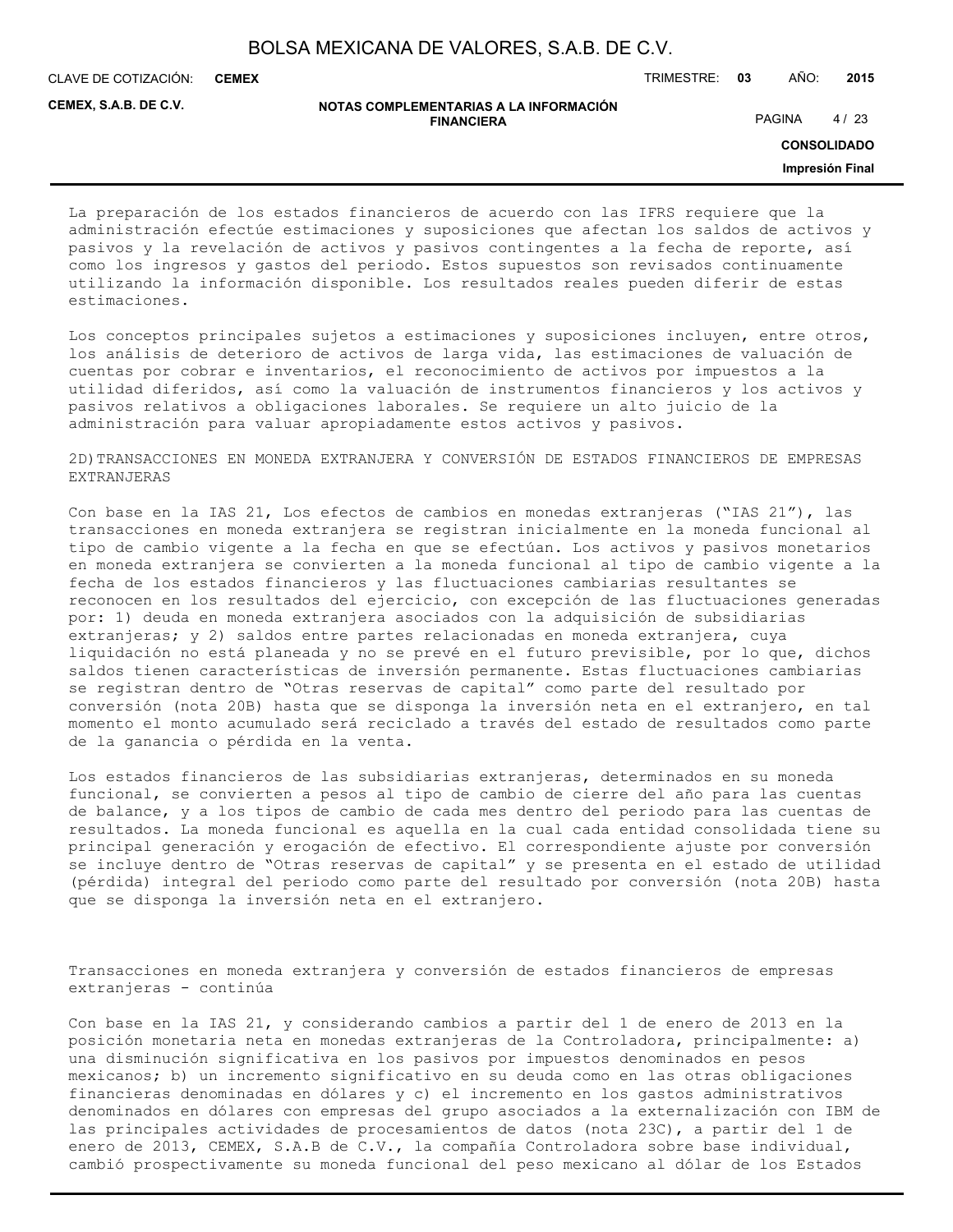La preparación de los estados financieros de acuerdo con las IFRS requiere que la administración efectúe estimaciones y suposiciones que afectan los saldos de activos y pasivos y la revelación de activos y pasivos contingentes a la fecha de reporte, así como los ingresos y gastos del periodo. Estos supuestos son revisados continuamente utilizando la información disponible. Los resultados reales pueden diferir de estas estimaciones.

Los conceptos principales sujetos a estimaciones y suposiciones incluyen, entre otros, los análisis de deterioro de activos de larga vida, las estimaciones de valuación de cuentas por cobrar e inventarios, el reconocimiento de activos por impuestos a la utilidad diferidos, así como la valuación de instrumentos financieros y los activos y pasivos relativos a obligaciones laborales. Se requiere un alto juicio de la administración para valuar apropiadamente estos activos y pasivos.

2D)TRANSACCIONES EN MONEDA EXTRANJERA Y CONVERSIÓN DE ESTADOS FINANCIEROS DE EMPRESAS EXTRANJERAS

Con base en la IAS 21, Los efectos de cambios en monedas extranjeras (“IAS 21”), las transacciones en moneda extranjera se registran inicialmente en la moneda funcional al tipo de cambio vigente a la fecha en que se efectúan. Los activos y pasivos monetarios en moneda extranjera se convierten a la moneda funcional al tipo de cambio vigente a la fecha de los estados financieros y las fluctuaciones cambiarias resultantes se reconocen en los resultados del ejercicio, con excepción de las fluctuaciones generadas por: 1) deuda en moneda extranjera asociados con la adquisición de subsidiarias extranjeras; y 2) saldos entre partes relacionadas en moneda extranjera, cuya liquidación no está planeada y no se prevé en el futuro previsible, por lo que, dichos saldos tienen características de inversión permanente. Estas fluctuaciones cambiarias se registran dentro de “Otras reservas de capital” como parte del resultado por conversión (nota 20B) hasta que se disponga la inversión neta en el extranjero, en tal momento el monto acumulado será reciclado a través del estado de resultados como parte de la ganancia o pérdida en la venta.

Los estados financieros de las subsidiarias extranjeras, determinados en su moneda funcional, se convierten a pesos al tipo de cambio de cierre del año para las cuentas de balance, y a los tipos de cambio de cada mes dentro del periodo para las cuentas de resultados. La moneda funcional es aquella en la cual cada entidad consolidada tiene su principal generación y erogación de efectivo. El correspondiente ajuste por conversión se incluye dentro de “Otras reservas de capital” y se presenta en el estado de utilidad (pérdida) integral del periodo como parte del resultado por conversión (nota 20B) hasta que se disponga la inversión neta en el extranjero.

Transacciones en moneda extranjera y conversión de estados financieros de empresas extranjeras - continúa

Con base en la IAS 21, y considerando cambios a partir del 1 de enero de 2013 en la posición monetaria neta en monedas extranjeras de la Controladora, principalmente: a) una disminución significativa en los pasivos por impuestos denominados en pesos mexicanos; b) un incremento significativo en su deuda como en las otras obligaciones financieras denominadas en dólares y c) el incremento en los gastos administrativos denominados en dólares con empresas del grupo asociados a la externalización con IBM de las principales actividades de procesamientos de datos (nota 23C), a partir del 1 de enero de 2013, CEMEX, S.A.B de C.V., la compañía Controladora sobre base individual, cambió prospectivamente su moneda funcional del peso mexicano al dólar de los Estados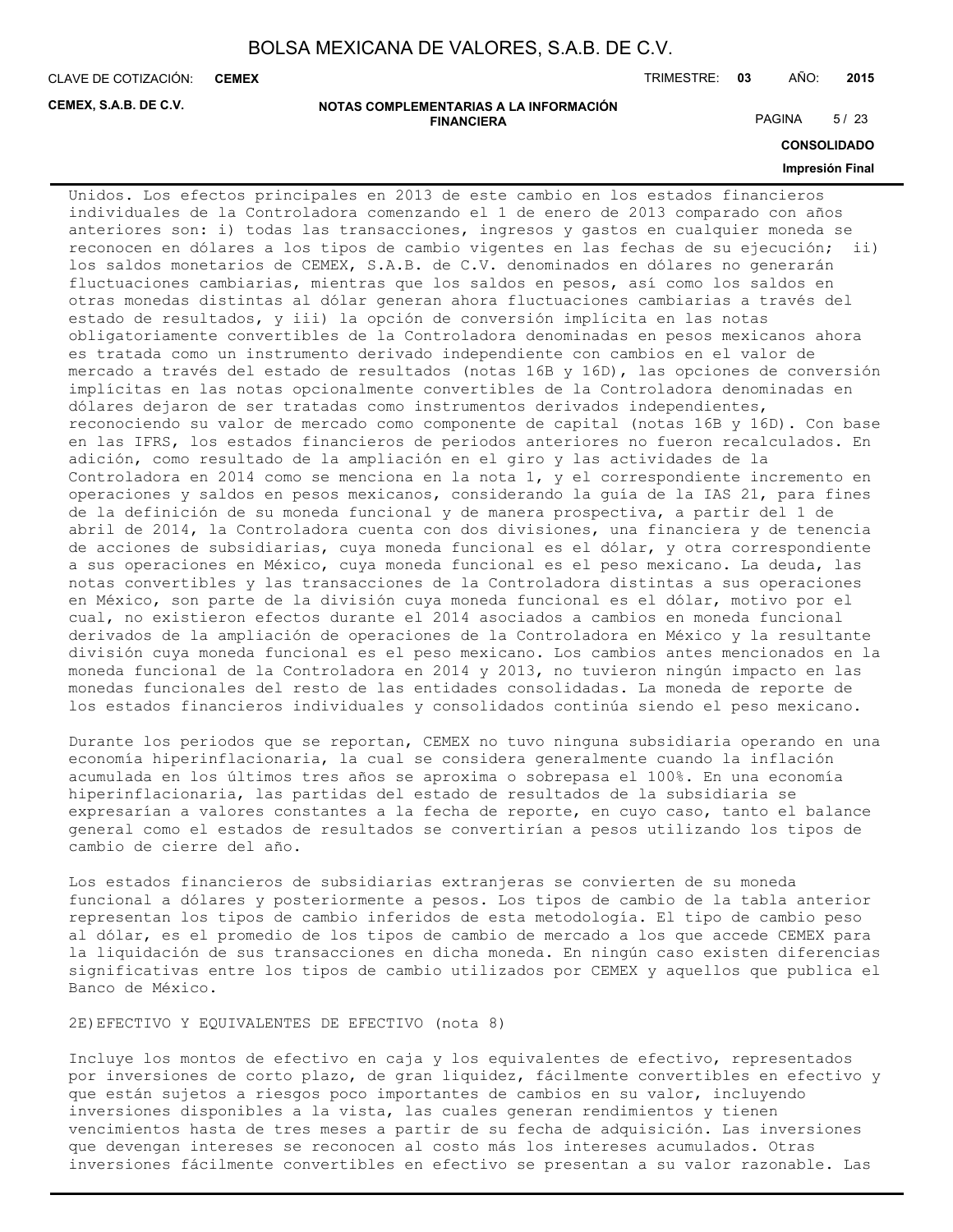Unidos. Los efectos principales en 2013 de este cambio en los estados financieros individuales de la Controladora comenzando el 1 de enero de 2013 comparado con años anteriores son: i) todas las transacciones, ingresos y gastos en cualquier moneda se reconocen en dólares a los tipos de cambio vigentes en las fechas de su ejecución; ii) los saldos monetarios de CEMEX, S.A.B. de C.V. denominados en dólares no generarán fluctuaciones cambiarias, mientras que los saldos en pesos, así como los saldos en otras monedas distintas al dólar generan ahora fluctuaciones cambiarias a través del estado de resultados, y iii) la opción de conversión implícita en las notas obligatoriamente convertibles de la Controladora denominadas en pesos mexicanos ahora es tratada como un instrumento derivado independiente con cambios en el valor de mercado a través del estado de resultados (notas 16B y 16D), las opciones de conversión implícitas en las notas opcionalmente convertibles de la Controladora denominadas en dólares dejaron de ser tratadas como instrumentos derivados independientes, reconociendo su valor de mercado como componente de capital (notas 16B y 16D). Con base en las IFRS, los estados financieros de periodos anteriores no fueron recalculados. En adición, como resultado de la ampliación en el giro y las actividades de la Controladora en 2014 como se menciona en la nota 1, y el correspondiente incremento en operaciones y saldos en pesos mexicanos, considerando la guía de la IAS 21, para fines de la definición de su moneda funcional y de manera prospectiva, a partir del 1 de abril de 2014, la Controladora cuenta con dos divisiones, una financiera y de tenencia de acciones de subsidiarias, cuya moneda funcional es el dólar, y otra correspondiente a sus operaciones en México, cuya moneda funcional es el peso mexicano. La deuda, las notas convertibles y las transacciones de la Controladora distintas a sus operaciones en México, son parte de la división cuya moneda funcional es el dólar, motivo por el cual, no existieron efectos durante el 2014 asociados a cambios en moneda funcional derivados de la ampliación de operaciones de la Controladora en México y la resultante división cuya moneda funcional es el peso mexicano. Los cambios antes mencionados en la moneda funcional de la Controladora en 2014 y 2013, no tuvieron ningún impacto en las monedas funcionales del resto de las entidades consolidadas. La moneda de reporte de los estados financieros individuales y consolidados continúa siendo el peso mexicano.

Durante los periodos que se reportan, CEMEX no tuvo ninguna subsidiaria operando en una economía hiperinflacionaria, la cual se considera generalmente cuando la inflación acumulada en los últimos tres años se aproxima o sobrepasa el 100%. En una economía hiperinflacionaria, las partidas del estado de resultados de la subsidiaria se expresarían a valores constantes a la fecha de reporte, en cuyo caso, tanto el balance general como el estados de resultados se convertirían a pesos utilizando los tipos de cambio de cierre del año.

Los estados financieros de subsidiarias extranjeras se convierten de su moneda funcional a dólares y posteriormente a pesos. Los tipos de cambio de la tabla anterior representan los tipos de cambio inferidos de esta metodología. El tipo de cambio peso al dólar, es el promedio de los tipos de cambio de mercado a los que accede CEMEX para la liquidación de sus transacciones en dicha moneda. En ningún caso existen diferencias significativas entre los tipos de cambio utilizados por CEMEX y aquellos que publica el Banco de México.

2E) EFECTIVO Y EQUIVALENTES DE EFECTIVO (nota 8)

Incluye los montos de efectivo en caja y los equivalentes de efectivo, representados por inversiones de corto plazo, de gran liquidez, fácilmente convertibles en efectivo y que están sujetos a riesgos poco importantes de cambios en su valor, incluyendo inversiones disponibles a la vista, las cuales generan rendimientos y tienen vencimientos hasta de tres meses a partir de su fecha de adquisición. Las inversiones que devengan intereses se reconocen al costo más los intereses acumulados. Otras inversiones fácilmente convertibles en efectivo se presentan a su valor razonable. Las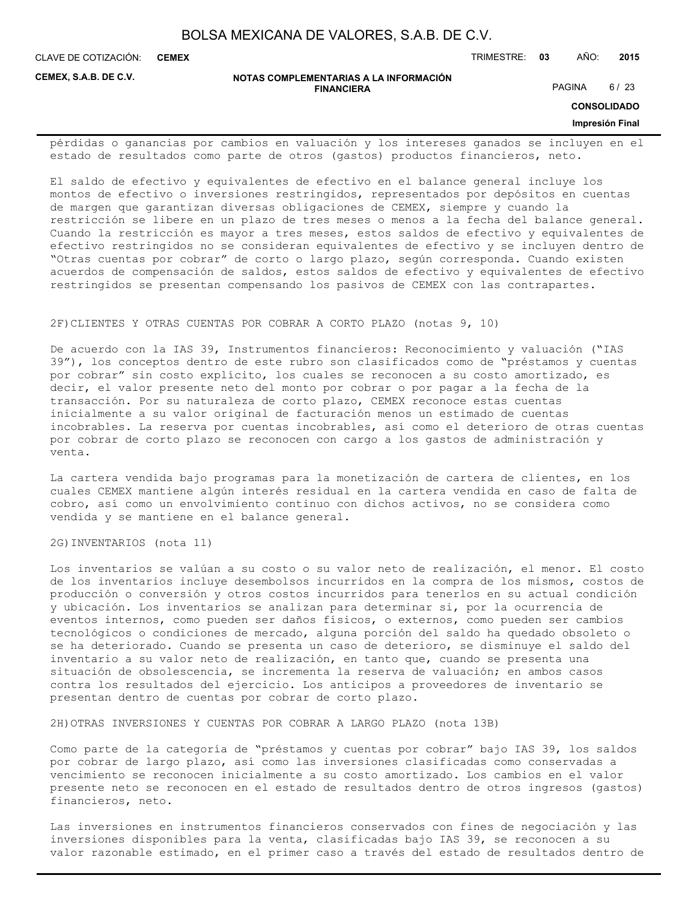pérdidas o ganancias por cambios en valuación y los intereses ganados se incluyen en el estado de resultados como parte de otros (gastos) productos financieros, neto.

El saldo de efectivo y equivalentes de efectivo en el balance general incluye los montos de efectivo o inversiones restringidos, representados por depósitos en cuentas de margen que garantizan diversas obligaciones de CEMEX, siempre y cuando la restricción se libere en un plazo de tres meses o menos a la fecha del balance general. Cuando la restricción es mayor a tres meses, estos saldos de efectivo y equivalentes de efectivo restringidos no se consideran equivalentes de efectivo y se incluyen dentro de "Otras cuentas por cobrar" de corto o largo plazo, según corresponda. Cuando existen acuerdos de compensación de saldos, estos saldos de efectivo y equivalentes de efectivo restringidos se presentan compensando los pasivos de CEMEX con las contrapartes.

## 2F)CLIENTES Y OTRAS CUENTAS POR COBRAR A CORTO PLAZO (notas 9, 10)

De acuerdo con la IAS 39, Instrumentos financieros: Reconocimiento y valuación ("IAS 39"), los conceptos dentro de este rubro son clasificados como de "préstamos y cuentas por cobrar" sin costo explícito, los cuales se reconocen a su costo amortizado, es decir, el valor presente neto del monto por cobrar o por pagar a la fecha de la transacción. Por su naturaleza de corto plazo, CEMEX reconoce estas cuentas inicialmente a su valor original de facturación menos un estimado de cuentas incobrables. La reserva por cuentas incobrables, así como el deterioro de otras cuentas por cobrar de corto plazo se reconocen con cargo a los gastos de administración y venta.

La cartera vendida bajo programas para la monetización de cartera de clientes, en los cuales CEMEX mantiene algún interés residual en la cartera vendida en caso de falta de cobro, así como un envolvimiento continuo con dichos activos, no se considera como vendida y se mantiene en el balance general.

## 2G)INVENTARIOS (nota 11)

Los inventarios se valúan a su costo o su valor neto de realización, el menor. El costo de los inventarios incluye desembolsos incurridos en la compra de los mismos, costos de producción o conversión y otros costos incurridos para tenerlos en su actual condición y ubicación. Los inventarios se analizan para determinar si, por la ocurrencia de eventos internos, como pueden ser daños físicos, o externos, como pueden ser cambios tecnológicos o condiciones de mercado, alguna porción del saldo ha quedado obsoleto o se ha deteriorado. Cuando se presenta un caso de deterioro, se disminuye el saldo del inventario a su valor neto de realización, en tanto que, cuando se presenta una situación de obsolescencia, se incrementa la reserva de valuación; en ambos casos contra los resultados del ejercicio. Los anticipos a proveedores de inventario se presentan dentro de cuentas por cobrar de corto plazo.

## 2H)OTRAS INVERSIONES Y CUENTAS POR COBRAR A LARGO PLAZO (nota 13B)

Como parte de la categoría de "préstamos y cuentas por cobrar" bajo IAS 39, los saldos por cobrar de largo plazo, así como las inversiones clasificadas como conservadas a vencimiento se reconocen inicialmente a su costo amortizado. Los cambios en el valor presente neto se reconocen en el estado de resultados dentro de otros ingresos (gastos) financieros, neto.

Las inversiones en instrumentos financieros conservados con fines de negociación y las inversiones disponibles para la venta, clasificadas bajo IAS 39, se reconocen a su valor razonable estimado, en el primer caso a través del estado de resultados dentro de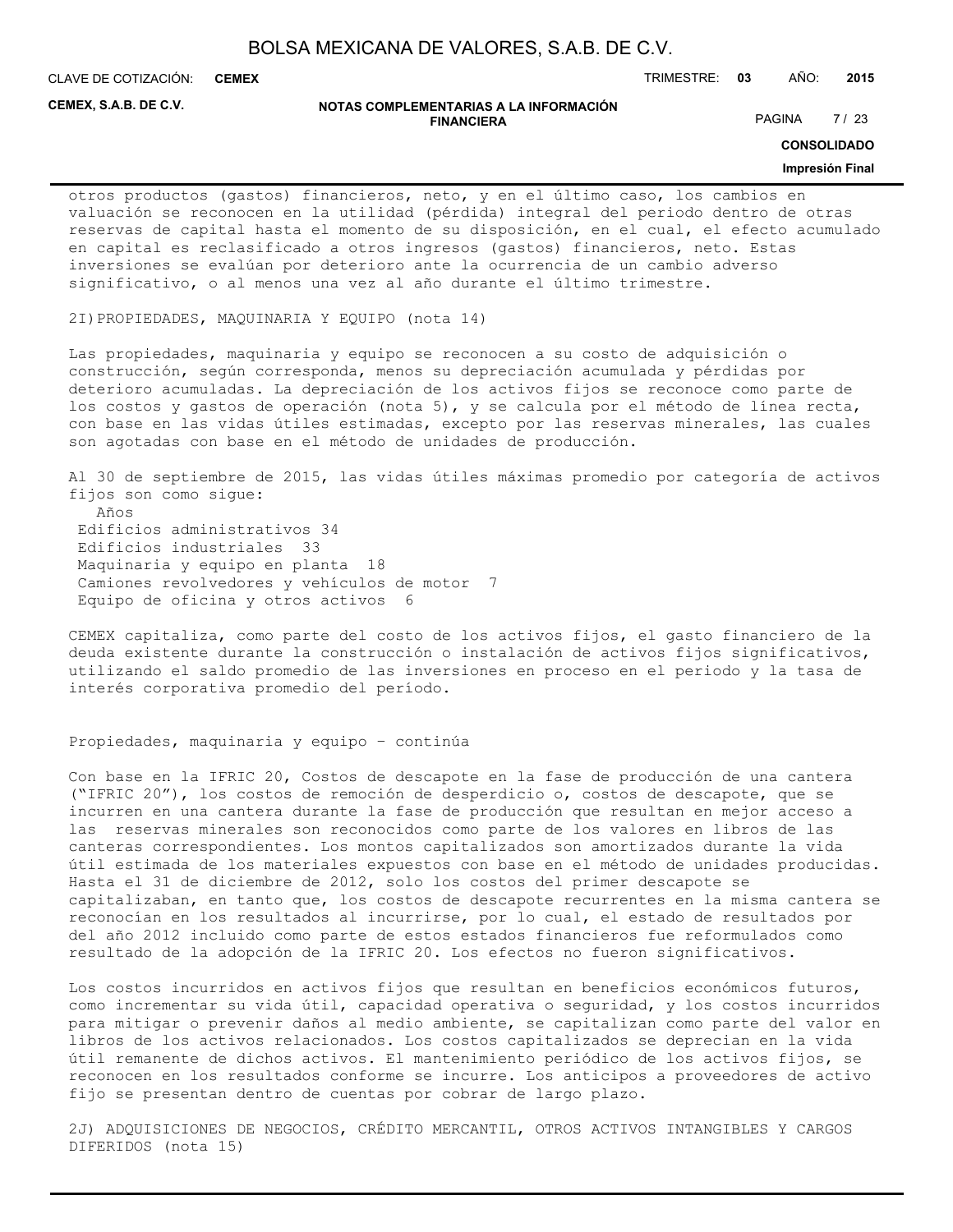otros productos (gastos) financieros, neto, y en el último caso, los cambios en valuación se reconocen en la utilidad (pérdida) integral del periodo dentro de otras reservas de capital hasta el momento de su disposición, en el cual, el efecto acumulado en capital es reclasificado a otros ingresos (gastos) financieros, neto. Estas inversiones se evalúan por deterioro ante la ocurrencia de un cambio adverso significativo, o al menos una vez al año durante el último trimestre.

2I)PROPIEDADES, MAQUINARIA Y EQUIPO (nota 14)

Las propiedades, maquinaria y equipo se reconocen a su costo de adquisición o construcción, según corresponda, menos su depreciación acumulada y pérdidas por deterioro acumuladas. La depreciación de los activos fijos se reconoce como parte de los costos y gastos de operación (nota 5), y se calcula por el método de línea recta, con base en las vidas útiles estimadas, excepto por las reservas minerales, las cuales son agotadas con base en el método de unidades de producción.

Al 30 de septiembre de 2015, las vidas útiles máximas promedio por categoría de activos fijos son como sigue:

| | Años |
|---|---|
| Edificios administrativos | 34 |
| Edificios industriales | 33 |
| Maquinaria y equipo en planta | 18 |
| Camiones revolvedores y vehículos de motor | 7 |
| Equipo de oficina y otros activos | 6 |

CEMEX capitaliza, como parte del costo de los activos fijos, el gasto financiero de la deuda existente durante la construcción o instalación de activos fijos significativos, utilizando el saldo promedio de las inversiones en proceso en el periodo y la tasa de interés corporativa promedio del período.

Propiedades, maquinaria y equipo – continúa

Con base en la IFRIC 20, Costos de descapote en la fase de producción de una cantera ("IFRIC 20"), los costos de remoción de desperdicio o, costos de descapote, que se incurren en una cantera durante la fase de producción que resultan en mejor acceso a las reservas minerales son reconocidos como parte de los valores en libros de las canteras correspondientes. Los montos capitalizados son amortizados durante la vida útil estimada de los materiales expuestos con base en el método de unidades producidas. Hasta el 31 de diciembre de 2012, solo los costos del primer descapote se capitalizaban, en tanto que, los costos de descapote recurrentes en la misma cantera se reconocían en los resultados al incurrirse, por lo cual, el estado de resultados por del año 2012 incluido como parte de estos estados financieros fue reformulados como resultado de la adopción de la IFRIC 20. Los efectos no fueron significativos.

Los costos incurridos en activos fijos que resultan en beneficios económicos futuros, como incrementar su vida útil, capacidad operativa o seguridad, y los costos incurridos para mitigar o prevenir daños al medio ambiente, se capitalizan como parte del valor en libros de los activos relacionados. Los costos capitalizados se deprecian en la vida útil remanente de dichos activos. El mantenimiento periódico de los activos fijos, se reconocen en los resultados conforme se incurre. Los anticipos a proveedores de activo fijo se presentan dentro de cuentas por cobrar de largo plazo.

2J) ADQUISICIONES DE NEGOCIOS, CRÉDITO MERCANTIL, OTROS ACTIVOS INTANGIBLES Y CARGOS DIFERIDOS (nota 15)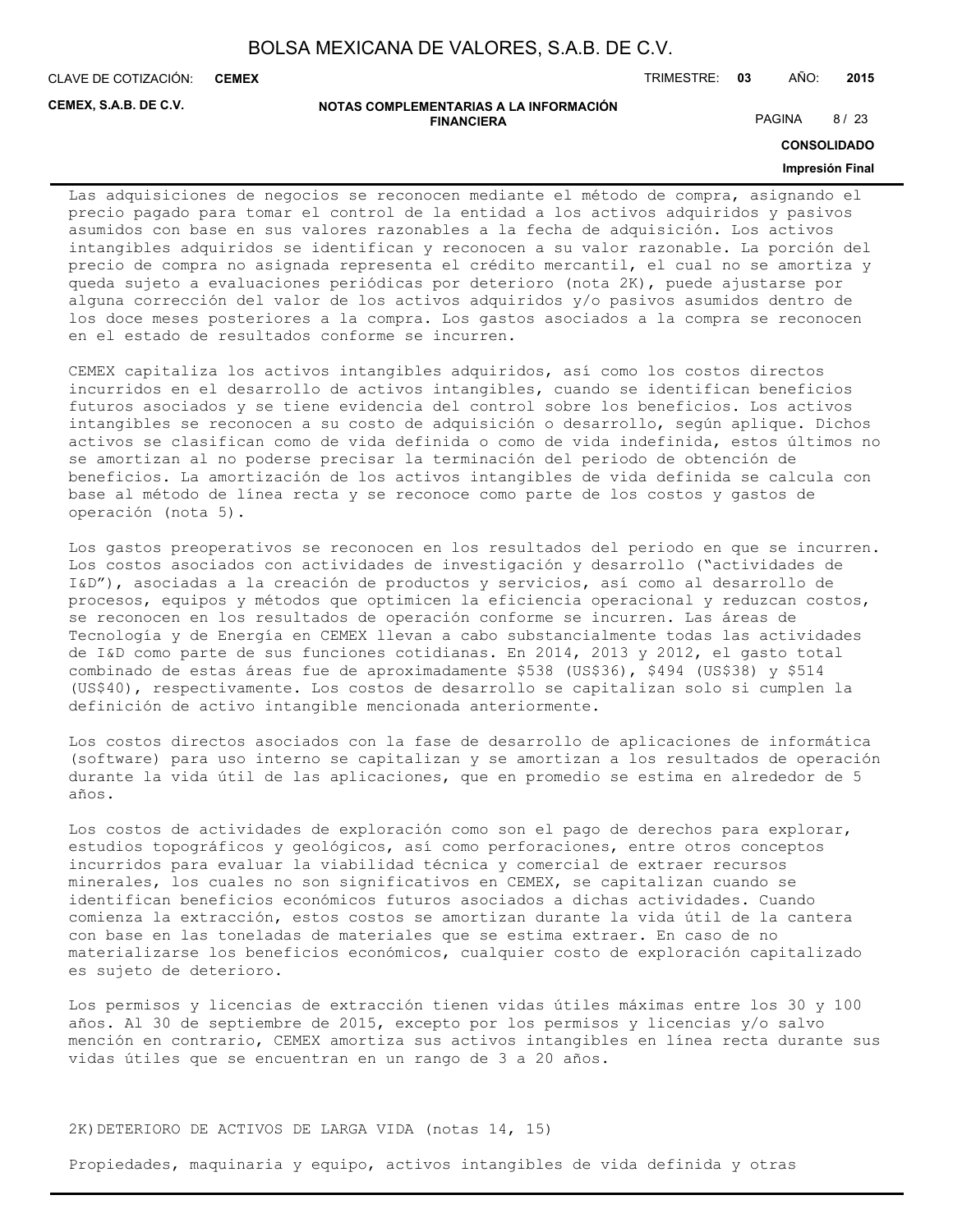Las adquisiciones de negocios se reconocen mediante el método de compra, asignando el precio pagado para tomar el control de la entidad a los activos adquiridos y pasivos asumidos con base en sus valores razonables a la fecha de adquisición. Los activos intangibles adquiridos se identifican y reconocen a su valor razonable. La porción del precio de compra no asignada representa el crédito mercantil, el cual no se amortiza y queda sujeto a evaluaciones periódicas por deterioro (nota 2K), puede ajustarse por alguna corrección del valor de los activos adquiridos y/o pasivos asumidos dentro de los doce meses posteriores a la compra. Los gastos asociados a la compra se reconocen en el estado de resultados conforme se incurren.

CEMEX capitaliza los activos intangibles adquiridos, así como los costos directos incurridos en el desarrollo de activos intangibles, cuando se identifican beneficios futuros asociados y se tiene evidencia del control sobre los beneficios. Los activos intangibles se reconocen a su costo de adquisición o desarrollo, según aplique. Dichos activos se clasifican como de vida definida o como de vida indefinida, estos últimos no se amortizan al no poderse precisar la terminación del periodo de obtención de beneficios. La amortización de los activos intangibles de vida definida se calcula con base al método de línea recta y se reconoce como parte de los costos y gastos de operación (nota 5).

Los gastos preoperativos se reconocen en los resultados del periodo en que se incurren. Los costos asociados con actividades de investigación y desarrollo ("actividades de I&D"), asociadas a la creación de productos y servicios, así como al desarrollo de procesos, equipos y métodos que optimicen la eficiencia operacional y reduzcan costos, se reconocen en los resultados de operación conforme se incurren. Las áreas de Tecnología y de Energía en CEMEX llevan a cabo substancialmente todas las actividades de I&D como parte de sus funciones cotidianas. En 2014, 2013 y 2012, el gasto total combinado de estas áreas fue de aproximadamente $538 (US$36), $494 (US$38) y $514 (US$40), respectivamente. Los costos de desarrollo se capitalizan solo si cumplen la definición de activo intangible mencionada anteriormente.

Los costos directos asociados con la fase de desarrollo de aplicaciones de informática (software) para uso interno se capitalizan y se amortizan a los resultados de operación durante la vida útil de las aplicaciones, que en promedio se estima en alrededor de 5 años.

Los costos de actividades de exploración como son el pago de derechos para explorar, estudios topográficos y geológicos, así como perforaciones, entre otros conceptos incurridos para evaluar la viabilidad técnica y comercial de extraer recursos minerales, los cuales no son significativos en CEMEX, se capitalizan cuando se identifican beneficios económicos futuros asociados a dichas actividades. Cuando comienza la extracción, estos costos se amortizan durante la vida útil de la cantera con base en las toneladas de materiales que se estima extraer. En caso de no materializarse los beneficios económicos, cualquier costo de exploración capitalizado es sujeto de deterioro.

Los permisos y licencias de extracción tienen vidas útiles máximas entre los 30 y 100 años. Al 30 de septiembre de 2015, excepto por los permisos y licencias y/o salvo mención en contrario, CEMEX amortiza sus activos intangibles en línea recta durante sus vidas útiles que se encuentran en un rango de 3 a 20 años.

2K) DETERIORO DE ACTIVOS DE LARGA VIDA (notas 14, 15)

Propiedades, maquinaria y equipo, activos intangibles de vida definida y otras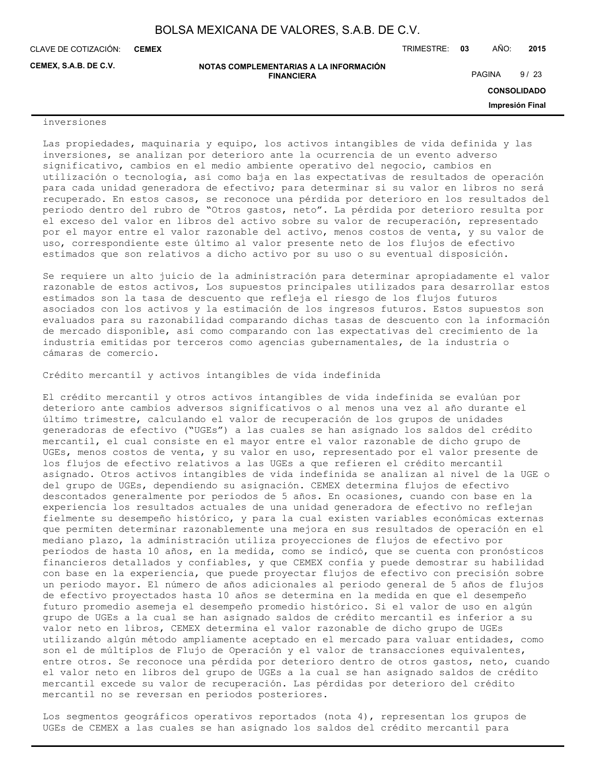inversiones

Las propiedades, maquinaria y equipo, los activos intangibles de vida definida y las inversiones, se analizan por deterioro ante la ocurrencia de un evento adverso significativo, cambios en el medio ambiente operativo del negocio, cambios en utilización o tecnología, así como baja en las expectativas de resultados de operación para cada unidad generadora de efectivo; para determinar si su valor en libros no será recuperado. En estos casos, se reconoce una pérdida por deterioro en los resultados del periodo dentro del rubro de "Otros gastos, neto". La pérdida por deterioro resulta por el exceso del valor en libros del activo sobre su valor de recuperación, representado por el mayor entre el valor razonable del activo, menos costos de venta, y su valor de uso, correspondiente este último al valor presente neto de los flujos de efectivo estimados que son relativos a dicho activo por su uso o su eventual disposición.

Se requiere un alto juicio de la administración para determinar apropiadamente el valor razonable de estos activos, Los supuestos principales utilizados para desarrollar estos estimados son la tasa de descuento que refleja el riesgo de los flujos futuros asociados con los activos y la estimación de los ingresos futuros. Estos supuestos son evaluados para su razonabilidad comparando dichas tasas de descuento con la información de mercado disponible, así como comparando con las expectativas del crecimiento de la industria emitidas por terceros como agencias gubernamentales, de la industria o cámaras de comercio.

Crédito mercantil y activos intangibles de vida indefinida

El crédito mercantil y otros activos intangibles de vida indefinida se evalúan por deterioro ante cambios adversos significativos o al menos una vez al año durante el último trimestre, calculando el valor de recuperación de los grupos de unidades generadoras de efectivo ("UGEs") a las cuales se han asignado los saldos del crédito mercantil, el cual consiste en el mayor entre el valor razonable de dicho grupo de UGEs, menos costos de venta, y su valor en uso, representado por el valor presente de los flujos de efectivo relativos a las UGEs a que refieren el crédito mercantil asignado. Otros activos intangibles de vida indefinida se analizan al nivel de la UGE o del grupo de UGEs, dependiendo su asignación. CEMEX determina flujos de efectivo descontados generalmente por periodos de 5 años. En ocasiones, cuando con base en la experiencia los resultados actuales de una unidad generadora de efectivo no reflejan fielmente su desempeño histórico, y para la cual existen variables económicas externas que permiten determinar razonablemente una mejora en sus resultados de operación en el mediano plazo, la administración utiliza proyecciones de flujos de efectivo por periodos de hasta 10 años, en la medida, como se indicó, que se cuenta con pronósticos financieros detallados y confiables, y que CEMEX confía y puede demostrar su habilidad con base en la experiencia, que puede proyectar flujos de efectivo con precisión sobre un periodo mayor. El número de años adicionales al periodo general de 5 años de flujos de efectivo proyectados hasta 10 años se determina en la medida en que el desempeño futuro promedio asemeja el desempeño promedio histórico. Si el valor de uso en algún grupo de UGEs a la cual se han asignado saldos de crédito mercantil es inferior a su valor neto en libros, CEMEX determina el valor razonable de dicho grupo de UGEs utilizando algún método ampliamente aceptado en el mercado para valuar entidades, como son el de múltiplos de Flujo de Operación y el valor de transacciones equivalentes, entre otros. Se reconoce una pérdida por deterioro dentro de otros gastos, neto, cuando el valor neto en libros del grupo de UGEs a la cual se han asignado saldos de crédito mercantil excede su valor de recuperación. Las pérdidas por deterioro del crédito mercantil no se reversan en periodos posteriores.

Los segmentos geográficos operativos reportados (nota 4), representan los grupos de UGEs de CEMEX a las cuales se han asignado los saldos del crédito mercantil para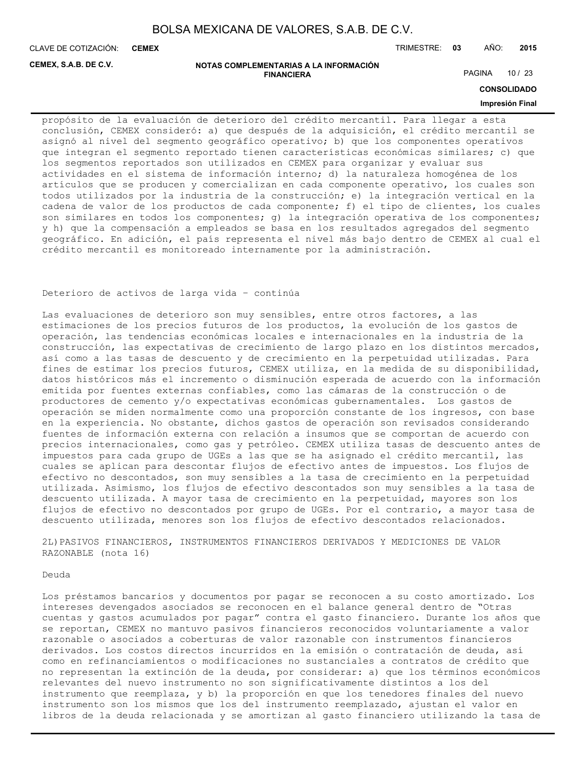propósito de la evaluación de deterioro del crédito mercantil. Para llegar a esta conclusión, CEMEX consideró: a) que después de la adquisición, el crédito mercantil se asignó al nivel del segmento geográfico operativo; b) que los componentes operativos que integran el segmento reportado tienen características económicas similares; c) que los segmentos reportados son utilizados en CEMEX para organizar y evaluar sus actividades en el sistema de información interno; d) la naturaleza homogénea de los artículos que se producen y comercializan en cada componente operativo, los cuales son todos utilizados por la industria de la construcción; e) la integración vertical en la cadena de valor de los productos de cada componente; f) el tipo de clientes, los cuales son similares en todos los componentes; g) la integración operativa de los componentes; y h) que la compensación a empleados se basa en los resultados agregados del segmento geográfico. En adición, el país representa el nivel más bajo dentro de CEMEX al cual el crédito mercantil es monitoreado internamente por la administración.

Deterioro de activos de larga vida – continúa

Las evaluaciones de deterioro son muy sensibles, entre otros factores, a las estimaciones de los precios futuros de los productos, la evolución de los gastos de operación, las tendencias económicas locales e internacionales en la industria de la construcción, las expectativas de crecimiento de largo plazo en los distintos mercados, así como a las tasas de descuento y de crecimiento en la perpetuidad utilizadas. Para fines de estimar los precios futuros, CEMEX utiliza, en la medida de su disponibilidad, datos históricos más el incremento o disminución esperada de acuerdo con la información emitida por fuentes externas confiables, como las cámaras de la construcción o de productores de cemento y/o expectativas económicas gubernamentales. Los gastos de operación se miden normalmente como una proporción constante de los ingresos, con base en la experiencia. No obstante, dichos gastos de operación son revisados considerando fuentes de información externa con relación a insumos que se comportan de acuerdo con precios internacionales, como gas y petróleo. CEMEX utiliza tasas de descuento antes de impuestos para cada grupo de UGEs a las que se ha asignado el crédito mercantil, las cuales se aplican para descontar flujos de efectivo antes de impuestos. Los flujos de efectivo no descontados, son muy sensibles a la tasa de crecimiento en la perpetuidad utilizada. Asimismo, los flujos de efectivo descontados son muy sensibles a la tasa de descuento utilizada. A mayor tasa de crecimiento en la perpetuidad, mayores son los flujos de efectivo no descontados por grupo de UGEs. Por el contrario, a mayor tasa de descuento utilizada, menores son los flujos de efectivo descontados relacionados.

2L) PASIVOS FINANCIEROS, INSTRUMENTOS FINANCIEROS DERIVADOS Y MEDICIONES DE VALOR RAZONABLE (nota 16)

Deuda

Los préstamos bancarios y documentos por pagar se reconocen a su costo amortizado. Los intereses devengados asociados se reconocen en el balance general dentro de "Otras cuentas y gastos acumulados por pagar" contra el gasto financiero. Durante los años que se reportan, CEMEX no mantuvo pasivos financieros reconocidos voluntariamente a valor razonable o asociados a coberturas de valor razonable con instrumentos financieros derivados. Los costos directos incurridos en la emisión o contratación de deuda, así como en refinanciamientos o modificaciones no sustanciales a contratos de crédito que no representan la extinción de la deuda, por considerar: a) que los términos económicos relevantes del nuevo instrumento no son significativamente distintos a los del instrumento que reemplaza, y b) la proporción en que los tenedores finales del nuevo instrumento son los mismos que los del instrumento reemplazado, ajustan el valor en libros de la deuda relacionada y se amortizan al gasto financiero utilizando la tasa de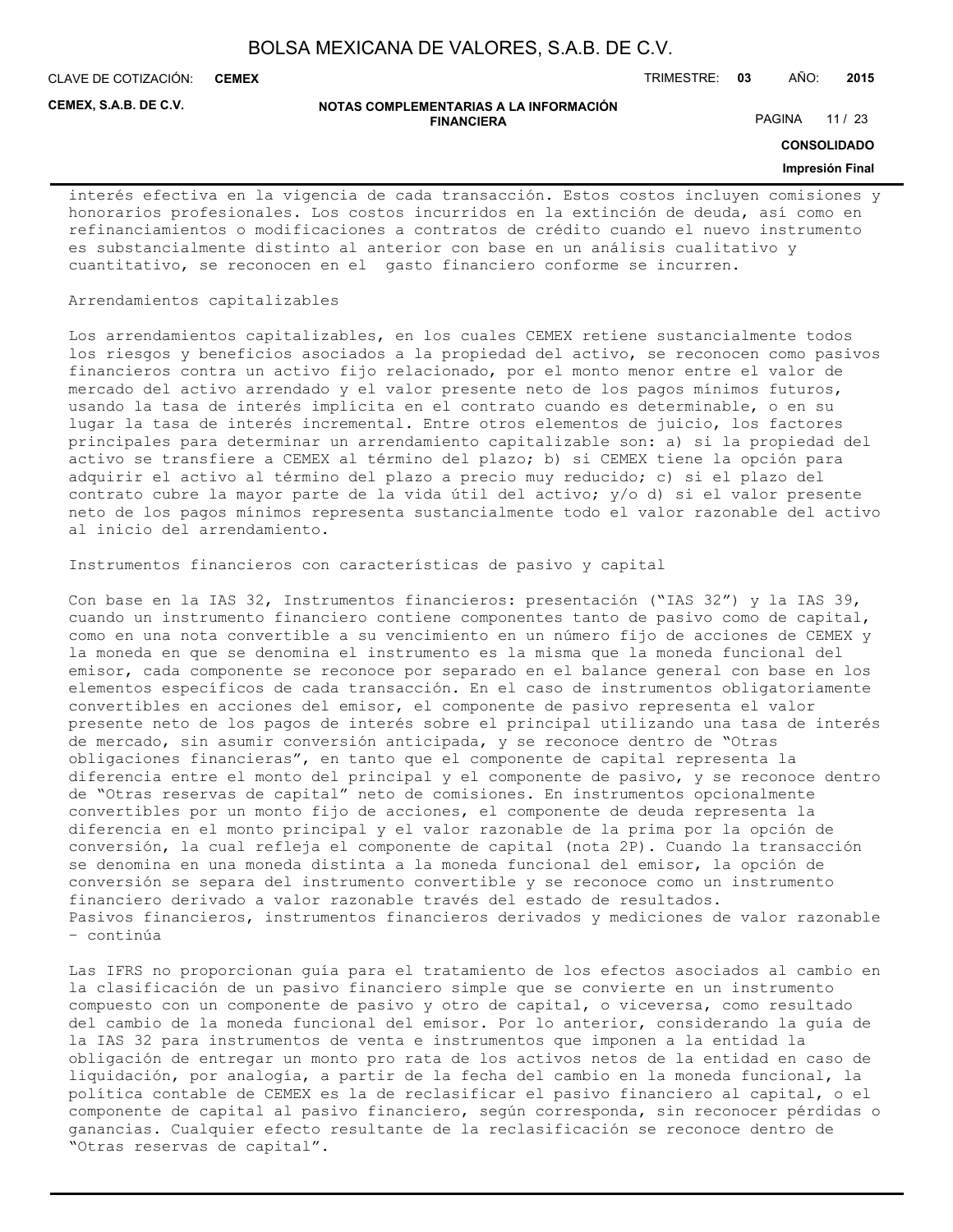interés efectiva en la vigencia de cada transacción. Estos costos incluyen comisiones y honorarios profesionales. Los costos incurridos en la extinción de deuda, así como en refinanciamientos o modificaciones a contratos de crédito cuando el nuevo instrumento es substancialmente distinto al anterior con base en un análisis cualitativo y cuantitativo, se reconocen en el gasto financiero conforme se incurren.

Arrendamientos capitalizables

Los arrendamientos capitalizables, en los cuales CEMEX retiene sustancialmente todos los riesgos y beneficios asociados a la propiedad del activo, se reconocen como pasivos financieros contra un activo fijo relacionado, por el monto menor entre el valor de mercado del activo arrendado y el valor presente neto de los pagos mínimos futuros, usando la tasa de interés implícita en el contrato cuando es determinable, o en su lugar la tasa de interés incremental. Entre otros elementos de juicio, los factores principales para determinar un arrendamiento capitalizable son: a) si la propiedad del activo se transfiere a CEMEX al término del plazo; b) si CEMEX tiene la opción para adquirir el activo al término del plazo a precio muy reducido; c) si el plazo del contrato cubre la mayor parte de la vida útil del activo; y/o d) si el valor presente neto de los pagos mínimos representa sustancialmente todo el valor razonable del activo al inicio del arrendamiento.

Instrumentos financieros con características de pasivo y capital

Con base en la IAS 32, Instrumentos financieros: presentación ("IAS 32") y la IAS 39, cuando un instrumento financiero contiene componentes tanto de pasivo como de capital, como en una nota convertible a su vencimiento en un número fijo de acciones de CEMEX y la moneda en que se denomina el instrumento es la misma que la moneda funcional del emisor, cada componente se reconoce por separado en el balance general con base en los elementos específicos de cada transacción. En el caso de instrumentos obligatoriamente convertibles en acciones del emisor, el componente de pasivo representa el valor presente neto de los pagos de interés sobre el principal utilizando una tasa de interés de mercado, sin asumir conversión anticipada, y se reconoce dentro de "Otras obligaciones financieras", en tanto que el componente de capital representa la diferencia entre el monto del principal y el componente de pasivo, y se reconoce dentro de "Otras reservas de capital" neto de comisiones. En instrumentos opcionalmente convertibles por un monto fijo de acciones, el componente de deuda representa la diferencia en el monto principal y el valor razonable de la prima por la opción de conversión, la cual refleja el componente de capital (nota 2P). Cuando la transacción se denomina en una moneda distinta a la moneda funcional del emisor, la opción de conversión se separa del instrumento convertible y se reconoce como un instrumento financiero derivado a valor razonable través del estado de resultados.
Pasivos financieros, instrumentos financieros derivados y mediciones de valor razonable – continúa

Las IFRS no proporcionan guía para el tratamiento de los efectos asociados al cambio en la clasificación de un pasivo financiero simple que se convierte en un instrumento compuesto con un componente de pasivo y otro de capital, o viceversa, como resultado del cambio de la moneda funcional del emisor. Por lo anterior, considerando la guía de la IAS 32 para instrumentos de venta e instrumentos que imponen a la entidad la obligación de entregar un monto pro rata de los activos netos de la entidad en caso de liquidación, por analogía, a partir de la fecha del cambio en la moneda funcional, la política contable de CEMEX es la de reclasificar el pasivo financiero al capital, o el componente de capital al pasivo financiero, según corresponda, sin reconocer pérdidas o ganancias. Cualquier efecto resultante de la reclasificación se reconoce dentro de "Otras reservas de capital".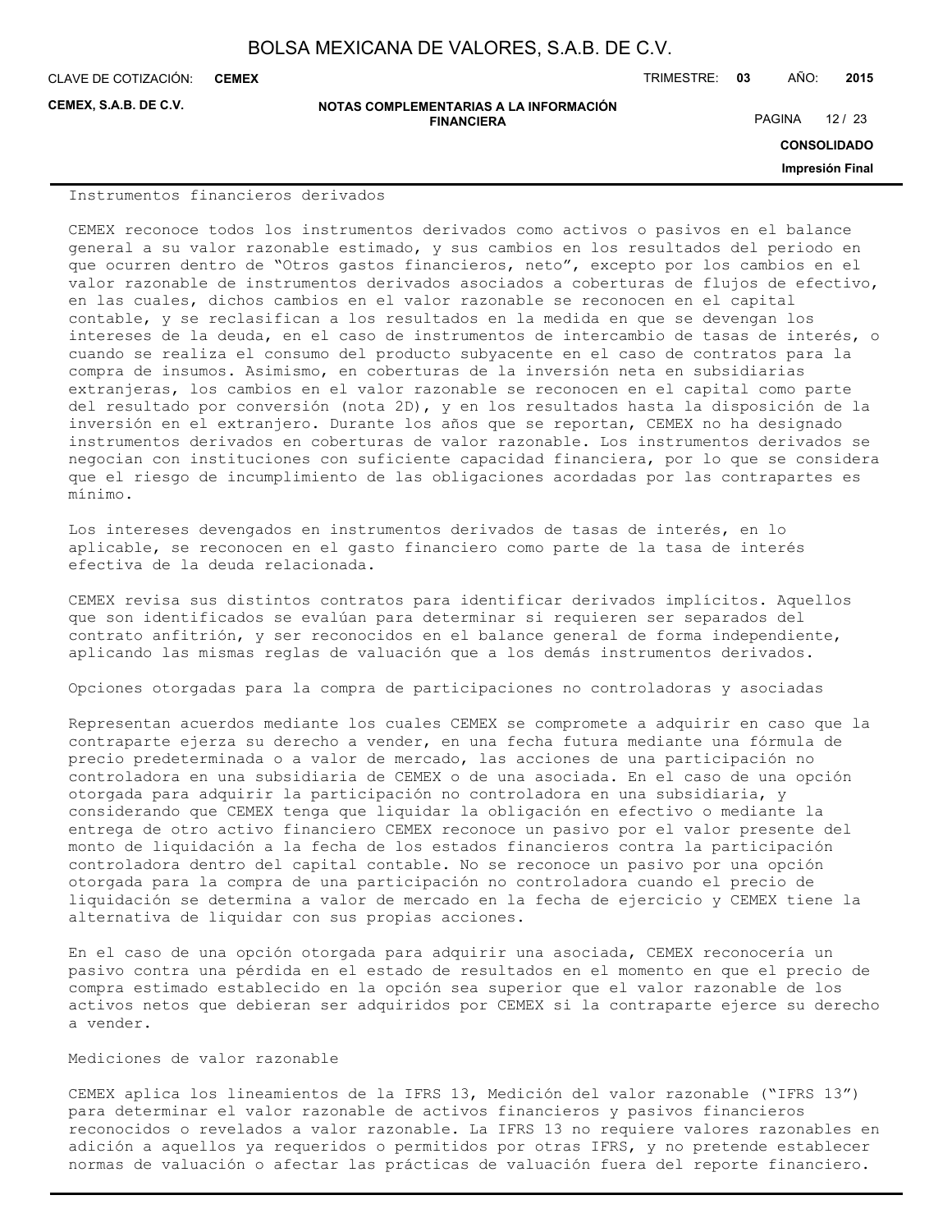### Instrumentos financieros derivados

CEMEX reconoce todos los instrumentos derivados como activos o pasivos en el balance general a su valor razonable estimado, y sus cambios en los resultados del periodo en que ocurren dentro de "Otros gastos financieros, neto", excepto por los cambios en el valor razonable de instrumentos derivados asociados a coberturas de flujos de efectivo, en las cuales, dichos cambios en el valor razonable se reconocen en el capital contable, y se reclasifican a los resultados en la medida en que se devengan los intereses de la deuda, en el caso de instrumentos de intercambio de tasas de interés, o cuando se realiza el consumo del producto subyacente en el caso de contratos para la compra de insumos. Asimismo, en coberturas de la inversión neta en subsidiarias extranjeras, los cambios en el valor razonable se reconocen en el capital como parte del resultado por conversión (nota 2D), y en los resultados hasta la disposición de la inversión en el extranjero. Durante los años que se reportan, CEMEX no ha designado instrumentos derivados en coberturas de valor razonable. Los instrumentos derivados se negocian con instituciones con suficiente capacidad financiera, por lo que se considera que el riesgo de incumplimiento de las obligaciones acordadas por las contrapartes es mínimo.

Los intereses devengados en instrumentos derivados de tasas de interés, en lo aplicable, se reconocen en el gasto financiero como parte de la tasa de interés efectiva de la deuda relacionada.

CEMEX revisa sus distintos contratos para identificar derivados implícitos. Aquellos que son identificados se evalúan para determinar si requieren ser separados del contrato anfitrión, y ser reconocidos en el balance general de forma independiente, aplicando las mismas reglas de valuación que a los demás instrumentos derivados.

### Opciones otorgadas para la compra de participaciones no controladoras y asociadas

Representan acuerdos mediante los cuales CEMEX se compromete a adquirir en caso que la contraparte ejerza su derecho a vender, en una fecha futura mediante una fórmula de precio predeterminada o a valor de mercado, las acciones de una participación no controladora en una subsidiaria de CEMEX o de una asociada. En el caso de una opción otorgada para adquirir la participación no controladora en una subsidiaria, y considerando que CEMEX tenga que liquidar la obligación en efectivo o mediante la entrega de otro activo financiero CEMEX reconoce un pasivo por el valor presente del monto de liquidación a la fecha de los estados financieros contra la participación controladora dentro del capital contable. No se reconoce un pasivo por una opción otorgada para la compra de una participación no controladora cuando el precio de liquidación se determina a valor de mercado en la fecha de ejercicio y CEMEX tiene la alternativa de liquidar con sus propias acciones.

En el caso de una opción otorgada para adquirir una asociada, CEMEX reconocería un pasivo contra una pérdida en el estado de resultados en el momento en que el precio de compra estimado establecido en la opción sea superior que el valor razonable de los activos netos que debieran ser adquiridos por CEMEX si la contraparte ejerce su derecho a vender.

### Mediciones de valor razonable

CEMEX aplica los lineamientos de la IFRS 13, Medición del valor razonable ("IFRS 13") para determinar el valor razonable de activos financieros y pasivos financieros reconocidos o revelados a valor razonable. La IFRS 13 no requiere valores razonables en adición a aquellos ya requeridos o permitidos por otras IFRS, y no pretende establecer normas de valuación o afectar las prácticas de valuación fuera del reporte financiero.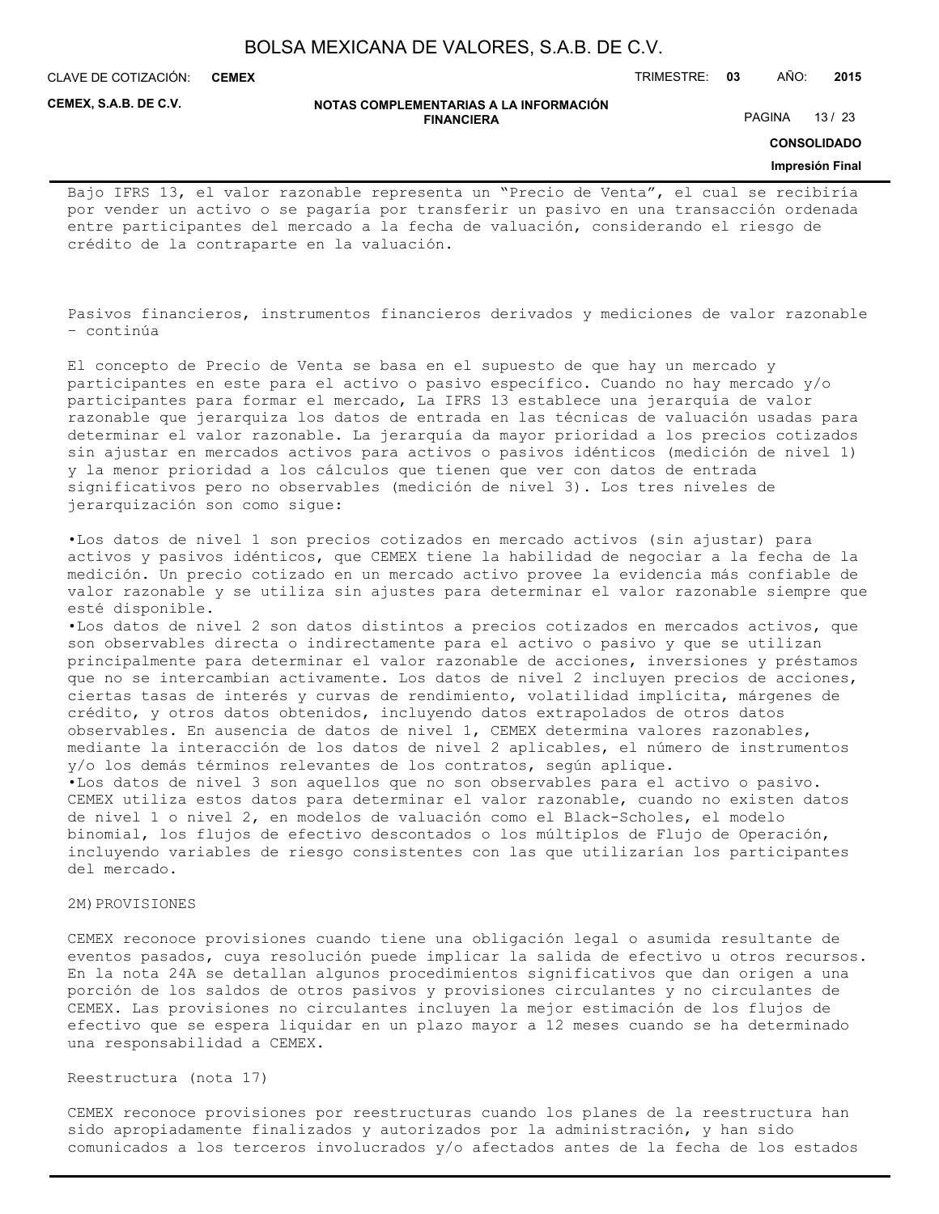Bajo IFRS 13, el valor razonable representa un "Precio de Venta", el cual se recibiría por vender un activo o se pagaría por transferir un pasivo en una transacción ordenada entre participantes del mercado a la fecha de valuación, considerando el riesgo de crédito de la contraparte en la valuación.

Pasivos financieros, instrumentos financieros derivados y mediciones de valor razonable – continúa

El concepto de Precio de Venta se basa en el supuesto de que hay un mercado y participantes en este para el activo o pasivo específico. Cuando no hay mercado y/o participantes para formar el mercado, La IFRS 13 establece una jerarquía de valor razonable que jerarquiza los datos de entrada en las técnicas de valuación usadas para determinar el valor razonable. La jerarquía da mayor prioridad a los precios cotizados sin ajustar en mercados activos para activos o pasivos idénticos (medición de nivel 1) y la menor prioridad a los cálculos que tienen que ver con datos de entrada significativos pero no observables (medición de nivel 3). Los tres niveles de jerarquización son como sigue:

- Los datos de nivel 1 son precios cotizados en mercado activos (sin ajustar) para activos y pasivos idénticos, que CEMEX tiene la habilidad de negociar a la fecha de la medición. Un precio cotizado en un mercado activo provee la evidencia más confiable de valor razonable y se utiliza sin ajustes para determinar el valor razonable siempre que esté disponible.
- Los datos de nivel 2 son datos distintos a precios cotizados en mercados activos, que son observables directa o indirectamente para el activo o pasivo y que se utilizan principalmente para determinar el valor razonable de acciones, inversiones y préstamos que no se intercambian activamente. Los datos de nivel 2 incluyen precios de acciones, ciertas tasas de interés y curvas de rendimiento, volatilidad implícita, márgenes de crédito, y otros datos obtenidos, incluyendo datos extrapolados de otros datos observables. En ausencia de datos de nivel 1, CEMEX determina valores razonables, mediante la interacción de los datos de nivel 2 aplicables, el número de instrumentos y/o los demás términos relevantes de los contratos, según aplique.
- Los datos de nivel 3 son aquellos que no son observables para el activo o pasivo. CEMEX utiliza estos datos para determinar el valor razonable, cuando no existen datos de nivel 1 o nivel 2, en modelos de valuación como el Black-Scholes, el modelo binomial, los flujos de efectivo descontados o los múltiplos de Flujo de Operación, incluyendo variables de riesgo consistentes con las que utilizarían los participantes del mercado.

2M) PROVISIONES

CEMEX reconoce provisiones cuando tiene una obligación legal o asumida resultante de eventos pasados, cuya resolución puede implicar la salida de efectivo u otros recursos. En la nota 24A se detallan algunos procedimientos significativos que dan origen a una porción de los saldos de otros pasivos y provisiones circulantes y no circulantes de CEMEX. Las provisiones no circulantes incluyen la mejor estimación de los flujos de efectivo que se espera liquidar en un plazo mayor a 12 meses cuando se ha determinado una responsabilidad a CEMEX.

Reestructura (nota 17)

CEMEX reconoce provisiones por reestructuras cuando los planes de la reestructura han sido apropiadamente finalizados y autorizados por la administración, y han sido comunicados a los terceros involucrados y/o afectados antes de la fecha de los estados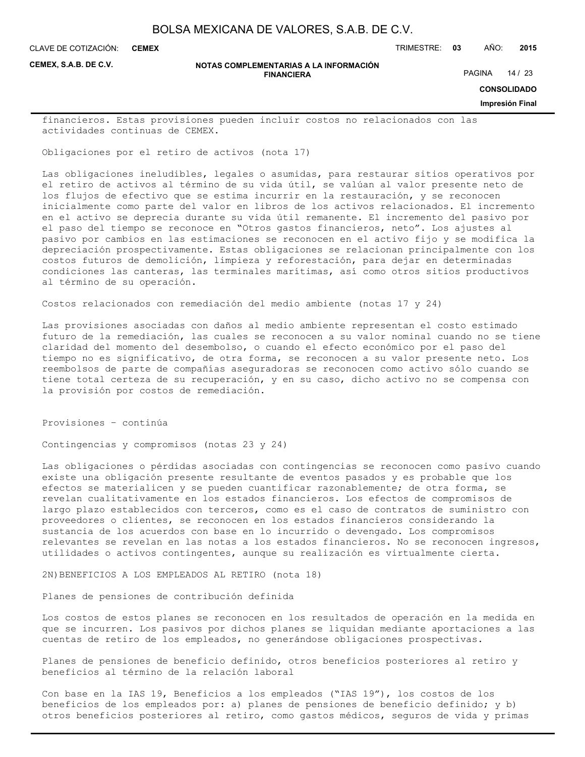financieros. Estas provisiones pueden incluir costos no relacionados con las actividades continuas de CEMEX.

Obligaciones por el retiro de activos (nota 17)

Las obligaciones ineludibles, legales o asumidas, para restaurar sitios operativos por el retiro de activos al término de su vida útil, se valúan al valor presente neto de los flujos de efectivo que se estima incurrir en la restauración, y se reconocen inicialmente como parte del valor en libros de los activos relacionados. El incremento en el activo se deprecia durante su vida útil remanente. El incremento del pasivo por el paso del tiempo se reconoce en "Otros gastos financieros, neto". Los ajustes al pasivo por cambios en las estimaciones se reconocen en el activo fijo y se modifica la depreciación prospectivamente. Estas obligaciones se relacionan principalmente con los costos futuros de demolición, limpieza y reforestación, para dejar en determinadas condiciones las canteras, las terminales marítimas, así como otros sitios productivos al término de su operación.

Costos relacionados con remediación del medio ambiente (notas 17 y 24)

Las provisiones asociadas con daños al medio ambiente representan el costo estimado futuro de la remediación, las cuales se reconocen a su valor nominal cuando no se tiene claridad del momento del desembolso, o cuando el efecto económico por el paso del tiempo no es significativo, de otra forma, se reconocen a su valor presente neto. Los reembolsos de parte de compañías aseguradoras se reconocen como activo sólo cuando se tiene total certeza de su recuperación, y en su caso, dicho activo no se compensa con la provisión por costos de remediación.

Provisiones – continúa

Contingencias y compromisos (notas 23 y 24)

Las obligaciones o pérdidas asociadas con contingencias se reconocen como pasivo cuando existe una obligación presente resultante de eventos pasados y es probable que los efectos se materialicen y se pueden cuantificar razonablemente; de otra forma, se revelan cualitativamente en los estados financieros. Los efectos de compromisos de largo plazo establecidos con terceros, como es el caso de contratos de suministro con proveedores o clientes, se reconocen en los estados financieros considerando la sustancia de los acuerdos con base en lo incurrido o devengado. Los compromisos relevantes se revelan en las notas a los estados financieros. No se reconocen ingresos, utilidades o activos contingentes, aunque su realización es virtualmente cierta.

2N)BENEFICIOS A LOS EMPLEADOS AL RETIRO (nota 18)

Planes de pensiones de contribución definida

Los costos de estos planes se reconocen en los resultados de operación en la medida en que se incurren. Los pasivos por dichos planes se liquidan mediante aportaciones a las cuentas de retiro de los empleados, no generándose obligaciones prospectivas.

Planes de pensiones de beneficio definido, otros beneficios posteriores al retiro y beneficios al término de la relación laboral

Con base en la IAS 19, Beneficios a los empleados ("IAS 19"), los costos de los beneficios de los empleados por: a) planes de pensiones de beneficio definido; y b) otros beneficios posteriores al retiro, como gastos médicos, seguros de vida y primas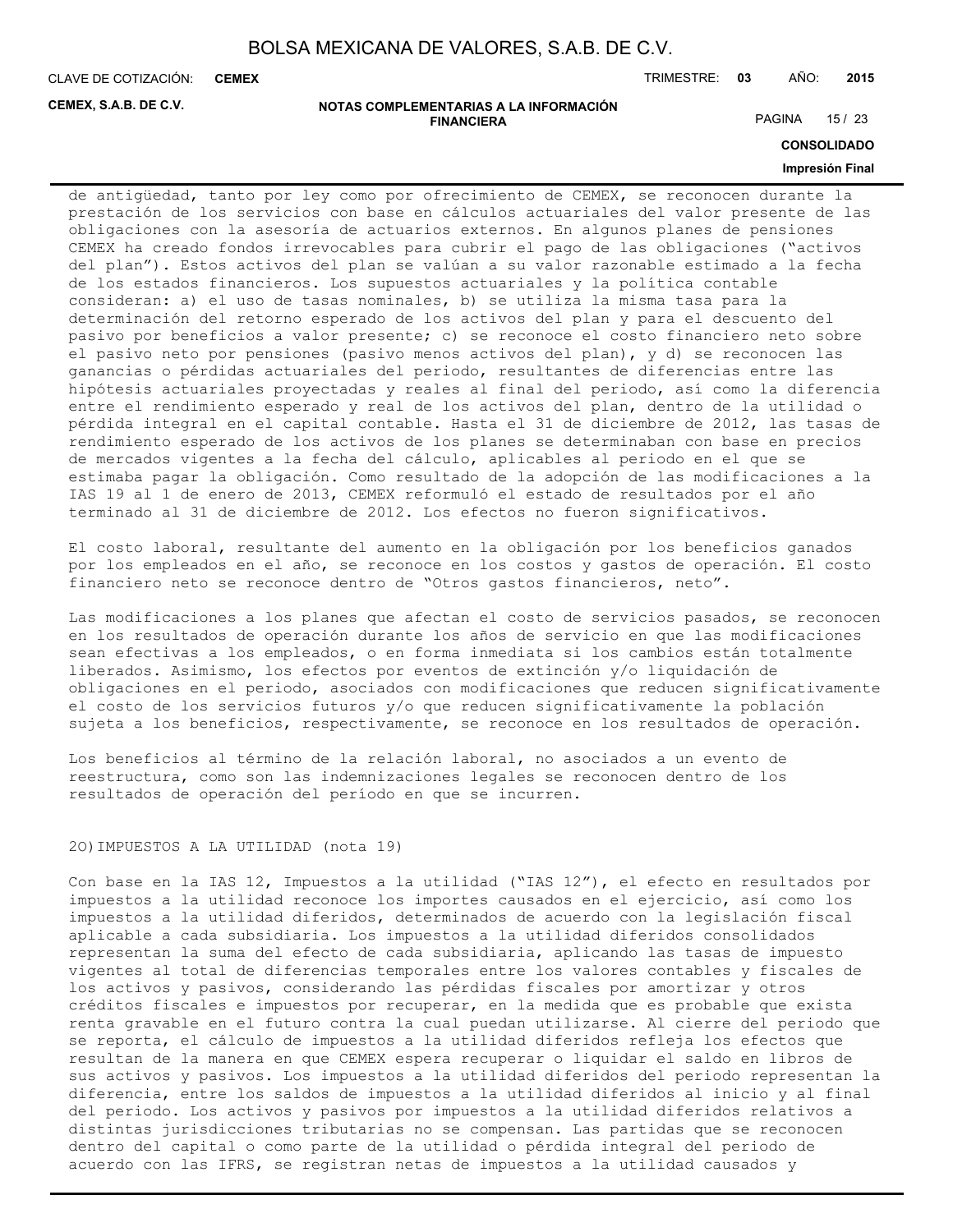de antigüedad, tanto por ley como por ofrecimiento de CEMEX, se reconocen durante la prestación de los servicios con base en cálculos actuariales del valor presente de las obligaciones con la asesoría de actuarios externos. En algunos planes de pensiones CEMEX ha creado fondos irrevocables para cubrir el pago de las obligaciones ("activos del plan"). Estos activos del plan se valúan a su valor razonable estimado a la fecha de los estados financieros. Los supuestos actuariales y la política contable consideran: a) el uso de tasas nominales, b) se utiliza la misma tasa para la determinación del retorno esperado de los activos del plan y para el descuento del pasivo por beneficios a valor presente; c) se reconoce el costo financiero neto sobre el pasivo neto por pensiones (pasivo menos activos del plan), y d) se reconocen las ganancias o pérdidas actuariales del periodo, resultantes de diferencias entre las hipótesis actuariales proyectadas y reales al final del periodo, así como la diferencia entre el rendimiento esperado y real de los activos del plan, dentro de la utilidad o pérdida integral en el capital contable. Hasta el 31 de diciembre de 2012, las tasas de rendimiento esperado de los activos de los planes se determinaban con base en precios de mercados vigentes a la fecha del cálculo, aplicables al periodo en el que se estimaba pagar la obligación. Como resultado de la adopción de las modificaciones a la IAS 19 al 1 de enero de 2013, CEMEX reformuló el estado de resultados por el año terminado al 31 de diciembre de 2012. Los efectos no fueron significativos.

El costo laboral, resultante del aumento en la obligación por los beneficios ganados por los empleados en el año, se reconoce en los costos y gastos de operación. El costo financiero neto se reconoce dentro de "Otros gastos financieros, neto".

Las modificaciones a los planes que afectan el costo de servicios pasados, se reconocen en los resultados de operación durante los años de servicio en que las modificaciones sean efectivas a los empleados, o en forma inmediata si los cambios están totalmente liberados. Asimismo, los efectos por eventos de extinción y/o liquidación de obligaciones en el periodo, asociados con modificaciones que reducen significativamente el costo de los servicios futuros y/o que reducen significativamente la población sujeta a los beneficios, respectivamente, se reconoce en los resultados de operación.

Los beneficios al término de la relación laboral, no asociados a un evento de reestructura, como son las indemnizaciones legales se reconocen dentro de los resultados de operación del período en que se incurren.

2O) IMPUESTOS A LA UTILIDAD (nota 19)

Con base en la IAS 12, Impuestos a la utilidad ("IAS 12"), el efecto en resultados por impuestos a la utilidad reconoce los importes causados en el ejercicio, así como los impuestos a la utilidad diferidos, determinados de acuerdo con la legislación fiscal aplicable a cada subsidiaria. Los impuestos a la utilidad diferidos consolidados representan la suma del efecto de cada subsidiaria, aplicando las tasas de impuesto vigentes al total de diferencias temporales entre los valores contables y fiscales de los activos y pasivos, considerando las pérdidas fiscales por amortizar y otros créditos fiscales e impuestos por recuperar, en la medida que es probable que exista renta gravable en el futuro contra la cual puedan utilizarse. Al cierre del periodo que se reporta, el cálculo de impuestos a la utilidad diferidos refleja los efectos que resultan de la manera en que CEMEX espera recuperar o liquidar el saldo en libros de sus activos y pasivos. Los impuestos a la utilidad diferidos del periodo representan la diferencia, entre los saldos de impuestos a la utilidad diferidos al inicio y al final del periodo. Los activos y pasivos por impuestos a la utilidad diferidos relativos a distintas jurisdicciones tributarias no se compensan. Las partidas que se reconocen dentro del capital o como parte de la utilidad o pérdida integral del periodo de acuerdo con las IFRS, se registran netas de impuestos a la utilidad causados y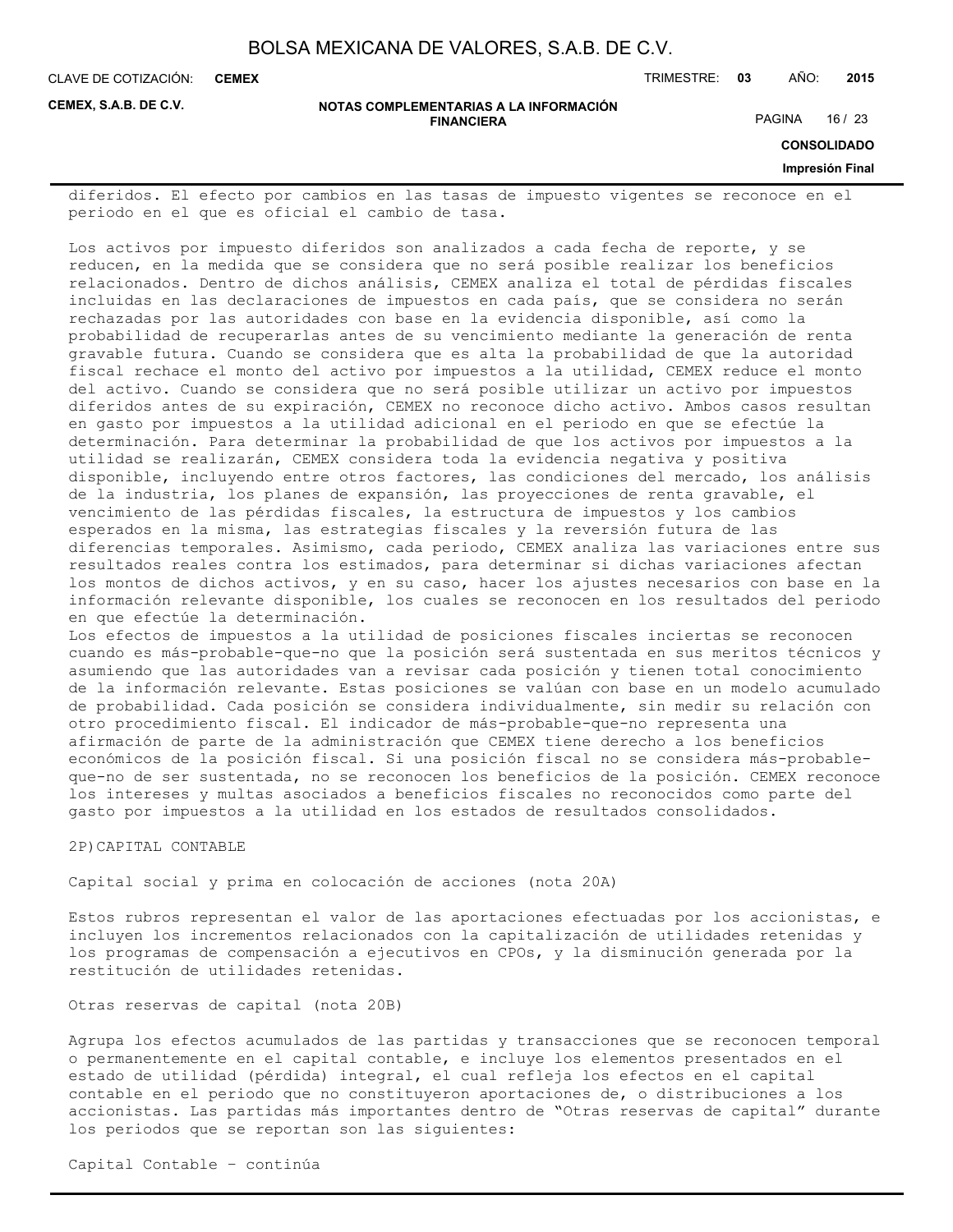diferidos. El efecto por cambios en las tasas de impuesto vigentes se reconoce en el periodo en el que es oficial el cambio de tasa.

Los activos por impuesto diferidos son analizados a cada fecha de reporte, y se reducen, en la medida que se considera que no será posible realizar los beneficios relacionados. Dentro de dichos análisis, CEMEX analiza el total de pérdidas fiscales incluidas en las declaraciones de impuestos en cada país, que se considera no serán rechazadas por las autoridades con base en la evidencia disponible, así como la probabilidad de recuperarlas antes de su vencimiento mediante la generación de renta gravable futura. Cuando se considera que es alta la probabilidad de que la autoridad fiscal rechace el monto del activo por impuestos a la utilidad, CEMEX reduce el monto del activo. Cuando se considera que no será posible utilizar un activo por impuestos diferidos antes de su expiración, CEMEX no reconoce dicho activo. Ambos casos resultan en gasto por impuestos a la utilidad adicional en el periodo en que se efectúe la determinación. Para determinar la probabilidad de que los activos por impuestos a la utilidad se realizarán, CEMEX considera toda la evidencia negativa y positiva disponible, incluyendo entre otros factores, las condiciones del mercado, los análisis de la industria, los planes de expansión, las proyecciones de renta gravable, el vencimiento de las pérdidas fiscales, la estructura de impuestos y los cambios esperados en la misma, las estrategias fiscales y la reversión futura de las diferencias temporales. Asimismo, cada periodo, CEMEX analiza las variaciones entre sus resultados reales contra los estimados, para determinar si dichas variaciones afectan los montos de dichos activos, y en su caso, hacer los ajustes necesarios con base en la información relevante disponible, los cuales se reconocen en los resultados del periodo en que efectúe la determinación.
Los efectos de impuestos a la utilidad de posiciones fiscales inciertas se reconocen cuando es más-probable-que-no que la posición será sustentada en sus meritos técnicos y asumiendo que las autoridades van a revisar cada posición y tienen total conocimiento de la información relevante. Estas posiciones se valúan con base en un modelo acumulado de probabilidad. Cada posición se considera individualmente, sin medir su relación con otro procedimiento fiscal. El indicador de más-probable-que-no representa una afirmación de parte de la administración que CEMEX tiene derecho a los beneficios económicos de la posición fiscal. Si una posición fiscal no se considera más-probable-que-no de ser sustentada, no se reconocen los beneficios de la posición. CEMEX reconoce los intereses y multas asociados a beneficios fiscales no reconocidos como parte del gasto por impuestos a la utilidad en los estados de resultados consolidados.

2P)CAPITAL CONTABLE

Capital social y prima en colocación de acciones (nota 20A)

Estos rubros representan el valor de las aportaciones efectuadas por los accionistas, e incluyen los incrementos relacionados con la capitalización de utilidades retenidas y los programas de compensación a ejecutivos en CPOs, y la disminución generada por la restitución de utilidades retenidas.

Otras reservas de capital (nota 20B)

Agrupa los efectos acumulados de las partidas y transacciones que se reconocen temporal o permanentemente en el capital contable, e incluye los elementos presentados en el estado de utilidad (pérdida) integral, el cual refleja los efectos en el capital contable en el periodo que no constituyeron aportaciones de, o distribuciones a los accionistas. Las partidas más importantes dentro de "Otras reservas de capital" durante los periodos que se reportan son las siguientes:

Capital Contable – continúa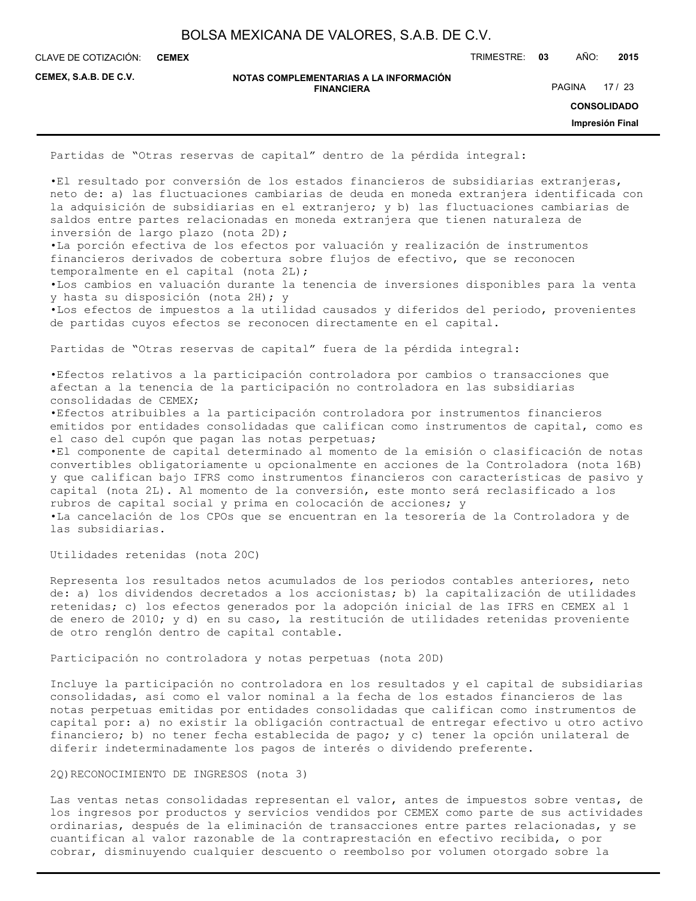Partidas de “Otras reservas de capital” dentro de la pérdida integral:

- El resultado por conversión de los estados financieros de subsidiarias extranjeras, neto de: a) las fluctuaciones cambiarias de deuda en moneda extranjera identificada con la adquisición de subsidiarias en el extranjero; y b) las fluctuaciones cambiarias de saldos entre partes relacionadas en moneda extranjera que tienen naturaleza de inversión de largo plazo (nota 2D);
- La porción efectiva de los efectos por valuación y realización de instrumentos financieros derivados de cobertura sobre flujos de efectivo, que se reconocen temporalmente en el capital (nota 2L);
- Los cambios en valuación durante la tenencia de inversiones disponibles para la venta y hasta su disposición (nota 2H); y
- Los efectos de impuestos a la utilidad causados y diferidos del periodo, provenientes de partidas cuyos efectos se reconocen directamente en el capital.

Partidas de “Otras reservas de capital” fuera de la pérdida integral:

- Efectos relativos a la participación controladora por cambios o transacciones que afectan a la tenencia de la participación no controladora en las subsidiarias consolidadas de CEMEX;
- Efectos atribuibles a la participación controladora por instrumentos financieros emitidos por entidades consolidadas que califican como instrumentos de capital, como es el caso del cupón que pagan las notas perpetuas;
- El componente de capital determinado al momento de la emisión o clasificación de notas convertibles obligatoriamente u opcionalmente en acciones de la Controladora (nota 16B) y que califican bajo IFRS como instrumentos financieros con características de pasivo y capital (nota 2L). Al momento de la conversión, este monto será reclasificado a los rubros de capital social y prima en colocación de acciones; y
- La cancelación de los CPOs que se encuentran en la tesorería de la Controladora y de las subsidiarias.

Utilidades retenidas (nota 20C)

Representa los resultados netos acumulados de los periodos contables anteriores, neto de: a) los dividendos decretados a los accionistas; b) la capitalización de utilidades retenidas; c) los efectos generados por la adopción inicial de las IFRS en CEMEX al 1 de enero de 2010; y d) en su caso, la restitución de utilidades retenidas proveniente de otro renglón dentro de capital contable.

Participación no controladora y notas perpetuas (nota 20D)

Incluye la participación no controladora en los resultados y el capital de subsidiarias consolidadas, así como el valor nominal a la fecha de los estados financieros de las notas perpetuas emitidas por entidades consolidadas que califican como instrumentos de capital por: a) no existir la obligación contractual de entregar efectivo u otro activo financiero; b) no tener fecha establecida de pago; y c) tener la opción unilateral de diferir indeterminadamente los pagos de interés o dividendo preferente.

2Q) RECONOCIMIENTO DE INGRESOS (nota 3)

Las ventas netas consolidadas representan el valor, antes de impuestos sobre ventas, de los ingresos por productos y servicios vendidos por CEMEX como parte de sus actividades ordinarias, después de la eliminación de transacciones entre partes relacionadas, y se cuantifican al valor razonable de la contraprestación en efectivo recibida, o por cobrar, disminuyendo cualquier descuento o reembolso por volumen otorgado sobre la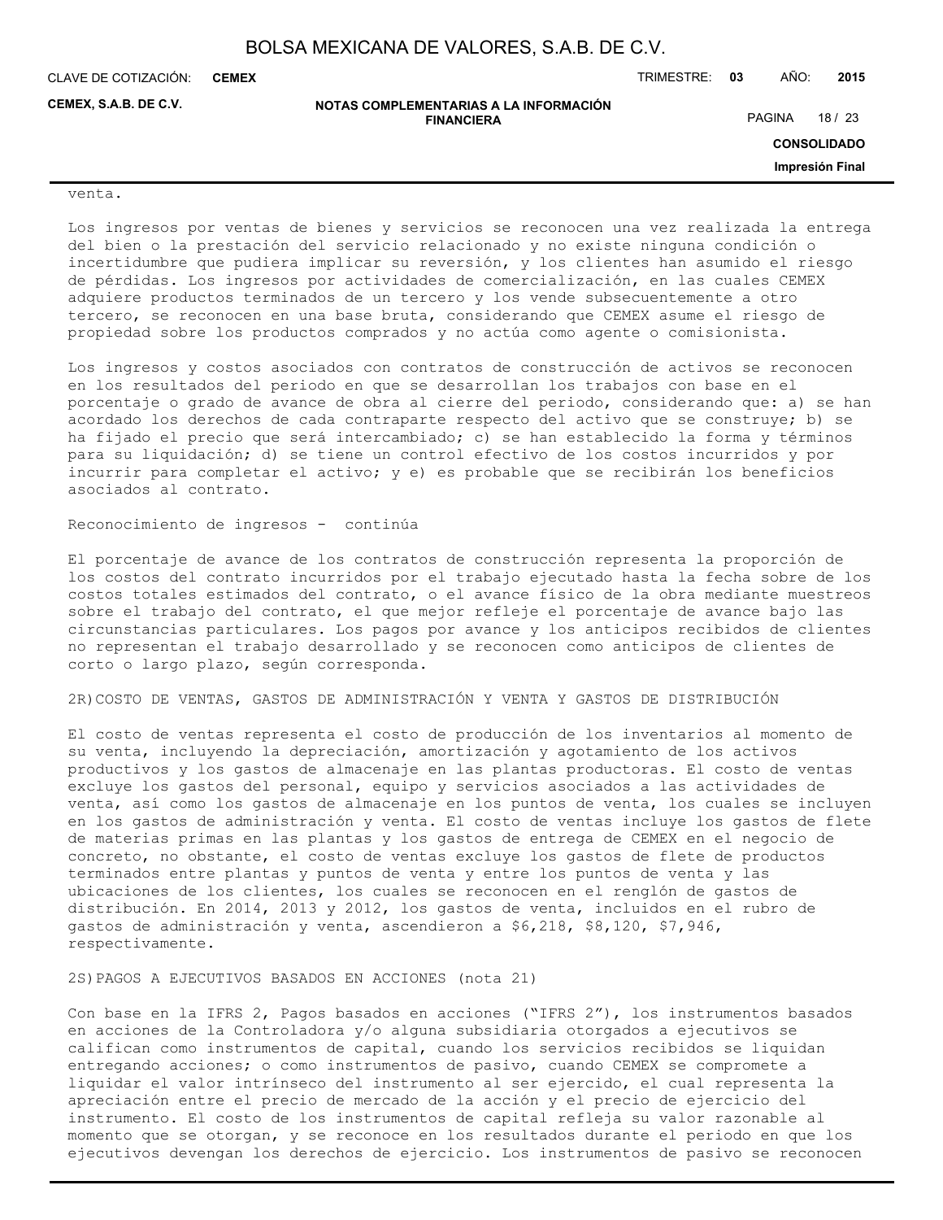venta.

Los ingresos por ventas de bienes y servicios se reconocen una vez realizada la entrega del bien o la prestación del servicio relacionado y no existe ninguna condición o incertidumbre que pudiera implicar su reversión, y los clientes han asumido el riesgo de pérdidas. Los ingresos por actividades de comercialización, en las cuales CEMEX adquiere productos terminados de un tercero y los vende subsecuentemente a otro tercero, se reconocen en una base bruta, considerando que CEMEX asume el riesgo de propiedad sobre los productos comprados y no actúa como agente o comisionista.

Los ingresos y costos asociados con contratos de construcción de activos se reconocen en los resultados del periodo en que se desarrollan los trabajos con base en el porcentaje o grado de avance de obra al cierre del periodo, considerando que: a) se han acordado los derechos de cada contraparte respecto del activo que se construye; b) se ha fijado el precio que será intercambiado; c) se han establecido la forma y términos para su liquidación; d) se tiene un control efectivo de los costos incurridos y por incurrir para completar el activo; y e) es probable que se recibirán los beneficios asociados al contrato.

Reconocimiento de ingresos - continúa

El porcentaje de avance de los contratos de construcción representa la proporción de los costos del contrato incurridos por el trabajo ejecutado hasta la fecha sobre de los costos totales estimados del contrato, o el avance físico de la obra mediante muestreos sobre el trabajo del contrato, el que mejor refleje el porcentaje de avance bajo las circunstancias particulares. Los pagos por avance y los anticipos recibidos de clientes no representan el trabajo desarrollado y se reconocen como anticipos de clientes de corto o largo plazo, según corresponda.

2R)COSTO DE VENTAS, GASTOS DE ADMINISTRACIÓN Y VENTA Y GASTOS DE DISTRIBUCIÓN

El costo de ventas representa el costo de producción de los inventarios al momento de su venta, incluyendo la depreciación, amortización y agotamiento de los activos productivos y los gastos de almacenaje en las plantas productoras. El costo de ventas excluye los gastos del personal, equipo y servicios asociados a las actividades de venta, así como los gastos de almacenaje en los puntos de venta, los cuales se incluyen en los gastos de administración y venta. El costo de ventas incluye los gastos de flete de materias primas en las plantas y los gastos de entrega de CEMEX en el negocio de concreto, no obstante, el costo de ventas excluye los gastos de flete de productos terminados entre plantas y puntos de venta y entre los puntos de venta y las ubicaciones de los clientes, los cuales se reconocen en el renglón de gastos de distribución. En 2014, 2013 y 2012, los gastos de venta, incluidos en el rubro de gastos de administración y venta, ascendieron a $6,218, $8,120, $7,946, respectivamente.

2S)PAGOS A EJECUTIVOS BASADOS EN ACCIONES (nota 21)

Con base en la IFRS 2, Pagos basados en acciones ("IFRS 2"), los instrumentos basados en acciones de la Controladora y/o alguna subsidiaria otorgados a ejecutivos se califican como instrumentos de capital, cuando los servicios recibidos se liquidan entregando acciones; o como instrumentos de pasivo, cuando CEMEX se compromete a liquidar el valor intrínseco del instrumento al ser ejercido, el cual representa la apreciación entre el precio de mercado de la acción y el precio de ejercicio del instrumento. El costo de los instrumentos de capital refleja su valor razonable al momento que se otorgan, y se reconoce en los resultados durante el periodo en que los ejecutivos devengan los derechos de ejercicio. Los instrumentos de pasivo se reconocen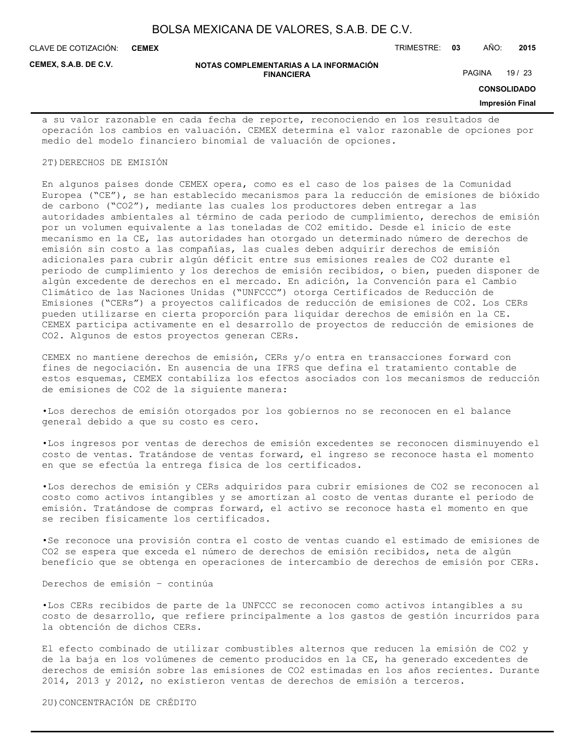a su valor razonable en cada fecha de reporte, reconociendo en los resultados de operación los cambios en valuación. CEMEX determina el valor razonable de opciones por medio del modelo financiero binomial de valuación de opciones.

2T) DERECHOS DE EMISIÓN

En algunos países donde CEMEX opera, como es el caso de los países de la Comunidad Europea ("CE"), se han establecido mecanismos para la reducción de emisiones de bióxido de carbono ("CO2"), mediante las cuales los productores deben entregar a las autoridades ambientales al término de cada periodo de cumplimiento, derechos de emisión por un volumen equivalente a las toneladas de CO2 emitido. Desde el inicio de este mecanismo en la CE, las autoridades han otorgado un determinado número de derechos de emisión sin costo a las compañías, las cuales deben adquirir derechos de emisión adicionales para cubrir algún déficit entre sus emisiones reales de CO2 durante el periodo de cumplimiento y los derechos de emisión recibidos, o bien, pueden disponer de algún excedente de derechos en el mercado. En adición, la Convención para el Cambio Climático de las Naciones Unidas ("UNFCCC") otorga Certificados de Reducción de Emisiones ("CERs") a proyectos calificados de reducción de emisiones de CO2. Los CERs pueden utilizarse en cierta proporción para liquidar derechos de emisión en la CE. CEMEX participa activamente en el desarrollo de proyectos de reducción de emisiones de CO2. Algunos de estos proyectos generan CERs.

CEMEX no mantiene derechos de emisión, CERs y/o entra en transacciones forward con fines de negociación. En ausencia de una IFRS que defina el tratamiento contable de estos esquemas, CEMEX contabiliza los efectos asociados con los mecanismos de reducción de emisiones de CO2 de la siguiente manera:

- Los derechos de emisión otorgados por los gobiernos no se reconocen en el balance general debido a que su costo es cero.

- Los ingresos por ventas de derechos de emisión excedentes se reconocen disminuyendo el costo de ventas. Tratándose de ventas forward, el ingreso se reconoce hasta el momento en que se efectúa la entrega física de los certificados.

- Los derechos de emisión y CERs adquiridos para cubrir emisiones de CO2 se reconocen al costo como activos intangibles y se amortizan al costo de ventas durante el periodo de emisión. Tratándose de compras forward, el activo se reconoce hasta el momento en que se reciben físicamente los certificados.

- Se reconoce una provisión contra el costo de ventas cuando el estimado de emisiones de CO2 se espera que exceda el número de derechos de emisión recibidos, neta de algún beneficio que se obtenga en operaciones de intercambio de derechos de emisión por CERs.

Derechos de emisión – continúa

- Los CERs recibidos de parte de la UNFCCC se reconocen como activos intangibles a su costo de desarrollo, que refiere principalmente a los gastos de gestión incurridos para la obtención de dichos CERs.

El efecto combinado de utilizar combustibles alternos que reducen la emisión de CO2 y de la baja en los volúmenes de cemento producidos en la CE, ha generado excedentes de derechos de emisión sobre las emisiones de CO2 estimadas en los años recientes. Durante 2014, 2013 y 2012, no existieron ventas de derechos de emisión a terceros.

2U) CONCENTRACIÓN DE CRÉDITO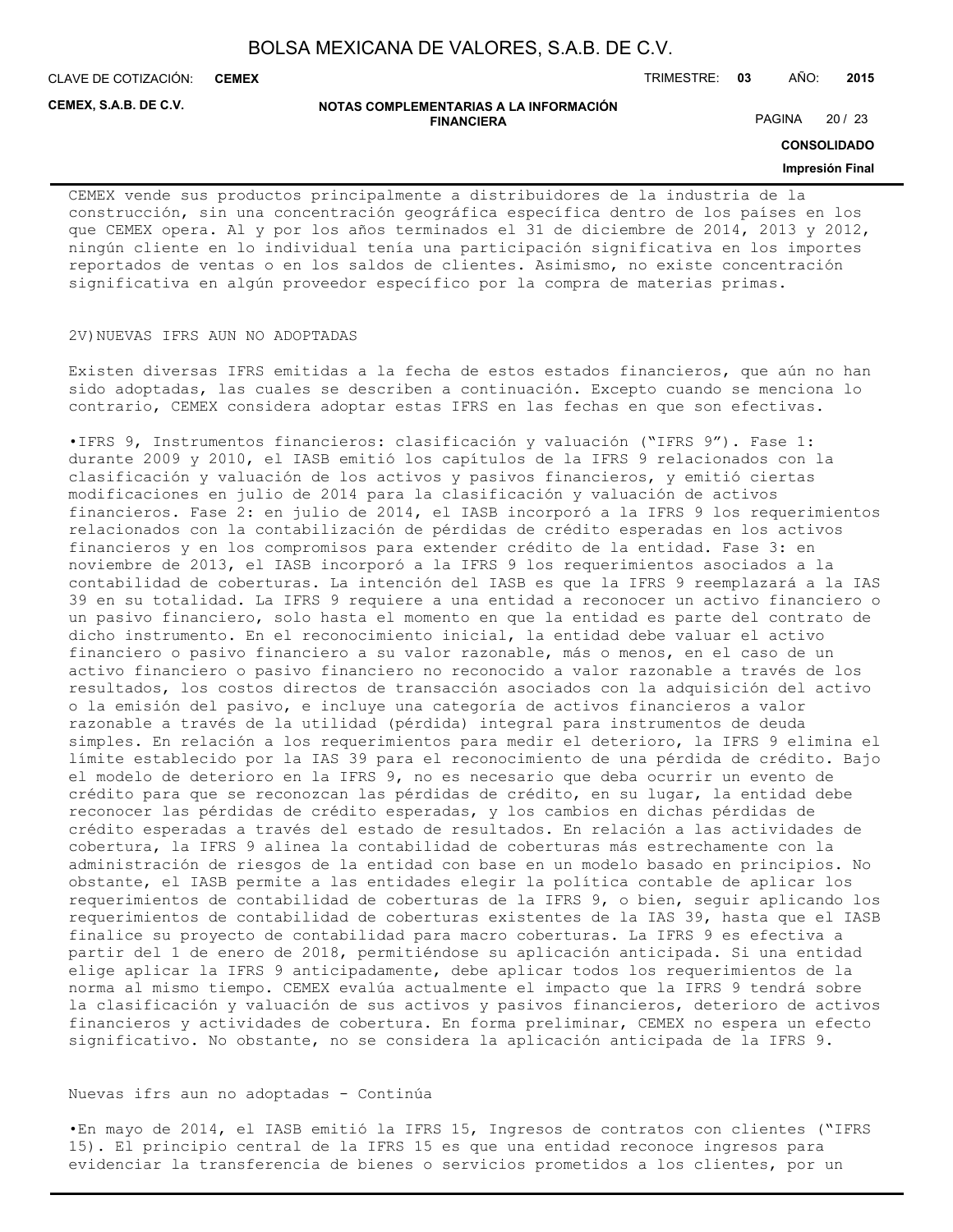CEMEX vende sus productos principalmente a distribuidores de la industria de la construcción, sin una concentración geográfica específica dentro de los países en los que CEMEX opera. Al y por los años terminados el 31 de diciembre de 2014, 2013 y 2012, ningún cliente en lo individual tenía una participación significativa en los importes reportados de ventas o en los saldos de clientes. Asimismo, no existe concentración significativa en algún proveedor específico por la compra de materias primas.

2V)NUEVAS IFRS AUN NO ADOPTADAS

Existen diversas IFRS emitidas a la fecha de estos estados financieros, que aún no han sido adoptadas, las cuales se describen a continuación. Excepto cuando se menciona lo contrario, CEMEX considera adoptar estas IFRS en las fechas en que son efectivas.

•IFRS 9, Instrumentos financieros: clasificación y valuación ("IFRS 9"). Fase 1: durante 2009 y 2010, el IASB emitió los capítulos de la IFRS 9 relacionados con la clasificación y valuación de los activos y pasivos financieros, y emitió ciertas modificaciones en julio de 2014 para la clasificación y valuación de activos financieros. Fase 2: en julio de 2014, el IASB incorporó a la IFRS 9 los requerimientos relacionados con la contabilización de pérdidas de crédito esperadas en los activos financieros y en los compromisos para extender crédito de la entidad. Fase 3: en noviembre de 2013, el IASB incorporó a la IFRS 9 los requerimientos asociados a la contabilidad de coberturas. La intención del IASB es que la IFRS 9 reemplazará a la IAS 39 en su totalidad. La IFRS 9 requiere a una entidad a reconocer un activo financiero o un pasivo financiero, solo hasta el momento en que la entidad es parte del contrato de dicho instrumento. En el reconocimiento inicial, la entidad debe valuar el activo financiero o pasivo financiero a su valor razonable, más o menos, en el caso de un activo financiero o pasivo financiero no reconocido a valor razonable a través de los resultados, los costos directos de transacción asociados con la adquisición del activo o la emisión del pasivo, e incluye una categoría de activos financieros a valor razonable a través de la utilidad (pérdida) integral para instrumentos de deuda simples. En relación a los requerimientos para medir el deterioro, la IFRS 9 elimina el límite establecido por la IAS 39 para el reconocimiento de una pérdida de crédito. Bajo el modelo de deterioro en la IFRS 9, no es necesario que deba ocurrir un evento de crédito para que se reconozcan las pérdidas de crédito, en su lugar, la entidad debe reconocer las pérdidas de crédito esperadas, y los cambios en dichas pérdidas de crédito esperadas a través del estado de resultados. En relación a las actividades de cobertura, la IFRS 9 alinea la contabilidad de coberturas más estrechamente con la administración de riesgos de la entidad con base en un modelo basado en principios. No obstante, el IASB permite a las entidades elegir la política contable de aplicar los requerimientos de contabilidad de coberturas de la IFRS 9, o bien, seguir aplicando los requerimientos de contabilidad de coberturas existentes de la IAS 39, hasta que el IASB finalice su proyecto de contabilidad para macro coberturas. La IFRS 9 es efectiva a partir del 1 de enero de 2018, permitiéndose su aplicación anticipada. Si una entidad elige aplicar la IFRS 9 anticipadamente, debe aplicar todos los requerimientos de la norma al mismo tiempo. CEMEX evalúa actualmente el impacto que la IFRS 9 tendrá sobre la clasificación y valuación de sus activos y pasivos financieros, deterioro de activos financieros y actividades de cobertura. En forma preliminar, CEMEX no espera un efecto significativo. No obstante, no se considera la aplicación anticipada de la IFRS 9.

Nuevas ifrs aun no adoptadas - Continúa

•En mayo de 2014, el IASB emitió la IFRS 15, Ingresos de contratos con clientes ("IFRS 15). El principio central de la IFRS 15 es que una entidad reconoce ingresos para evidenciar la transferencia de bienes o servicios prometidos a los clientes, por un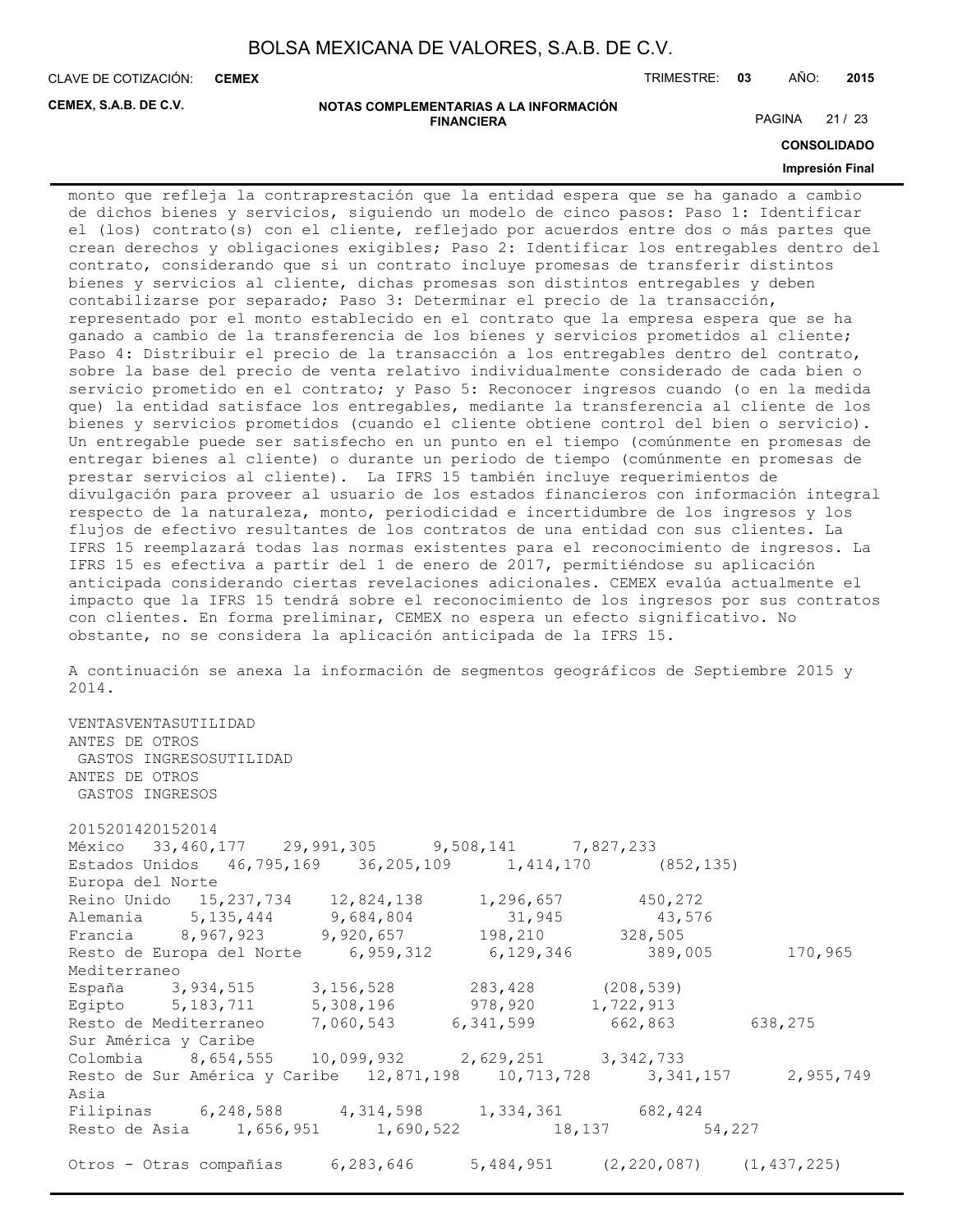monto que refleja la contraprestación que la entidad espera que se ha ganado a cambio de dichos bienes y servicios, siguiendo un modelo de cinco pasos: Paso 1: Identificar el (los) contrato(s) con el cliente, reflejado por acuerdos entre dos o más partes que crean derechos y obligaciones exigibles; Paso 2: Identificar los entregables dentro del contrato, considerando que si un contrato incluye promesas de transferir distintos bienes y servicios al cliente, dichas promesas son distintos entregables y deben contabilizarse por separado; Paso 3: Determinar el precio de la transacción, representado por el monto establecido en el contrato que la empresa espera que se ha ganado a cambio de la transferencia de los bienes y servicios prometidos al cliente; Paso 4: Distribuir el precio de la transacción a los entregables dentro del contrato, sobre la base del precio de venta relativo individualmente considerado de cada bien o servicio prometido en el contrato; y Paso 5: Reconocer ingresos cuando (o en la medida que) la entidad satisface los entregables, mediante la transferencia al cliente de los bienes y servicios prometidos (cuando el cliente obtiene control del bien o servicio). Un entregable puede ser satisfecho en un punto en el tiempo (comúnmente en promesas de entregar bienes al cliente) o durante un periodo de tiempo (comúnmente en promesas de prestar servicios al cliente). La IFRS 15 también incluye requerimientos de divulgación para proveer al usuario de los estados financieros con información integral respecto de la naturaleza, monto, periodicidad e incertidumbre de los ingresos y los flujos de efectivo resultantes de los contratos de una entidad con sus clientes. La IFRS 15 reemplazará todas las normas existentes para el reconocimiento de ingresos. La IFRS 15 es efectiva a partir del 1 de enero de 2017, permitiéndose su aplicación anticipada considerando ciertas revelaciones adicionales. CEMEX evalúa actualmente el impacto que la IFRS 15 tendrá sobre el reconocimiento de los ingresos por sus contratos con clientes. En forma preliminar, CEMEX no espera un efecto significativo. No obstante, no se considera la aplicación anticipada de la IFRS 15.

A continuación se anexa la información de segmentos geográficos de Septiembre 2015 y 2014.

| | VENTAS | VENTAS | UTILIDAD ANTES DE OTROS GASTOS INGRESOS | UTILIDAD ANTES DE OTROS GASTOS INGRESOS |
|---|---|---|---|---|
| | 2015 | 2014 | 2015 | 2014 |
| México | 33,460,177 | 29,991,305 | 9,508,141 | 7,827,233 |
| Estados Unidos | 46,795,169 | 36,205,109 | 1,414,170 | (852,135) |
| Europa del Norte | | | | |
| Reino Unido | 15,237,734 | 12,824,138 | 1,296,657 | 450,272 |
| Alemania | 5,135,444 | 9,684,804 | 31,945 | 43,576 |
| Francia | 8,967,923 | 9,920,657 | 198,210 | 328,505 |
| Resto de Europa del Norte | 6,959,312 | 6,129,346 | 389,005 | 170,965 |
| Mediterraneo | | | | |
| España | 3,934,515 | 3,156,528 | 283,428 | (208,539) |
| Egipto | 5,183,711 | 5,308,196 | 978,920 | 1,722,913 |
| Resto de Mediterraneo | 7,060,543 | 6,341,599 | 662,863 | 638,275 |
| Sur América y Caribe | | | | |
| Colombia | 8,654,555 | 10,099,932 | 2,629,251 | 3,342,733 |
| Resto de Sur América y Caribe | 12,871,198 | 10,713,728 | 3,341,157 | 2,955,749 |
| Asia | | | | |
| Filipinas | 6,248,588 | 4,314,598 | 1,334,361 | 682,424 |
| Resto de Asia | 1,656,951 | 1,690,522 | 18,137 | 54,227 |
| Otros - Otras compañías | 6,283,646 | 5,484,951 | (2,220,087) | (1,437,225) |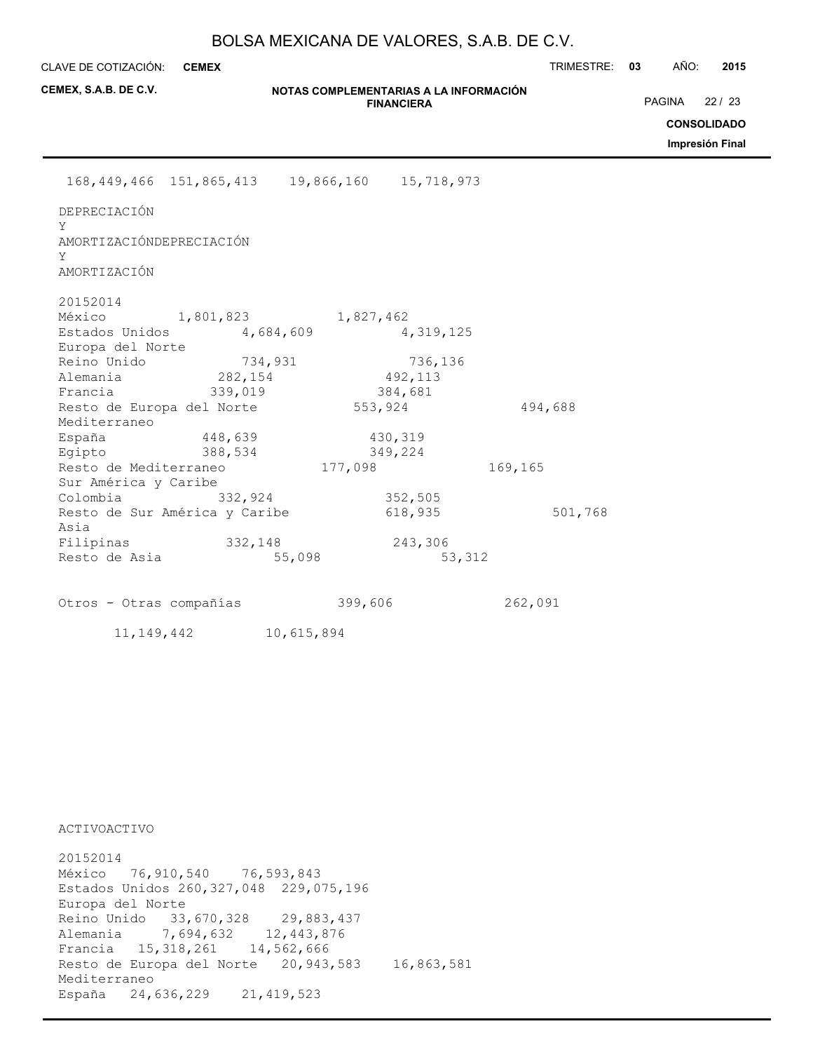| | | | |
|---|---|---|---|
| 168,449,466 | 151,865,413 | 19,866,160 | 15,718,973 |

| DEPRECIACIÓN Y AMORTIZACIÓN | DEPRECIACIÓN Y AMORTIZACIÓN | |
|---|---|---|
| | 2015 | 2014 |
| México | 1,801,823 | 1,827,462 |
| Estados Unidos | 4,684,609 | 4,319,125 |
| Europa del Norte | | |
| Reino Unido | 734,931 | 736,136 |
| Alemania | 282,154 | 492,113 |
| Francia | 339,019 | 384,681 |
| Resto de Europa del Norte | 553,924 | 494,688 |
| Mediterraneo | | |
| España | 448,639 | 430,319 |
| Egipto | 388,534 | 349,224 |
| Resto de Mediterraneo | 177,098 | 169,165 |
| Sur América y Caribe | | |
| Colombia | 332,924 | 352,505 |
| Resto de Sur América y Caribe | 618,935 | 501,768 |
| Asia | | |
| Filipinas | 332,148 | 243,306 |
| Resto de Asia | 55,098 | 53,312 |
| Otros - Otras compañías | 399,606 | 262,091 |
| | 11,149,442 | 10,615,894 |

| ACTIVO | ACTIVO | |
|---|---|---|
| | 2015 | 2014 |
| México | 76,910,540 | 76,593,843 |
| Estados Unidos | 260,327,048 | 229,075,196 |
| Europa del Norte | | |
| Reino Unido | 33,670,328 | 29,883,437 |
| Alemania | 7,694,632 | 12,443,876 |
| Francia | 15,318,261 | 14,562,666 |
| Resto de Europa del Norte | 20,943,583 | 16,863,581 |
| Mediterraneo | | |
| España | 24,636,229 | 21,419,523 |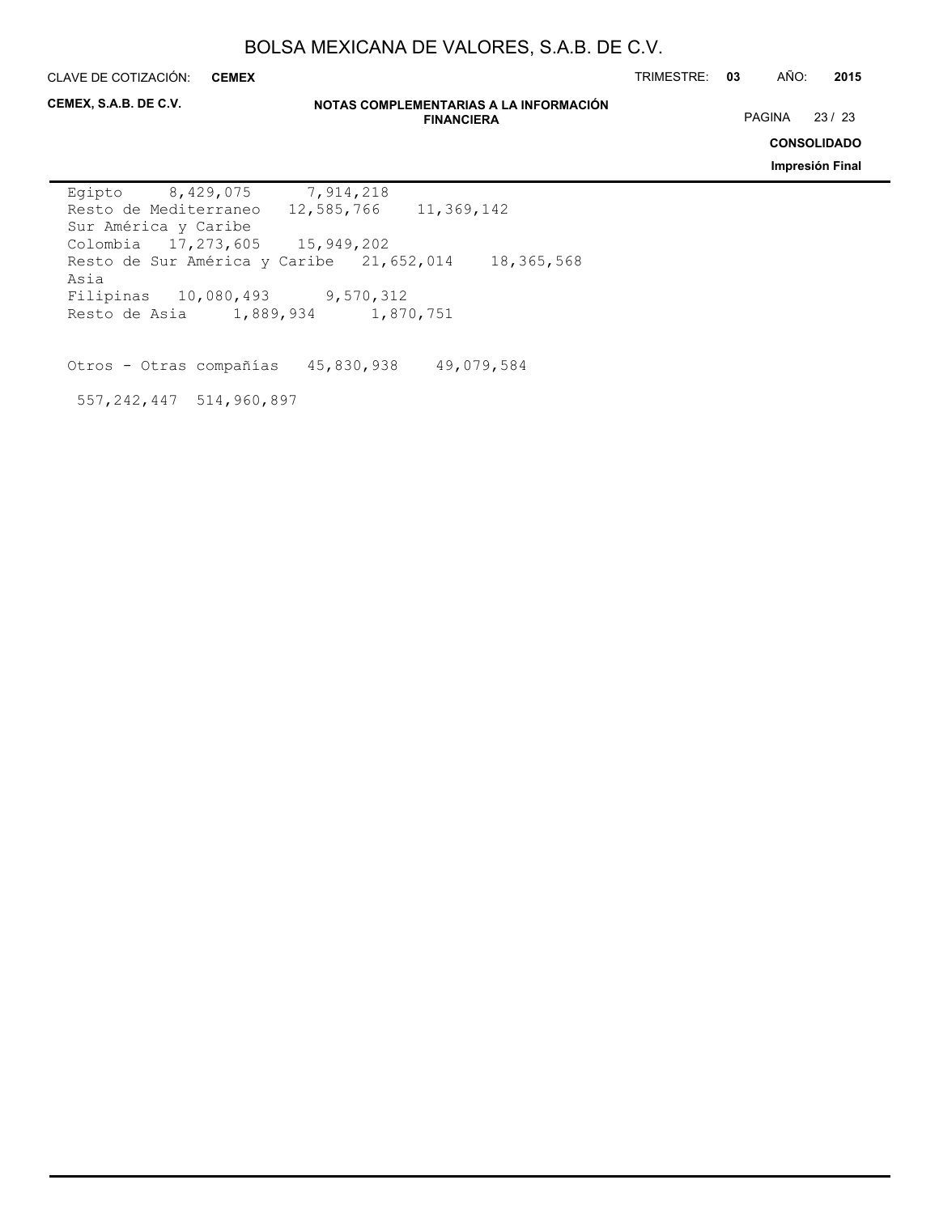| | | |
|---|---|---|
| Egipto | 8,429,075 | 7,914,218 |
| Resto de Mediterraneo | 12,585,766 | 11,369,142 |
| Sur América y Caribe | | |
| Colombia | 17,273,605 | 15,949,202 |
| Resto de Sur América y Caribe | 21,652,014 | 18,365,568 |
| Asia | | |
| Filipinas | 10,080,493 | 9,570,312 |
| Resto de Asia | 1,889,934 | 1,870,751 |
| | | |
| Otros - Otras compañías | 45,830,938 | 49,079,584 |
| | | |
| | 557,242,447 | 514,960,897 |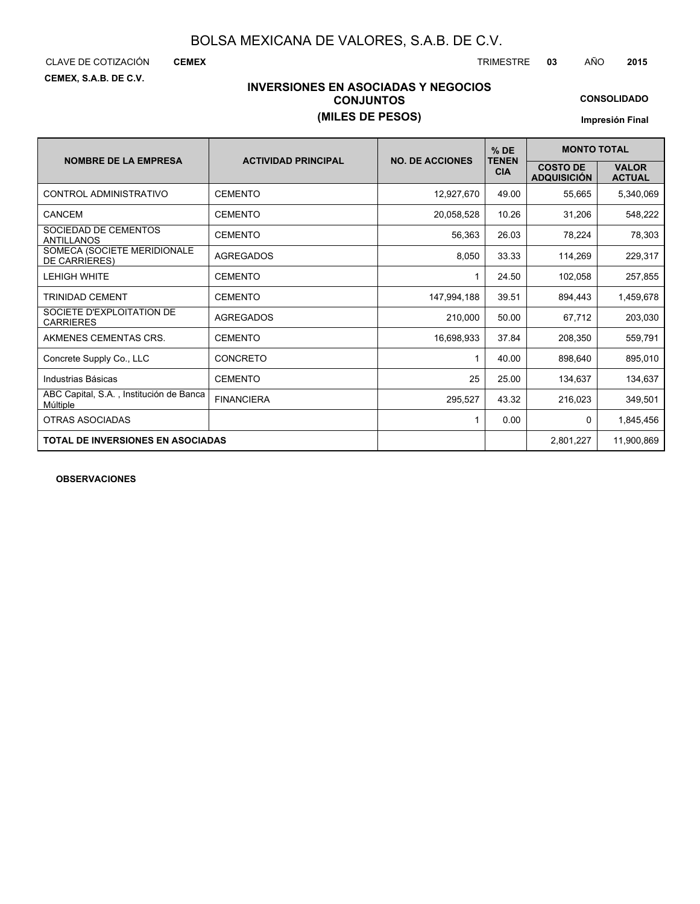# BOLSA MEXICANA DE VALORES, S.A.B. DE C.V.

CLAVE DE COTIZACIÓN **CEMEX** TRIMESTRE **03** AÑO **2015**

**CEMEX, S.A.B. DE C.V.**

## INVERSIONES EN ASOCIADAS Y NEGOCIOS CONJUNTOS
## (MILES DE PESOS)

**CONSOLIDADO**

**Impresión Final**

| NOMBRE DE LA EMPRESA | ACTIVIDAD PRINCIPAL | NO. DE ACCIONES | % DE TENENCIA | MONTO TOTAL | |
|---|---|---|---|---|---|
| | | | | COSTO DE ADQUISICIÓN | VALOR ACTUAL |
| CONTROL ADMINISTRATIVO | CEMENTO | 12,927,670 | 49.00 | 55,665 | 5,340,069 |
| CANCEM | CEMENTO | 20,058,528 | 10.26 | 31,206 | 548,222 |
| SOCIEDAD DE CEMENTOS ANTILLANOS | CEMENTO | 56,363 | 26.03 | 78,224 | 78,303 |
| SOMECA (SOCIETE MERIDIONALE DE CARRIERES) | AGREGADOS | 8,050 | 33.33 | 114,269 | 229,317 |
| LEHIGH WHITE | CEMENTO | 1 | 24.50 | 102,058 | 257,855 |
| TRINIDAD CEMENT | CEMENTO | 147,994,188 | 39.51 | 894,443 | 1,459,678 |
| SOCIETE D'EXPLOITATION DE CARRIERES | AGREGADOS | 210,000 | 50.00 | 67,712 | 203,030 |
| AKMENES CEMENTAS CRS. | CEMENTO | 16,698,933 | 37.84 | 208,350 | 559,791 |
| Concrete Supply Co., LLC | CONCRETO | 1 | 40.00 | 898,640 | 895,010 |
| Industrias Básicas | CEMENTO | 25 | 25.00 | 134,637 | 134,637 |
| ABC Capital, S.A. , Institución de Banca Múltiple | FINANCIERA | 295,527 | 43.32 | 216,023 | 349,501 |
| OTRAS ASOCIADAS | | 1 | 0.00 | 0 | 1,845,456 |
| **TOTAL DE INVERSIONES EN ASOCIADAS** | | | | 2,801,227 | 11,900,869 |

**OBSERVACIONES**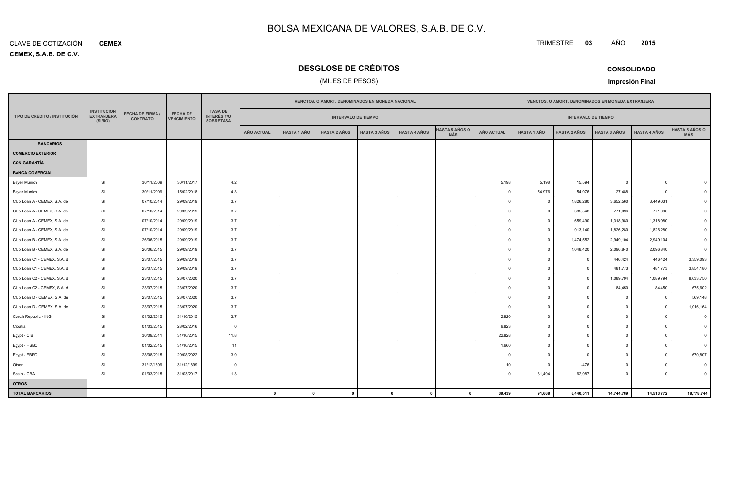# BOLSA MEXICANA DE VALORES, S.A.B. DE C.V.

CLAVE DE COTIZACIÓN **CEMEX**

**CEMEX, S.A.B. DE C.V.**

TRIMESTRE **03** AÑO **2015**

## DESGLOSE DE CRÉDITOS

(MILES DE PESOS)

**CONSOLIDADO**

**Impresión Final**

| TIPO DE CRÉDITO / INSTITUCIÓN | INSTITUCION EXTRANJERA (SI/NO) | FECHA DE FIRMA / CONTRATO | FECHA DE VENCIMIENTO | TASA DE INTERÉS Y/O SOBRETASA | VENCTOS. O AMORT. DENOMINADOS EN MONEDA NACIONAL | | | | | | VENCTOS. O AMORT. DENOMINADOS EN MONEDA EXTRANJERA | | | | | |
|---|---|---|---|---|---|---|---|---|---|---|---|---|---|---|---|---|
| | | | | | INTERVALO DE TIEMPO | | | | | | INTERVALO DE TIEMPO | | | | | |
| | | | | | AÑO ACTUAL | HASTA 1 AÑO | HASTA 2 AÑOS | HASTA 3 AÑOS | HASTA 4 AÑOS | HASTA 5 AÑOS O MÁS | AÑO ACTUAL | HASTA 1 AÑO | HASTA 2 AÑOS | HASTA 3 AÑOS | HASTA 4 AÑOS | HASTA 5 AÑOS O MÁS |
| **BANCARIOS** | | | | | | | | | | | | | | | | |
| **COMERCIO EXTERIOR** | | | | | | | | | | | | | | | | |
| **CON GARANTÍA** | | | | | | | | | | | | | | | | |
| **BANCA COMERCIAL** | | | | | | | | | | | | | | | | |
| Bayer Munich | SI | 30/11/2009 | 30/11/2017 | 4.2 | | | | | | | 5,198 | 5,198 | 15,594 | 0 | 0 | 0 |
| Bayer Munich | SI | 30/11/2009 | 15/02/2018 | 4.3 | | | | | | | 0 | 54,976 | 54,976 | 27,488 | 0 | 0 |
| Club Loan A - CEMEX, S.A. de | SI | 07/10/2014 | 29/09/2019 | 3.7 | | | | | | | 0 | 0 | 1,826,280 | 3,652,560 | 3,449,031 | 0 |
| Club Loan A - CEMEX, S.A. de | SI | 07/10/2014 | 29/09/2019 | 3.7 | | | | | | | 0 | 0 | 385,548 | 771,096 | 771,096 | 0 |
| Club Loan A - CEMEX, S.A. de | SI | 07/10/2014 | 29/09/2019 | 3.7 | | | | | | | 0 | 0 | 659,490 | 1,318,980 | 1,318,980 | 0 |
| Club Loan A - CEMEX, S.A. de | SI | 07/10/2014 | 29/09/2019 | 3.7 | | | | | | | 0 | 0 | 913,140 | 1,826,280 | 1,826,280 | 0 |
| Club Loan B - CEMEX, S.A. de | SI | 26/06/2015 | 29/09/2019 | 3.7 | | | | | | | 0 | 0 | 1,474,552 | 2,949,104 | 2,949,104 | 0 |
| Club Loan B - CEMEX, S.A. de | SI | 26/06/2015 | 29/09/2019 | 3.7 | | | | | | | 0 | 0 | 1,048,420 | 2,096,840 | 2,096,840 | 0 |
| Club Loan C1 - CEMEX, S.A. d | SI | 23/07/2015 | 29/09/2019 | 3.7 | | | | | | | 0 | 0 | 0 | 446,424 | 446,424 | 3,359,093 |
| Club Loan C1 - CEMEX, S.A. d | SI | 23/07/2015 | 29/09/2019 | 3.7 | | | | | | | 0 | 0 | 0 | 481,773 | 481,773 | 3,854,180 |
| Club Loan C2 - CEMEX, S.A. d | SI | 23/07/2015 | 23/07/2020 | 3.7 | | | | | | | 0 | 0 | 0 | 1,089,794 | 1,089,794 | 8,633,750 |
| Club Loan C2 - CEMEX, S.A. d | SI | 23/07/2015 | 23/07/2020 | 3.7 | | | | | | | 0 | 0 | 0 | 84,450 | 84,450 | 675,602 |
| Club Loan D - CEMEX, S.A. de | SI | 23/07/2015 | 23/07/2020 | 3.7 | | | | | | | 0 | 0 | 0 | 0 | 0 | 569,148 |
| Club Loan D - CEMEX, S.A. de | SI | 23/07/2015 | 23/07/2020 | 3.7 | | | | | | | 0 | 0 | 0 | 0 | 0 | 1,016,164 |
| Czech Republic - ING | SI | 01/02/2015 | 31/10/2015 | 3.7 | | | | | | | 2,920 | 0 | 0 | 0 | 0 | 0 |
| Croatia | SI | 01/03/2015 | 28/02/2016 | 0 | | | | | | | 6,823 | 0 | 0 | 0 | 0 | 0 |
| Egypt - CIB | SI | 30/09/2011 | 31/10/2015 | 11.8 | | | | | | | 22,828 | 0 | 0 | 0 | 0 | 0 |
| Egypt - HSBC | SI | 01/02/2015 | 31/10/2015 | 11 | | | | | | | 1,660 | 0 | 0 | 0 | 0 | 0 |
| Egypt - EBRD | SI | 28/08/2015 | 29/08/2022 | 3.9 | | | | | | | 0 | 0 | 0 | 0 | 0 | 670,807 |
| Other | SI | 31/12/1899 | 31/12/1899 | 0 | | | | | | | 10 | 0 | -476 | 0 | 0 | 0 |
| Spain - CBA | SI | 01/03/2015 | 31/03/2017 | 1.3 | | | | | | | 0 | 31,494 | 62,987 | 0 | 0 | 0 |
| **OTROS** | | | | | | | | | | | | | | | | |
| **TOTAL BANCARIOS** | | | | | **0** | **0** | **0** | **0** | **0** | **0** | **39,439** | **91,668** | **6,440,511** | **14,744,789** | **14,513,772** | **18,778,744** |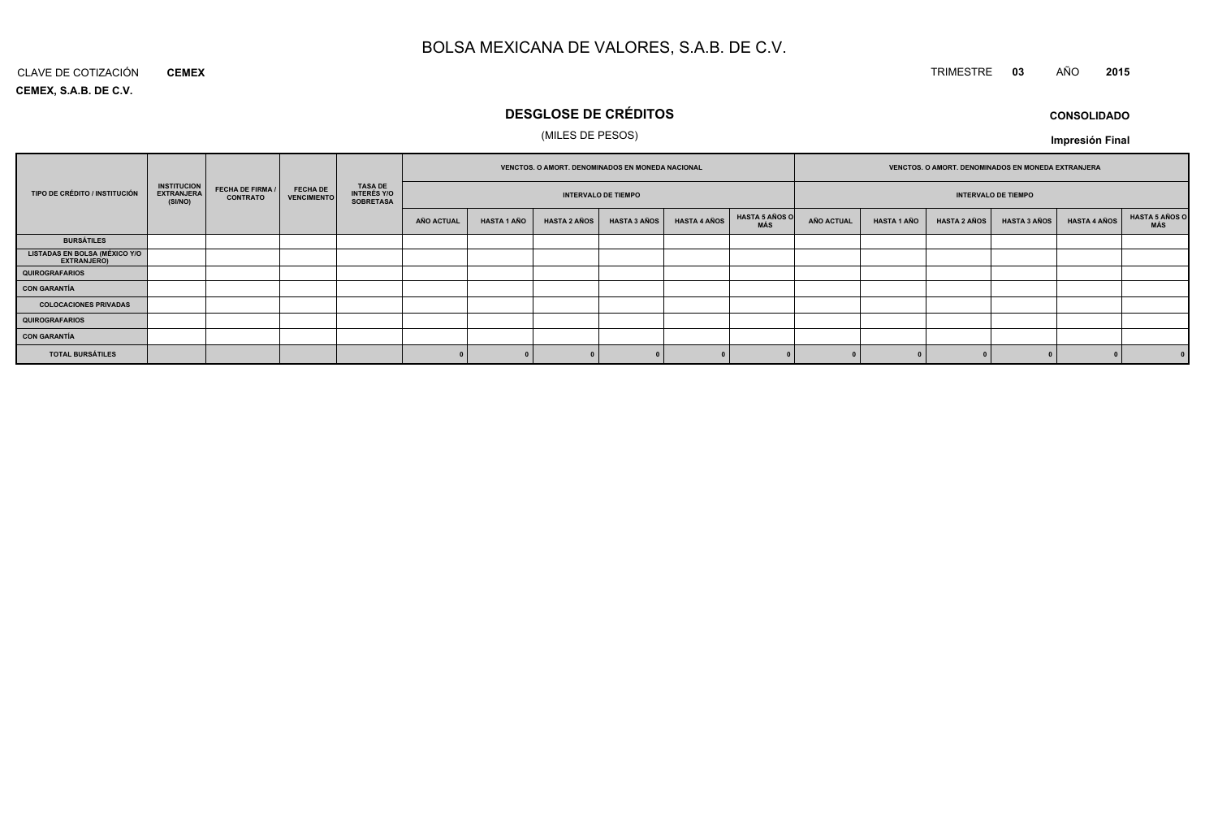# BOLSA MEXICANA DE VALORES, S.A.B. DE C.V.

CLAVE DE COTIZACIÓN **CEMEX**

**CEMEX, S.A.B. DE C.V.**

TRIMESTRE **03** AÑO **2015**

## DESGLOSE DE CRÉDITOS

(MILES DE PESOS)

**CONSOLIDADO**

**Impresión Final**

| TIPO DE CRÉDITO / INSTITUCIÓN | INSTITUCION EXTRANJERA (SI/NO) | FECHA DE FIRMA / CONTRATO | FECHA DE VENCIMIENTO | TASA DE INTERÉS Y/O SOBRETASA | VENCTOS. O AMORT. DENOMINADOS EN MONEDA NACIONAL | | | | | | VENCTOS. O AMORT. DENOMINADOS EN MONEDA EXTRANJERA | | | | | |
|---|---|---|---|---|---|---|---|---|---|---|---|---|---|---|---|---|
| | | | | | INTERVALO DE TIEMPO | | | | | | INTERVALO DE TIEMPO | | | | | |
| | | | | | AÑO ACTUAL | HASTA 1 AÑO | HASTA 2 AÑOS | HASTA 3 AÑOS | HASTA 4 AÑOS | HASTA 5 AÑOS O MÁS | AÑO ACTUAL | HASTA 1 AÑO | HASTA 2 AÑOS | HASTA 3 AÑOS | HASTA 4 AÑOS | HASTA 5 AÑOS O MÁS |
| **BURSÁTILES** | | | | | | | | | | | | | | | | |
| **LISTADAS EN BOLSA (MÉXICO Y/O EXTRANJERO)** | | | | | | | | | | | | | | | | |
| **QUIROGRAFARIOS** | | | | | | | | | | | | | | | | |
| **CON GARANTÍA** | | | | | | | | | | | | | | | | |
| **COLOCACIONES PRIVADAS** | | | | | | | | | | | | | | | | |
| **QUIROGRAFARIOS** | | | | | | | | | | | | | | | | |
| **CON GARANTÍA** | | | | | | | | | | | | | | | | |
| **TOTAL BURSÁTILES** | | | | | 0 | 0 | 0 | 0 | 0 | 0 | 0 | 0 | 0 | 0 | 0 | 0 |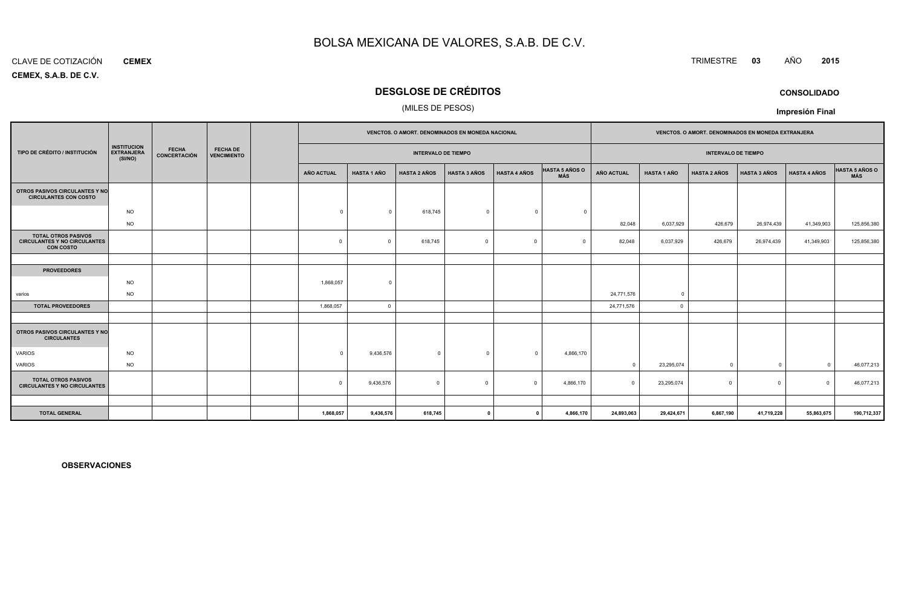# BOLSA MEXICANA DE VALORES, S.A.B. DE C.V.

CLAVE DE COTIZACIÓN **CEMEX**

**CEMEX, S.A.B. DE C.V.**

TRIMESTRE **03** AÑO **2015**

## DESGLOSE DE CRÉDITOS

(MILES DE PESOS)

**CONSOLIDADO**

**Impresión Final**

| TIPO DE CRÉDITO / INSTITUCIÓN | INSTITUCION EXTRANJERA (SI/NO) | FECHA CONCERTACIÓN | FECHA DE VENCIMIENTO | | VENCTOS. O AMORT. DENOMINADOS EN MONEDA NACIONAL | | | | | | VENCTOS. O AMORT. DENOMINADOS EN MONEDA EXTRANJERA | | | | | |
|---|---|---|---|---|---|---|---|---|---|---|---|---|---|---|---|---|
| | | | | | INTERVALO DE TIEMPO | | | | | | INTERVALO DE TIEMPO | | | | | |
| | | | | | AÑO ACTUAL | HASTA 1 AÑO | HASTA 2 AÑOS | HASTA 3 AÑOS | HASTA 4 AÑOS | HASTA 5 AÑOS O MÁS | AÑO ACTUAL | HASTA 1 AÑO | HASTA 2 AÑOS | HASTA 3 AÑOS | HASTA 4 AÑOS | HASTA 5 AÑOS O MÁS |
| **OTROS PASIVOS CIRCULANTES Y NO CIRCULANTES CON COSTO** | | | | | | | | | | | | | | | | |
| | NO | | | | 0 | 0 | 618,745 | 0 | 0 | 0 | | | | | | |
| | NO | | | | | | | | | | 82,048 | 6,037,929 | 426,679 | 26,974,439 | 41,349,903 | 125,856,380 |
| **TOTAL OTROS PASIVOS CIRCULANTES Y NO CIRCULANTES CON COSTO** | | | | | 0 | 0 | 618,745 | 0 | 0 | 0 | 82,048 | 6,037,929 | 426,679 | 26,974,439 | 41,349,903 | 125,856,380 |
| | | | | | | | | | | | | | | | | |
| **PROVEEDORES** | | | | | | | | | | | | | | | | |
| | NO | | | | 1,868,057 | 0 | | | | | | | | | | |
| varios | NO | | | | | | | | | | 24,771,576 | 0 | | | | |
| **TOTAL PROVEEDORES** | | | | | 1,868,057 | 0 | | | | | 24,771,576 | 0 | | | | |
| | | | | | | | | | | | | | | | | |
| **OTROS PASIVOS CIRCULANTES Y NO CIRCULANTES** | | | | | | | | | | | | | | | | |
| VARIOS | NO | | | | 0 | 9,436,576 | 0 | 0 | 0 | 4,866,170 | | | | | | |
| VARIOS | NO | | | | | | | | | | 0 | 23,295,074 | 0 | 0 | 0 | 46,077,213 |
| **TOTAL OTROS PASIVOS CIRCULANTES Y NO CIRCULANTES** | | | | | 0 | 9,436,576 | 0 | 0 | 0 | 4,866,170 | 0 | 23,295,074 | 0 | 0 | 0 | 46,077,213 |
| | | | | | | | | | | | | | | | | |
| **TOTAL GENERAL** | | | | | **1,868,057** | **9,436,576** | **618,745** | **0** | **0** | **4,866,170** | **24,893,063** | **29,424,671** | **6,867,190** | **41,719,228** | **55,863,675** | **190,712,337** |

**OBSERVACIONES**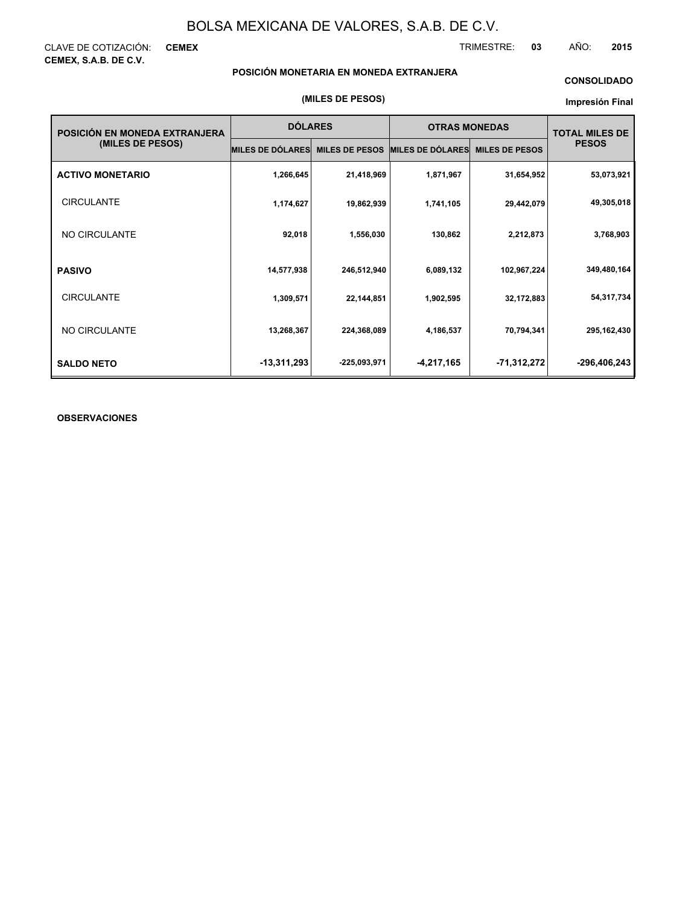# BOLSA MEXICANA DE VALORES, S.A.B. DE C.V.

CLAVE DE COTIZACIÓN: **CEMEX**

TRIMESTRE: **03** AÑO: **2015**

**CEMEX, S.A.B. DE C.V.**

**POSICIÓN MONETARIA EN MONEDA EXTRANJERA**

**(MILES DE PESOS)**

**CONSOLIDADO**

**Impresión Final**

| POSICIÓN EN MONEDA EXTRANJERA (MILES DE PESOS) | DÓLARES | | OTRAS MONEDAS | | TOTAL MILES DE PESOS |
|---|---|---|---|---|---|
| | MILES DE DÓLARES | MILES DE PESOS | MILES DE DÓLARES | MILES DE PESOS | |
| **ACTIVO MONETARIO** | 1,266,645 | 21,418,969 | 1,871,967 | 31,654,952 | 53,073,921 |
| CIRCULANTE | 1,174,627 | 19,862,939 | 1,741,105 | 29,442,079 | 49,305,018 |
| NO CIRCULANTE | 92,018 | 1,556,030 | 130,862 | 2,212,873 | 3,768,903 |
| **PASIVO** | 14,577,938 | 246,512,940 | 6,089,132 | 102,967,224 | 349,480,164 |
| CIRCULANTE | 1,309,571 | 22,144,851 | 1,902,595 | 32,172,883 | 54,317,734 |
| NO CIRCULANTE | 13,268,367 | 224,368,089 | 4,186,537 | 70,794,341 | 295,162,430 |
| **SALDO NETO** | -13,311,293 | -225,093,971 | -4,217,165 | -71,312,272 | -296,406,243 |

**OBSERVACIONES**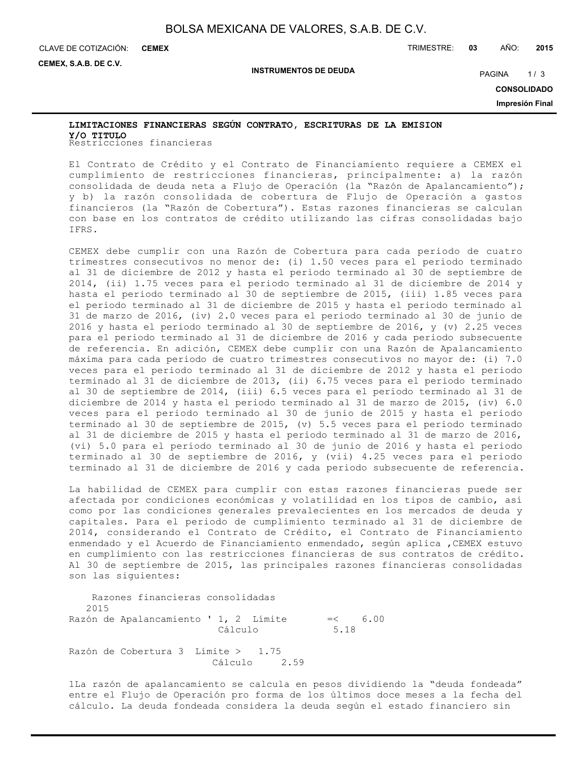**LIMITACIONES FINANCIERAS SEGÚN CONTRATO, ESCRITURAS DE LA EMISION Y/O TITULO**

Restricciones financieras

El Contrato de Crédito y el Contrato de Financiamiento requiere a CEMEX el cumplimiento de restricciones financieras, principalmente: a) la razón consolidada de deuda neta a Flujo de Operación (la "Razón de Apalancamiento"); y b) la razón consolidada de cobertura de Flujo de Operación a gastos financieros (la "Razón de Cobertura"). Estas razones financieras se calculan con base en los contratos de crédito utilizando las cifras consolidadas bajo IFRS.

CEMEX debe cumplir con una Razón de Cobertura para cada periodo de cuatro trimestres consecutivos no menor de: (i) 1.50 veces para el periodo terminado al 31 de diciembre de 2012 y hasta el periodo terminado al 30 de septiembre de 2014, (ii) 1.75 veces para el periodo terminado al 31 de diciembre de 2014 y hasta el periodo terminado al 30 de septiembre de 2015, (iii) 1.85 veces para el periodo terminado al 31 de diciembre de 2015 y hasta el periodo terminado al 31 de marzo de 2016, (iv) 2.0 veces para el periodo terminado al 30 de junio de 2016 y hasta el periodo terminado al 30 de septiembre de 2016, y (v) 2.25 veces para el periodo terminado al 31 de diciembre de 2016 y cada periodo subsecuente de referencia. En adición, CEMEX debe cumplir con una Razón de Apalancamiento máxima para cada periodo de cuatro trimestres consecutivos no mayor de: (i) 7.0 veces para el periodo terminado al 31 de diciembre de 2012 y hasta el periodo terminado al 31 de diciembre de 2013, (ii) 6.75 veces para el periodo terminado al 30 de septiembre de 2014, (iii) 6.5 veces para el periodo terminado al 31 de diciembre de 2014 y hasta el periodo terminado al 31 de marzo de 2015, (iv) 6.0 veces para el periodo terminado al 30 de junio de 2015 y hasta el periodo terminado al 30 de septiembre de 2015, (v) 5.5 veces para el periodo terminado al 31 de diciembre de 2015 y hasta el periodo terminado al 31 de marzo de 2016, (vi) 5.0 para el periodo terminado al 30 de junio de 2016 y hasta el periodo terminado al 30 de septiembre de 2016, y (vii) 4.25 veces para el periodo terminado al 31 de diciembre de 2016 y cada periodo subsecuente de referencia.

La habilidad de CEMEX para cumplir con estas razones financieras puede ser afectada por condiciones económicas y volatilidad en los tipos de cambio, así como por las condiciones generales prevalecientes en los mercados de deuda y capitales. Para el periodo de cumplimiento terminado al 31 de diciembre de 2014, considerando el Contrato de Crédito, el Contrato de Financiamiento enmendado y el Acuerdo de Financiamiento enmendado, según aplica ,CEMEX estuvo en cumplimiento con las restricciones financieras de sus contratos de crédito. Al 30 de septiembre de 2015, las principales razones financieras consolidadas son las siguientes:

| Razones financieras consolidadas | | 2015 |
|---|---|---|
| Razón de Apalancamiento ' 1, 2 | Límite | =< 6.00 |
| | Cálculo | 5.18 |
| Razón de Cobertura 3 | Límite | > 1.75 |
| | Cálculo | 2.59 |

1La razón de apalancamiento se calcula en pesos dividiendo la "deuda fondeada" entre el Flujo de Operación pro forma de los últimos doce meses a la fecha del cálculo. La deuda fondeada considera la deuda según el estado financiero sin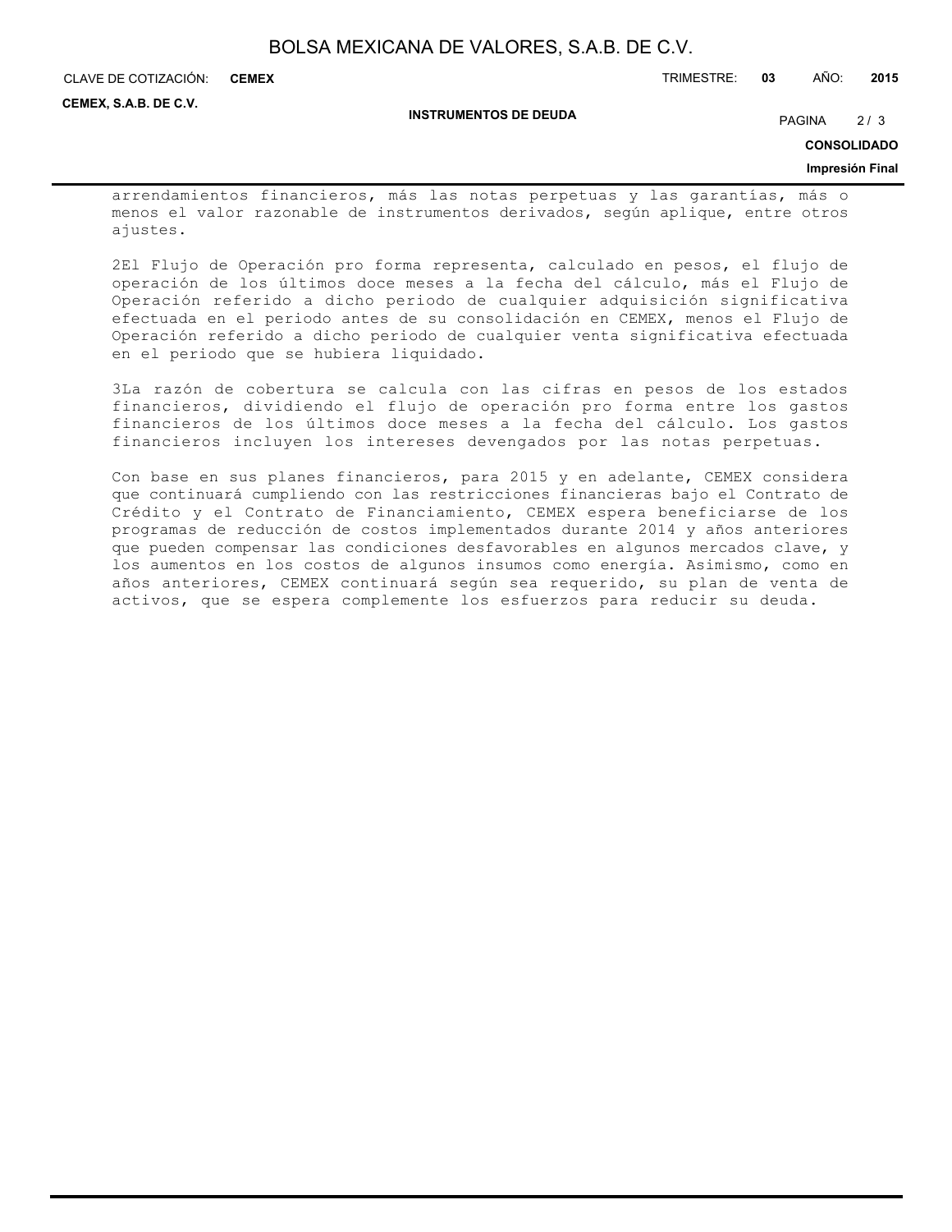arrendamientos financieros, más las notas perpetuas y las garantías, más o menos el valor razonable de instrumentos derivados, según aplique, entre otros ajustes.

2El Flujo de Operación pro forma representa, calculado en pesos, el flujo de operación de los últimos doce meses a la fecha del cálculo, más el Flujo de Operación referido a dicho periodo de cualquier adquisición significativa efectuada en el periodo antes de su consolidación en CEMEX, menos el Flujo de Operación referido a dicho periodo de cualquier venta significativa efectuada en el periodo que se hubiera liquidado.

3La razón de cobertura se calcula con las cifras en pesos de los estados financieros, dividiendo el flujo de operación pro forma entre los gastos financieros de los últimos doce meses a la fecha del cálculo. Los gastos financieros incluyen los intereses devengados por las notas perpetuas.

Con base en sus planes financieros, para 2015 y en adelante, CEMEX considera que continuará cumpliendo con las restricciones financieras bajo el Contrato de Crédito y el Contrato de Financiamiento, CEMEX espera beneficiarse de los programas de reducción de costos implementados durante 2014 y años anteriores que pueden compensar las condiciones desfavorables en algunos mercados clave, y los aumentos en los costos de algunos insumos como energía. Asimismo, como en años anteriores, CEMEX continuará según sea requerido, su plan de venta de activos, que se espera complemente los esfuerzos para reducir su deuda.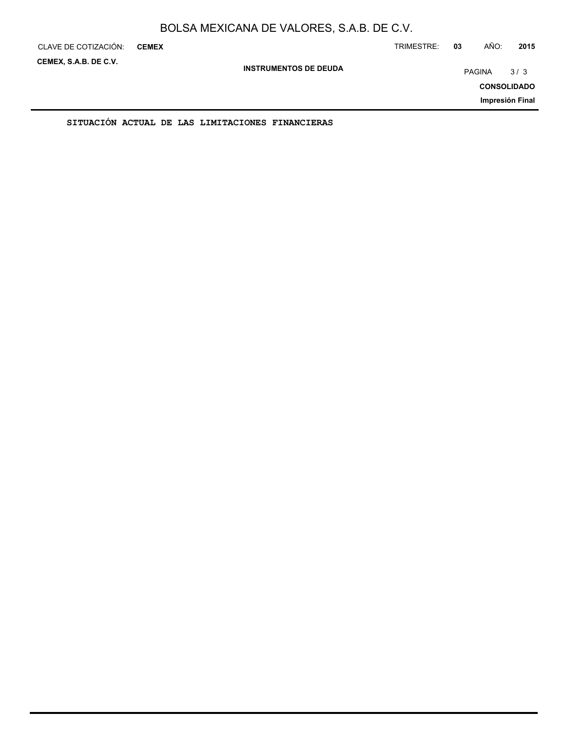**SITUACIÓN ACTUAL DE LAS LIMITACIONES FINANCIERAS**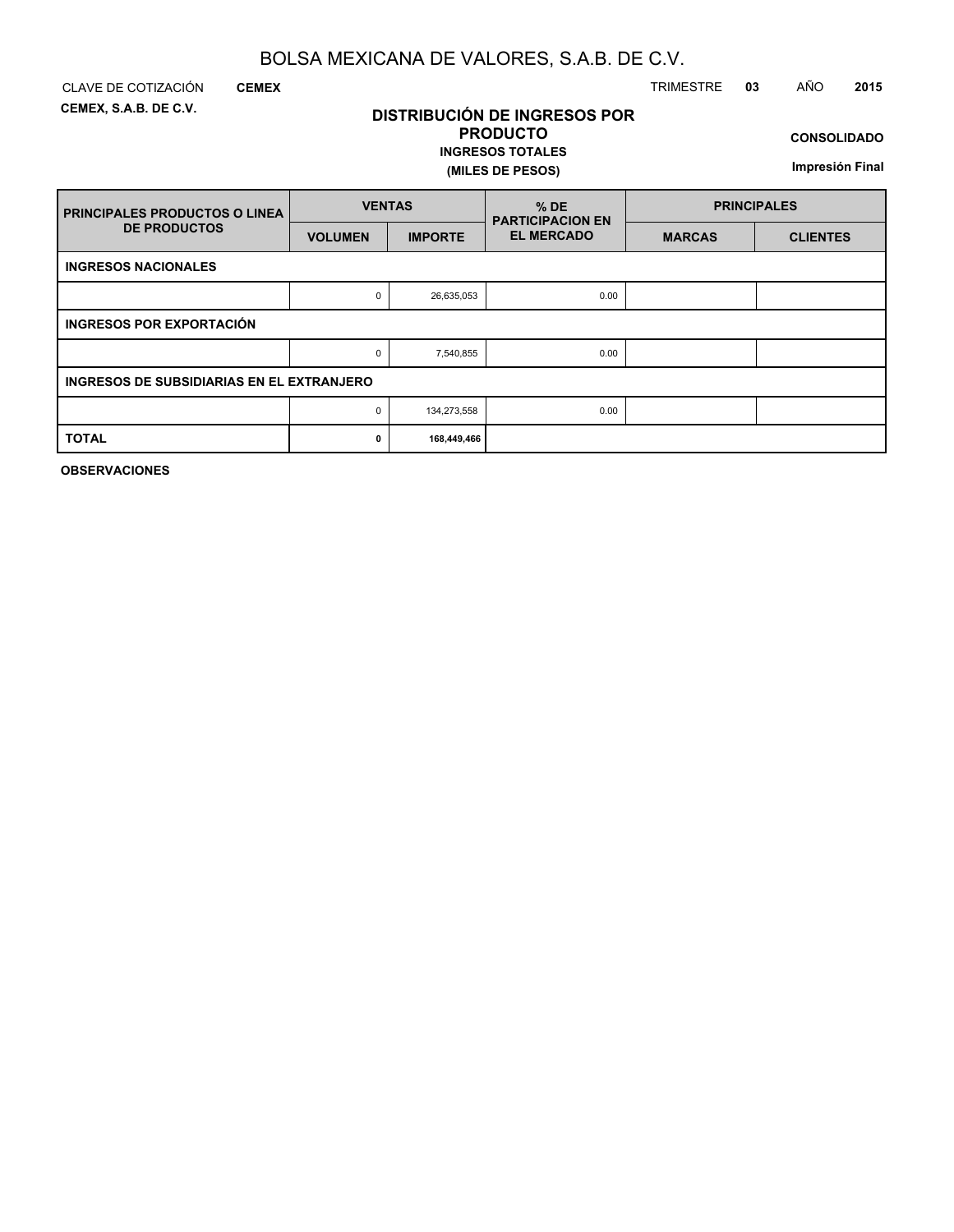# BOLSA MEXICANA DE VALORES, S.A.B. DE C.V.

CLAVE DE COTIZACIÓN **CEMEX** TRIMESTRE **03** AÑO **2015**

**CEMEX, S.A.B. DE C.V.**

## DISTRIBUCIÓN DE INGRESOS POR PRODUCTO

**INGRESOS TOTALES**

**(MILES DE PESOS)**

**CONSOLIDADO**

**Impresión Final**

| PRINCIPALES PRODUCTOS O LINEA DE PRODUCTOS | VENTAS | | % DE PARTICIPACION EN EL MERCADO | PRINCIPALES | |
|---|---|---|---|---|---|
| | VOLUMEN | IMPORTE | | MARCAS | CLIENTES |
| **INGRESOS NACIONALES** | | | | | |
| | 0 | 26,635,053 | 0.00 | | |
| **INGRESOS POR EXPORTACIÓN** | | | | | |
| | 0 | 7,540,855 | 0.00 | | |
| **INGRESOS DE SUBSIDIARIAS EN EL EXTRANJERO** | | | | | |
| | 0 | 134,273,558 | 0.00 | | |
| **TOTAL** | **0** | **168,449,466** | | | |

**OBSERVACIONES**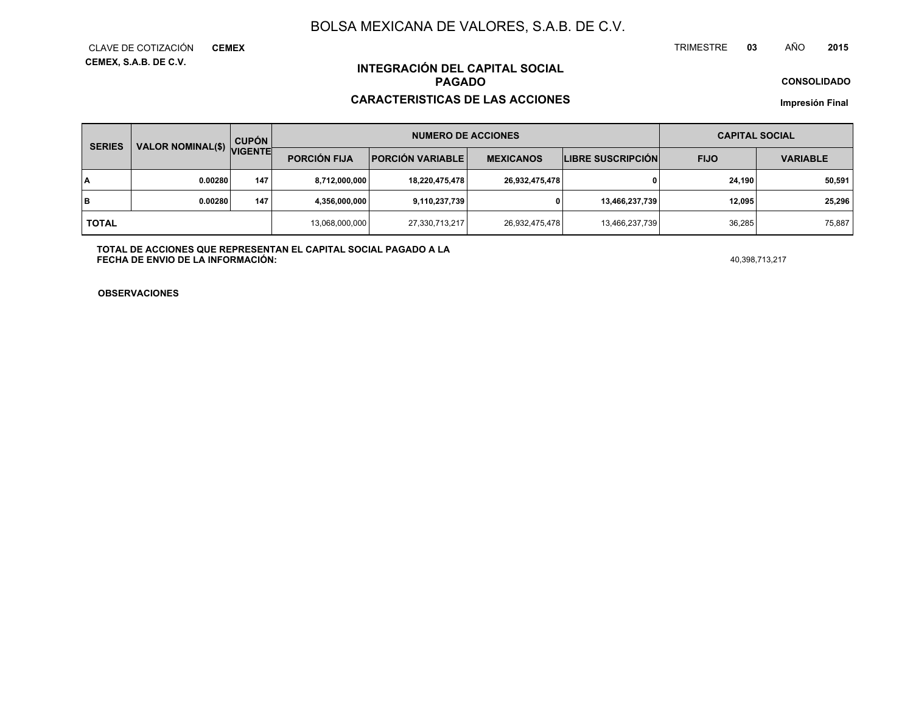# BOLSA MEXICANA DE VALORES, S.A.B. DE C.V.

CLAVE DE COTIZACIÓN **CEMEX** TRIMESTRE **03** AÑO **2015**

**CEMEX, S.A.B. DE C.V.**

## INTEGRACIÓN DEL CAPITAL SOCIAL PAGADO

**CONSOLIDADO**

## CARACTERISTICAS DE LAS ACCIONES

**Impresión Final**

| SERIES | VALOR NOMINAL($) | CUPÓN VIGENTE | NUMERO DE ACCIONES | | | | CAPITAL SOCIAL | |
|---|---|---|---|---|---|---|---|---|
| | | | PORCIÓN FIJA | PORCIÓN VARIABLE | MEXICANOS | LIBRE SUSCRIPCIÓN | FIJO | VARIABLE |
| A | 0.00280 | 147 | 8,712,000,000 | 18,220,475,478 | 26,932,475,478 | 0 | 24,190 | 50,591 |
| B | 0.00280 | 147 | 4,356,000,000 | 9,110,237,739 | 0 | 13,466,237,739 | 12,095 | 25,296 |
| TOTAL | | | 13,068,000,000 | 27,330,713,217 | 26,932,475,478 | 13,466,237,739 | 36,285 | 75,887 |

**TOTAL DE ACCIONES QUE REPRESENTAN EL CAPITAL SOCIAL PAGADO A LA FECHA DE ENVIO DE LA INFORMACIÓN:** 40,398,713,217

**OBSERVACIONES**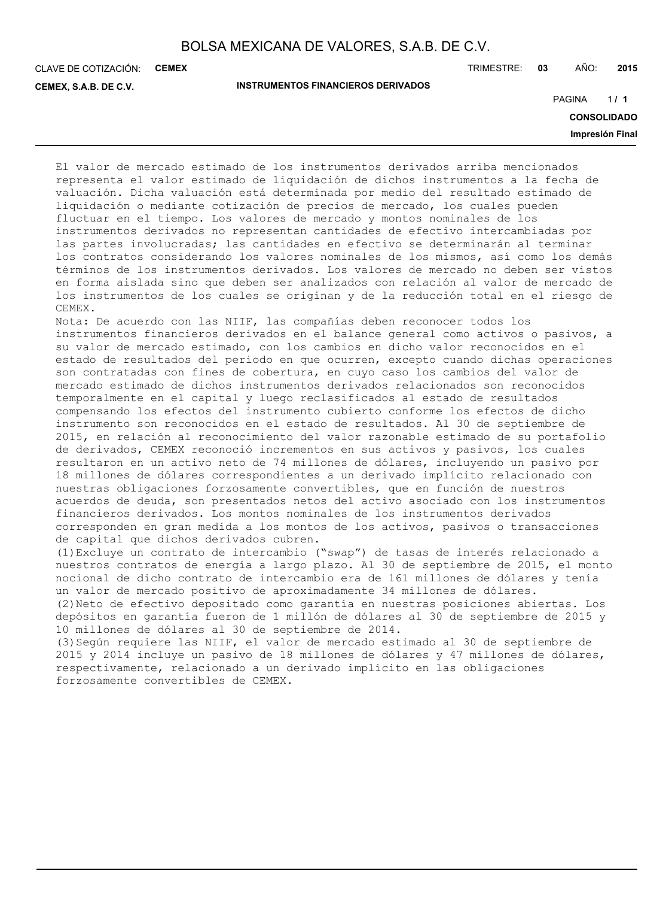El valor de mercado estimado de los instrumentos derivados arriba mencionados representa el valor estimado de liquidación de dichos instrumentos a la fecha de valuación. Dicha valuación está determinada por medio del resultado estimado de liquidación o mediante cotización de precios de mercado, los cuales pueden fluctuar en el tiempo. Los valores de mercado y montos nominales de los instrumentos derivados no representan cantidades de efectivo intercambiadas por las partes involucradas; las cantidades en efectivo se determinarán al terminar los contratos considerando los valores nominales de los mismos, así como los demás términos de los instrumentos derivados. Los valores de mercado no deben ser vistos en forma aislada sino que deben ser analizados con relación al valor de mercado de los instrumentos de los cuales se originan y de la reducción total en el riesgo de CEMEX.

Nota: De acuerdo con las NIIF, las compañías deben reconocer todos los instrumentos financieros derivados en el balance general como activos o pasivos, a su valor de mercado estimado, con los cambios en dicho valor reconocidos en el estado de resultados del periodo en que ocurren, excepto cuando dichas operaciones son contratadas con fines de cobertura, en cuyo caso los cambios del valor de mercado estimado de dichos instrumentos derivados relacionados son reconocidos temporalmente en el capital y luego reclasificados al estado de resultados compensando los efectos del instrumento cubierto conforme los efectos de dicho instrumento son reconocidos en el estado de resultados. Al 30 de septiembre de 2015, en relación al reconocimiento del valor razonable estimado de su portafolio de derivados, CEMEX reconoció incrementos en sus activos y pasivos, los cuales resultaron en un activo neto de 74 millones de dólares, incluyendo un pasivo por 18 millones de dólares correspondientes a un derivado implícito relacionado con nuestras obligaciones forzosamente convertibles, que en función de nuestros acuerdos de deuda, son presentados netos del activo asociado con los instrumentos financieros derivados. Los montos nominales de los instrumentos derivados corresponden en gran medida a los montos de los activos, pasivos o transacciones de capital que dichos derivados cubren.

(1)Excluye un contrato de intercambio ("swap") de tasas de interés relacionado a nuestros contratos de energía a largo plazo. Al 30 de septiembre de 2015, el monto nocional de dicho contrato de intercambio era de 161 millones de dólares y tenía un valor de mercado positivo de aproximadamente 34 millones de dólares.

(2)Neto de efectivo depositado como garantía en nuestras posiciones abiertas. Los depósitos en garantía fueron de 1 millón de dólares al 30 de septiembre de 2015 y 10 millones de dólares al 30 de septiembre de 2014.

(3)Según requiere las NIIF, el valor de mercado estimado al 30 de septiembre de 2015 y 2014 incluye un pasivo de 18 millones de dólares y 47 millones de dólares, respectivamente, relacionado a un derivado implícito en las obligaciones forzosamente convertibles de CEMEX.